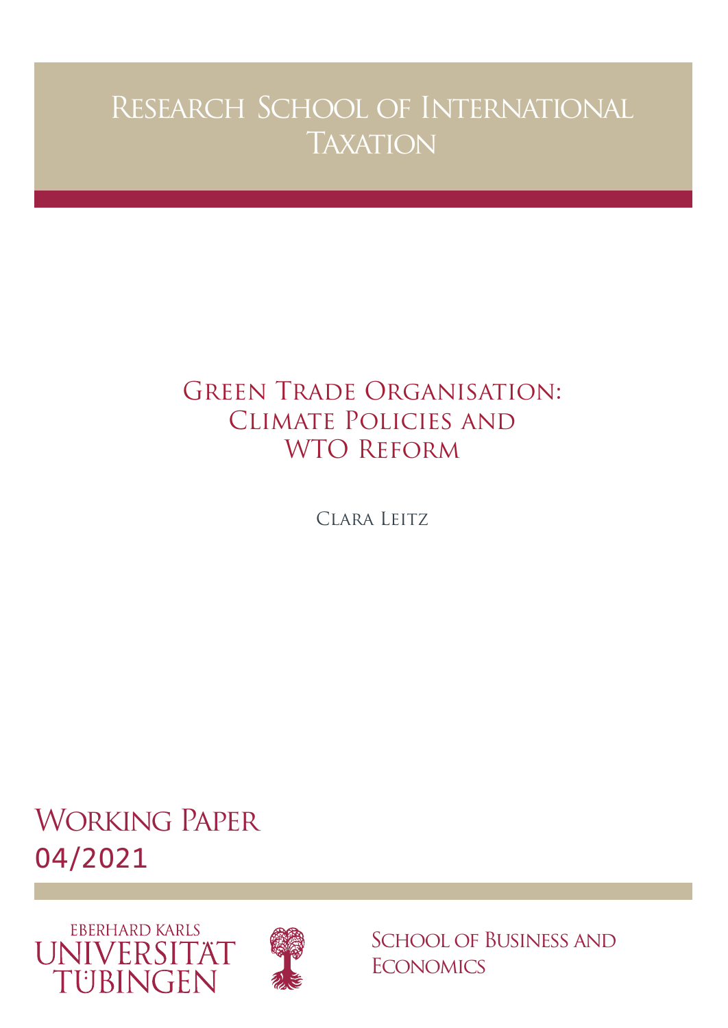# Research School of International Taxation

## Green Trade Organisation: Climate Policies and WTO Reform

Clara Leitz

Working Paper
04/2021

Eberhard Karls Universität Tübingen

School of Business and Economics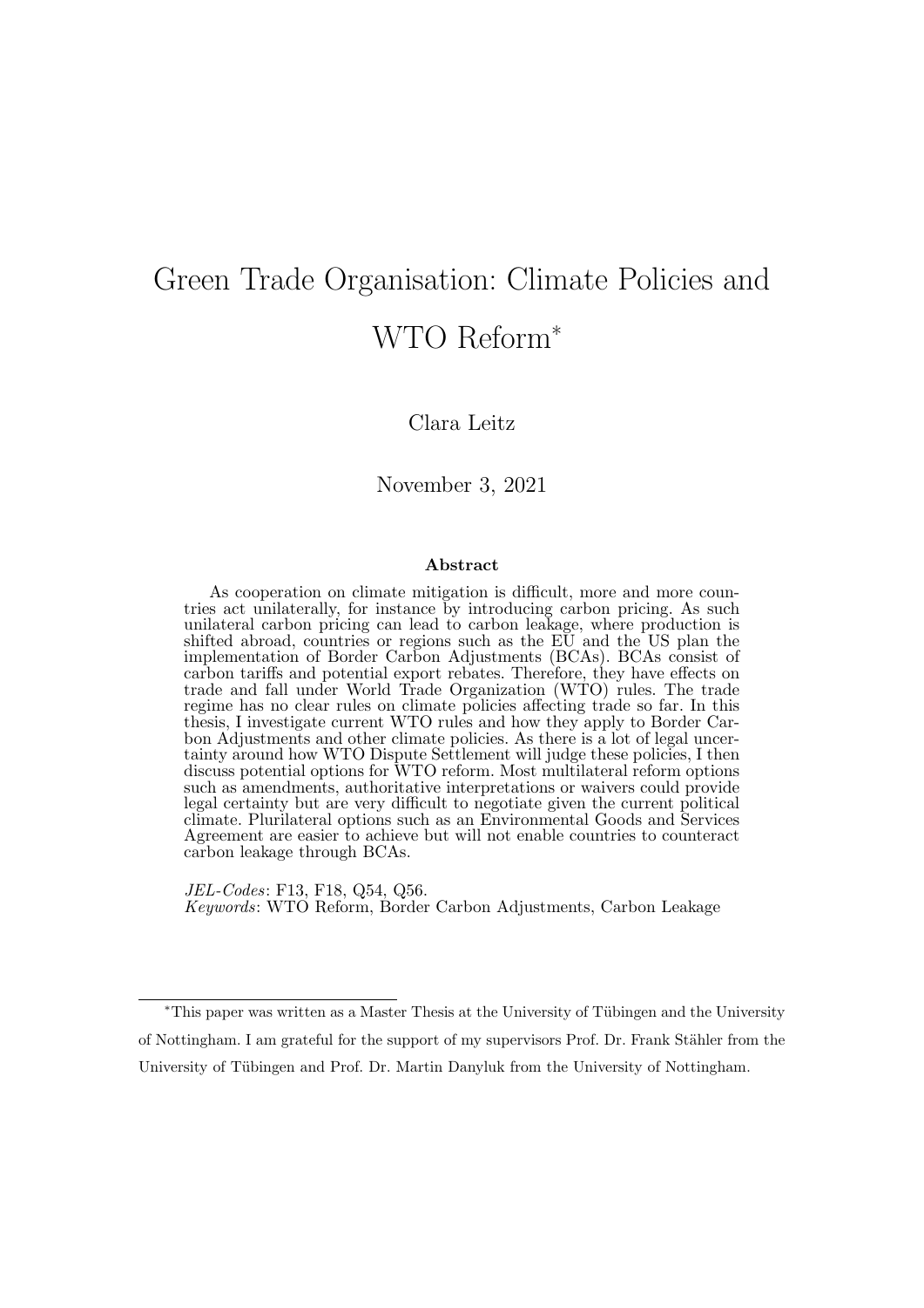# Green Trade Organisation: Climate Policies and WTO Reform*

Clara Leitz

November 3, 2021

### Abstract

As cooperation on climate mitigation is difficult, more and more countries act unilaterally, for instance by introducing carbon pricing. As such unilateral carbon pricing can lead to carbon leakage, where production is shifted abroad, countries or regions such as the EU and the US plan the implementation of Border Carbon Adjustments (BCAs). BCAs consist of carbon tariffs and potential export rebates. Therefore, they have effects on trade and fall under World Trade Organization (WTO) rules. The trade regime has no clear rules on climate policies affecting trade so far. In this thesis, I investigate current WTO rules and how they apply to Border Carbon Adjustments and other climate policies. As there is a lot of legal uncertainty around how WTO Dispute Settlement will judge these policies, I then discuss potential options for WTO reform. Most multilateral reform options such as amendments, authoritative interpretations or waivers could provide legal certainty but are very difficult to negotiate given the current political climate. Plurilateral options such as an Environmental Goods and Services Agreement are easier to achieve but will not enable countries to counteract carbon leakage through BCAs.

*JEL-Codes*: F13, F18, Q54, Q56.
*Keywords*: WTO Reform, Border Carbon Adjustments, Carbon Leakage

---

*This paper was written as a Master Thesis at the University of Tübingen and the University of Nottingham. I am grateful for the support of my supervisors Prof. Dr. Frank Stähler from the University of Tübingen and Prof. Dr. Martin Danyluk from the University of Nottingham.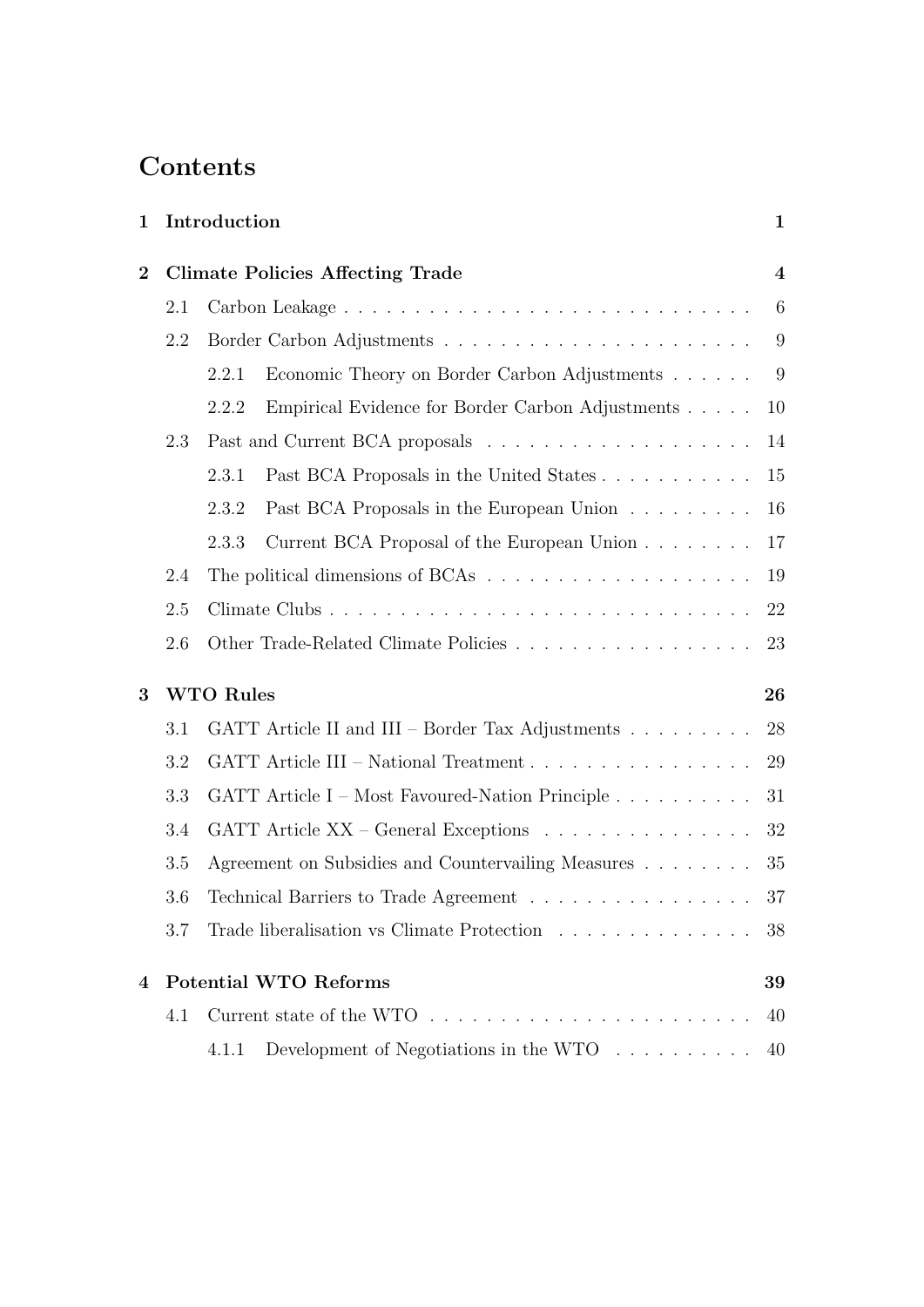# Contents

**1 Introduction** **1**

**2 Climate Policies Affecting Trade** **4**

- 2.1 Carbon Leakage . . . . . . . . . . . . . . . . . . . . . . . . . . . . 6
- 2.2 Border Carbon Adjustments . . . . . . . . . . . . . . . . . . . . . . 9
  - 2.2.1 Economic Theory on Border Carbon Adjustments . . . . . . 9
  - 2.2.2 Empirical Evidence for Border Carbon Adjustments . . . . . 10
- 2.3 Past and Current BCA proposals . . . . . . . . . . . . . . . . . . . 14
  - 2.3.1 Past BCA Proposals in the United States . . . . . . . . . . . 15
  - 2.3.2 Past BCA Proposals in the European Union . . . . . . . . . 16
  - 2.3.3 Current BCA Proposal of the European Union . . . . . . . . 17
- 2.4 The political dimensions of BCAs . . . . . . . . . . . . . . . . . . . 19
- 2.5 Climate Clubs . . . . . . . . . . . . . . . . . . . . . . . . . . . . . 22
- 2.6 Other Trade-Related Climate Policies . . . . . . . . . . . . . . . . . 23

**3 WTO Rules** **26**

- 3.1 GATT Article II and III – Border Tax Adjustments . . . . . . . . . 28
- 3.2 GATT Article III – National Treatment . . . . . . . . . . . . . . . . 29
- 3.3 GATT Article I – Most Favoured-Nation Principle . . . . . . . . . . 31
- 3.4 GATT Article XX – General Exceptions . . . . . . . . . . . . . . . 32
- 3.5 Agreement on Subsidies and Countervailing Measures . . . . . . . . 35
- 3.6 Technical Barriers to Trade Agreement . . . . . . . . . . . . . . . . 37
- 3.7 Trade liberalisation vs Climate Protection . . . . . . . . . . . . . . 38

**4 Potential WTO Reforms** **39**

- 4.1 Current state of the WTO . . . . . . . . . . . . . . . . . . . . . . . 40
  - 4.1.1 Development of Negotiations in the WTO . . . . . . . . . . 40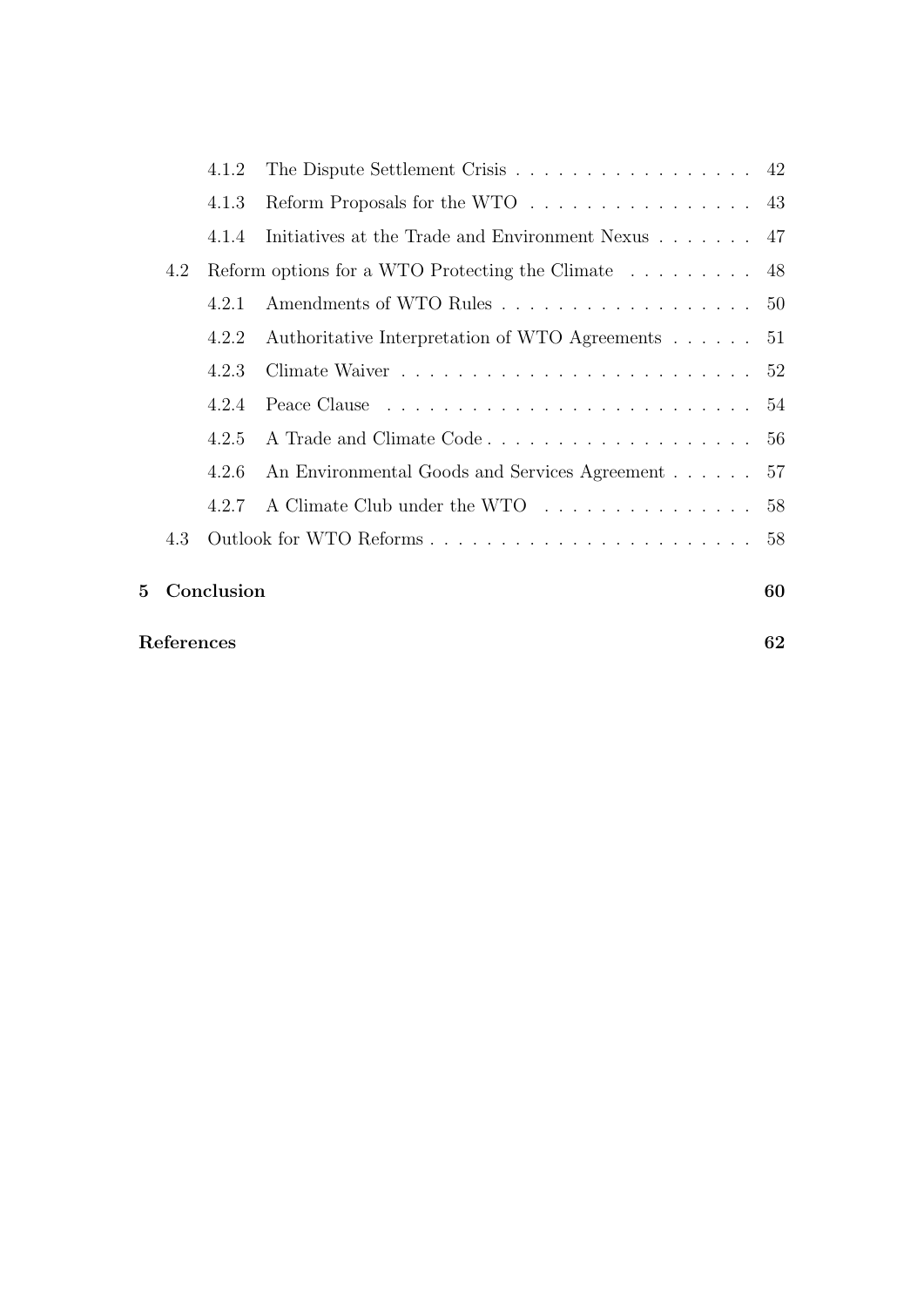4.1.2 The Dispute Settlement Crisis . . . . . . . . . . . . . . . . . . 42

4.1.3 Reform Proposals for the WTO . . . . . . . . . . . . . . . . . 43

4.1.4 Initiatives at the Trade and Environment Nexus . . . . . . . . 47

4.2 Reform options for a WTO Protecting the Climate . . . . . . . . . 48

4.2.1 Amendments of WTO Rules . . . . . . . . . . . . . . . . . . . 50

4.2.2 Authoritative Interpretation of WTO Agreements . . . . . . . 51

4.2.3 Climate Waiver . . . . . . . . . . . . . . . . . . . . . . . . . . 52

4.2.4 Peace Clause . . . . . . . . . . . . . . . . . . . . . . . . . . . 54

4.2.5 A Trade and Climate Code . . . . . . . . . . . . . . . . . . . . 56

4.2.6 An Environmental Goods and Services Agreement . . . . . . . 57

4.2.7 A Climate Club under the WTO . . . . . . . . . . . . . . . . 58

4.3 Outlook for WTO Reforms . . . . . . . . . . . . . . . . . . . . . . . 58

**5 Conclusion** **60**

**References** **62**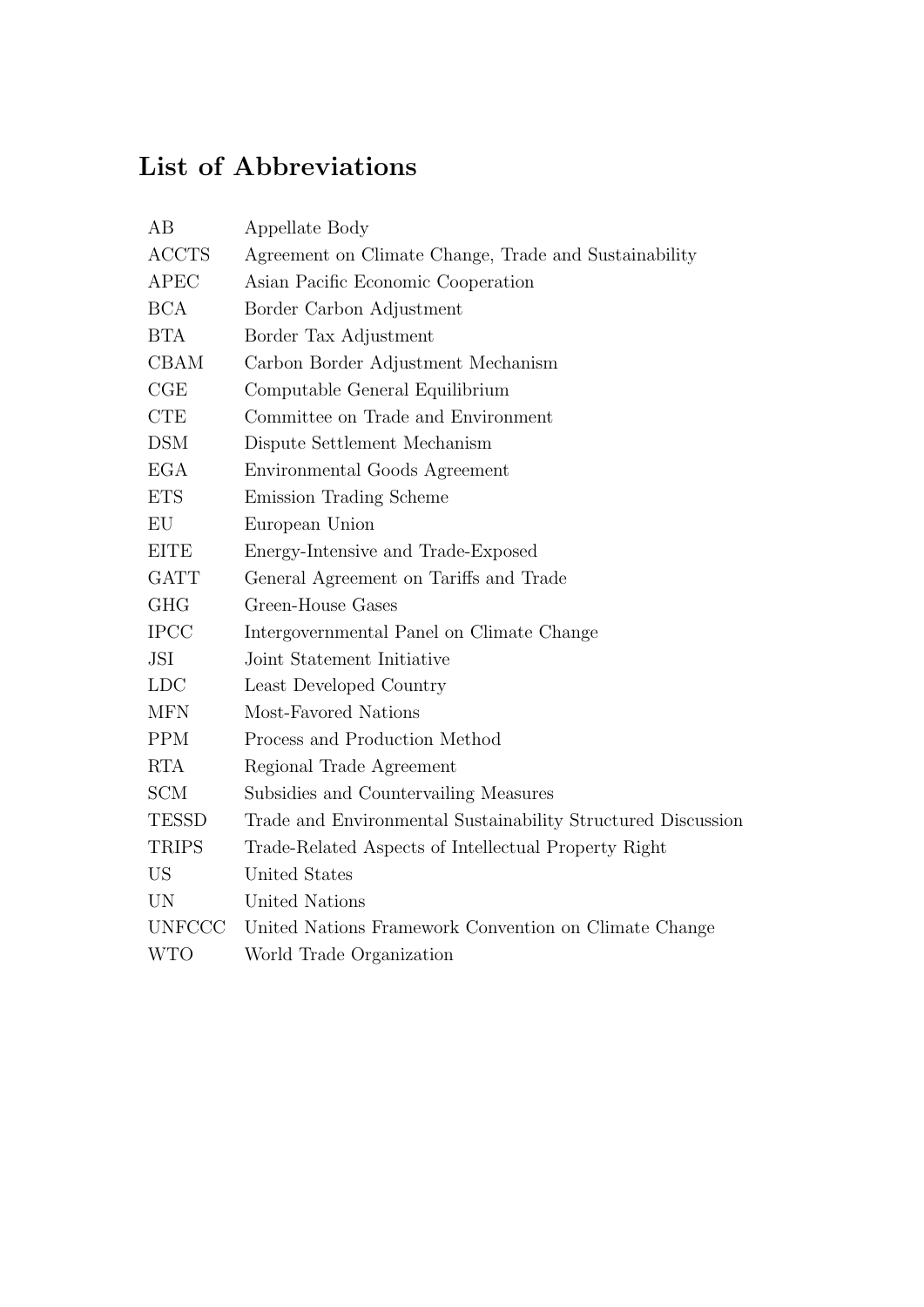## List of Abbreviations

| | |
|---|---|
| AB | Appellate Body |
| ACCTS | Agreement on Climate Change, Trade and Sustainability |
| APEC | Asian Pacific Economic Cooperation |
| BCA | Border Carbon Adjustment |
| BTA | Border Tax Adjustment |
| CBAM | Carbon Border Adjustment Mechanism |
| CGE | Computable General Equilibrium |
| CTE | Committee on Trade and Environment |
| DSM | Dispute Settlement Mechanism |
| EGA | Environmental Goods Agreement |
| ETS | Emission Trading Scheme |
| EU | European Union |
| EITE | Energy-Intensive and Trade-Exposed |
| GATT | General Agreement on Tariffs and Trade |
| GHG | Green-House Gases |
| IPCC | Intergovernmental Panel on Climate Change |
| JSI | Joint Statement Initiative |
| LDC | Least Developed Country |
| MFN | Most-Favored Nations |
| PPM | Process and Production Method |
| RTA | Regional Trade Agreement |
| SCM | Subsidies and Countervailing Measures |
| TESSD | Trade and Environmental Sustainability Structured Discussion |
| TRIPS | Trade-Related Aspects of Intellectual Property Right |
| US | United States |
| UN | United Nations |
| UNFCCC | United Nations Framework Convention on Climate Change |
| WTO | World Trade Organization |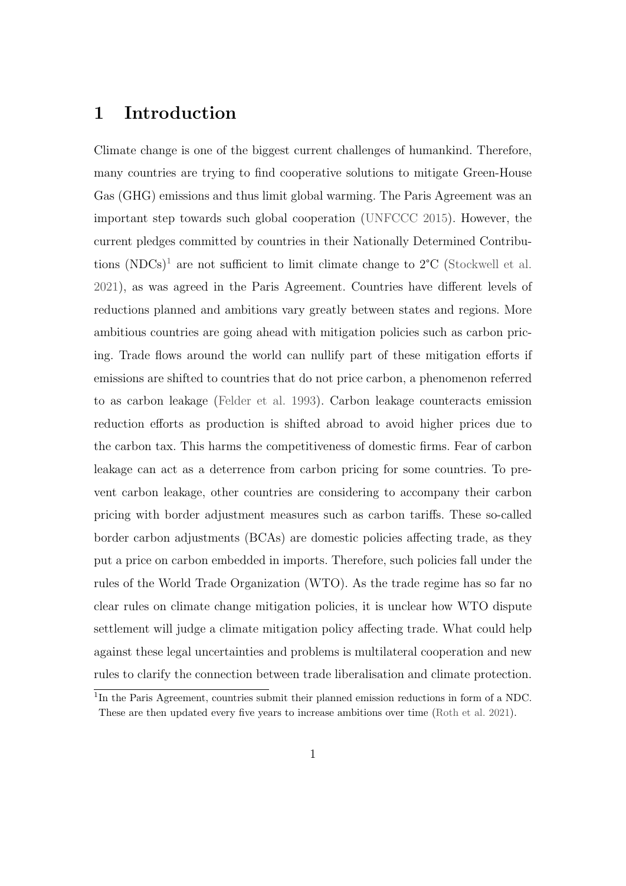# 1 Introduction

Climate change is one of the biggest current challenges of humankind. Therefore, many countries are trying to find cooperative solutions to mitigate Green-House Gas (GHG) emissions and thus limit global warming. The Paris Agreement was an important step towards such global cooperation (UNFCCC 2015). However, the current pledges committed by countries in their Nationally Determined Contributions (NDCs)[1] are not sufficient to limit climate change to 2°C (Stockwell et al. 2021), as was agreed in the Paris Agreement. Countries have different levels of reductions planned and ambitions vary greatly between states and regions. More ambitious countries are going ahead with mitigation policies such as carbon pricing. Trade flows around the world can nullify part of these mitigation efforts if emissions are shifted to countries that do not price carbon, a phenomenon referred to as carbon leakage (Felder et al. 1993). Carbon leakage counteracts emission reduction efforts as production is shifted abroad to avoid higher prices due to the carbon tax. This harms the competitiveness of domestic firms. Fear of carbon leakage can act as a deterrence from carbon pricing for some countries. To prevent carbon leakage, other countries are considering to accompany their carbon pricing with border adjustment measures such as carbon tariffs. These so-called border carbon adjustments (BCAs) are domestic policies affecting trade, as they put a price on carbon embedded in imports. Therefore, such policies fall under the rules of the World Trade Organization (WTO). As the trade regime has so far no clear rules on climate change mitigation policies, it is unclear how WTO dispute settlement will judge a climate mitigation policy affecting trade. What could help against these legal uncertainties and problems is multilateral cooperation and new rules to clarify the connection between trade liberalisation and climate protection.

[1] In the Paris Agreement, countries submit their planned emission reductions in form of a NDC. These are then updated every five years to increase ambitions over time (Roth et al. 2021).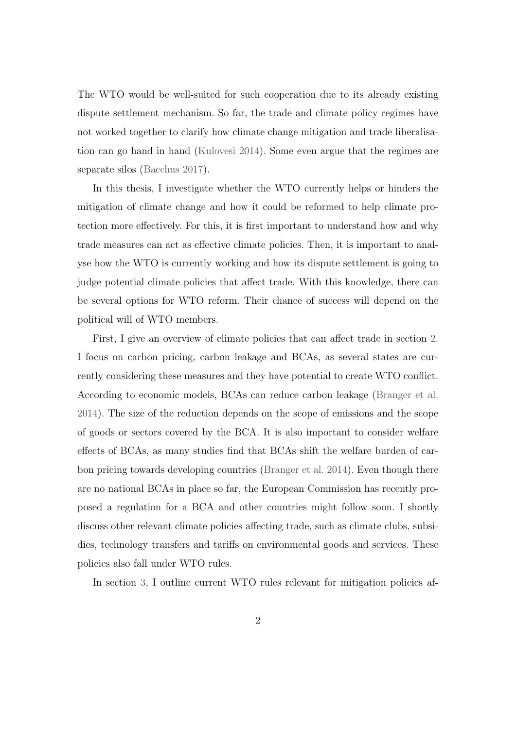The WTO would be well-suited for such cooperation due to its already existing dispute settlement mechanism. So far, the trade and climate policy regimes have not worked together to clarify how climate change mitigation and trade liberalisation can go hand in hand (Kulovesi 2014). Some even argue that the regimes are separate silos (Bacchus 2017).

In this thesis, I investigate whether the WTO currently helps or hinders the mitigation of climate change and how it could be reformed to help climate protection more effectively. For this, it is first important to understand how and why trade measures can act as effective climate policies. Then, it is important to analyse how the WTO is currently working and how its dispute settlement is going to judge potential climate policies that affect trade. With this knowledge, there can be several options for WTO reform. Their chance of success will depend on the political will of WTO members.

First, I give an overview of climate policies that can affect trade in section 2. I focus on carbon pricing, carbon leakage and BCAs, as several states are currently considering these measures and they have potential to create WTO conflict. According to economic models, BCAs can reduce carbon leakage (Branger et al. 2014). The size of the reduction depends on the scope of emissions and the scope of goods or sectors covered by the BCA. It is also important to consider welfare effects of BCAs, as many studies find that BCAs shift the welfare burden of carbon pricing towards developing countries (Branger et al. 2014). Even though there are no national BCAs in place so far, the European Commission has recently proposed a regulation for a BCA and other countries might follow soon. I shortly discuss other relevant climate policies affecting trade, such as climate clubs, subsidies, technology transfers and tariffs on environmental goods and services. These policies also fall under WTO rules.

In section 3, I outline current WTO rules relevant for mitigation policies af-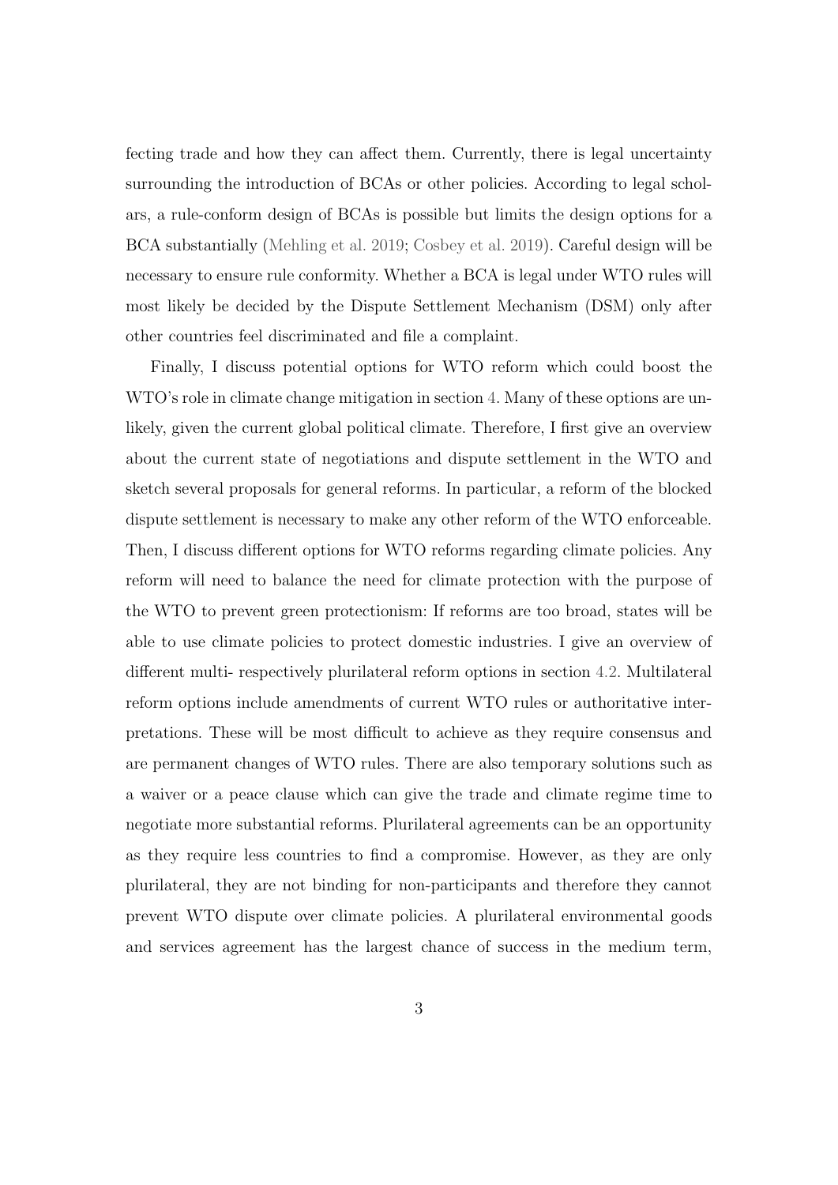fecting trade and how they can affect them. Currently, there is legal uncertainty surrounding the introduction of BCAs or other policies. According to legal scholars, a rule-conform design of BCAs is possible but limits the design options for a BCA substantially (Mehling et al. 2019; Cosbey et al. 2019). Careful design will be necessary to ensure rule conformity. Whether a BCA is legal under WTO rules will most likely be decided by the Dispute Settlement Mechanism (DSM) only after other countries feel discriminated and file a complaint.

Finally, I discuss potential options for WTO reform which could boost the WTO's role in climate change mitigation in section 4. Many of these options are unlikely, given the current global political climate. Therefore, I first give an overview about the current state of negotiations and dispute settlement in the WTO and sketch several proposals for general reforms. In particular, a reform of the blocked dispute settlement is necessary to make any other reform of the WTO enforceable. Then, I discuss different options for WTO reforms regarding climate policies. Any reform will need to balance the need for climate protection with the purpose of the WTO to prevent green protectionism: If reforms are too broad, states will be able to use climate policies to protect domestic industries. I give an overview of different multi- respectively plurilateral reform options in section 4.2. Multilateral reform options include amendments of current WTO rules or authoritative interpretations. These will be most difficult to achieve as they require consensus and are permanent changes of WTO rules. There are also temporary solutions such as a waiver or a peace clause which can give the trade and climate regime time to negotiate more substantial reforms. Plurilateral agreements can be an opportunity as they require less countries to find a compromise. However, as they are only plurilateral, they are not binding for non-participants and therefore they cannot prevent WTO dispute over climate policies. A plurilateral environmental goods and services agreement has the largest chance of success in the medium term,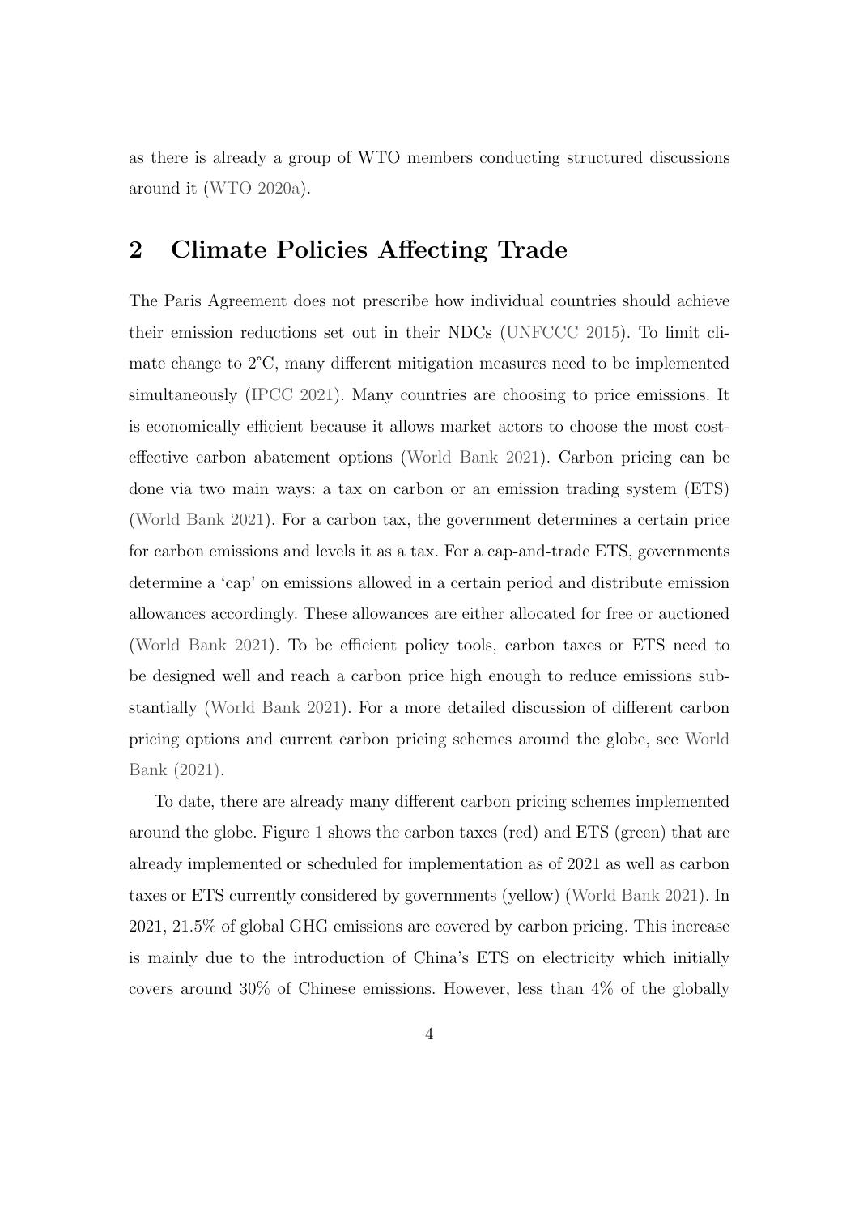as there is already a group of WTO members conducting structured discussions around it (WTO 2020a).

## 2 Climate Policies Affecting Trade

The Paris Agreement does not prescribe how individual countries should achieve their emission reductions set out in their NDCs (UNFCCC 2015). To limit climate change to 2°C, many different mitigation measures need to be implemented simultaneously (IPCC 2021). Many countries are choosing to price emissions. It is economically efficient because it allows market actors to choose the most cost-effective carbon abatement options (World Bank 2021). Carbon pricing can be done via two main ways: a tax on carbon or an emission trading system (ETS) (World Bank 2021). For a carbon tax, the government determines a certain price for carbon emissions and levels it as a tax. For a cap-and-trade ETS, governments determine a 'cap' on emissions allowed in a certain period and distribute emission allowances accordingly. These allowances are either allocated for free or auctioned (World Bank 2021). To be efficient policy tools, carbon taxes or ETS need to be designed well and reach a carbon price high enough to reduce emissions substantially (World Bank 2021). For a more detailed discussion of different carbon pricing options and current carbon pricing schemes around the globe, see World Bank (2021).

To date, there are already many different carbon pricing schemes implemented around the globe. Figure 1 shows the carbon taxes (red) and ETS (green) that are already implemented or scheduled for implementation as of 2021 as well as carbon taxes or ETS currently considered by governments (yellow) (World Bank 2021). In 2021, 21.5% of global GHG emissions are covered by carbon pricing. This increase is mainly due to the introduction of China's ETS on electricity which initially covers around 30% of Chinese emissions. However, less than 4% of the globally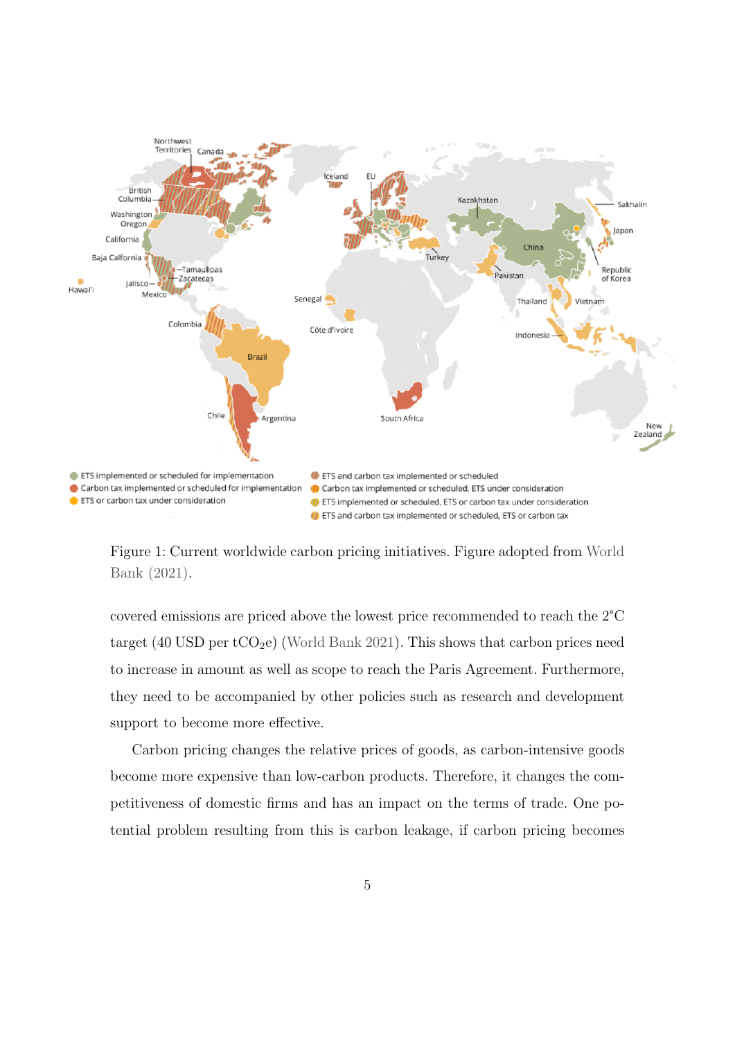Northwest Territories
Canada
British Columbia
Washington
Oregon
California
Baja California
Tamaulipas
Zacatecas
Jalisco
Hawai'i
Mexico
Colombia
Brazil
Chile
Argentina
Iceland
EU
Senegal
Côte d'Ivoire
South Africa
Turkey
Kazakhstan
China
Pakistan
Thailand
Vietnam
Indonesia
Sakhalin
Japan
Republic of Korea
New Zealand

ETS implemented or scheduled for implementation
Carbon tax implemented or scheduled for implementation
ETS or carbon tax under consideration
ETS and carbon tax implemented or scheduled
Carbon tax implemented or scheduled, ETS under consideration
ETS implemented or scheduled, ETS or carbon tax under consideration
ETS and carbon tax implemented or scheduled, ETS or carbon tax

Figure 1: Current worldwide carbon pricing initiatives. Figure adopted from World Bank (2021).

covered emissions are priced above the lowest price recommended to reach the 2°C target (40 USD per $tCO_2e$) (World Bank 2021). This shows that carbon prices need to increase in amount as well as scope to reach the Paris Agreement. Furthermore, they need to be accompanied by other policies such as research and development support to become more effective.

Carbon pricing changes the relative prices of goods, as carbon-intensive goods become more expensive than low-carbon products. Therefore, it changes the competitiveness of domestic firms and has an impact on the terms of trade. One potential problem resulting from this is carbon leakage, if carbon pricing becomes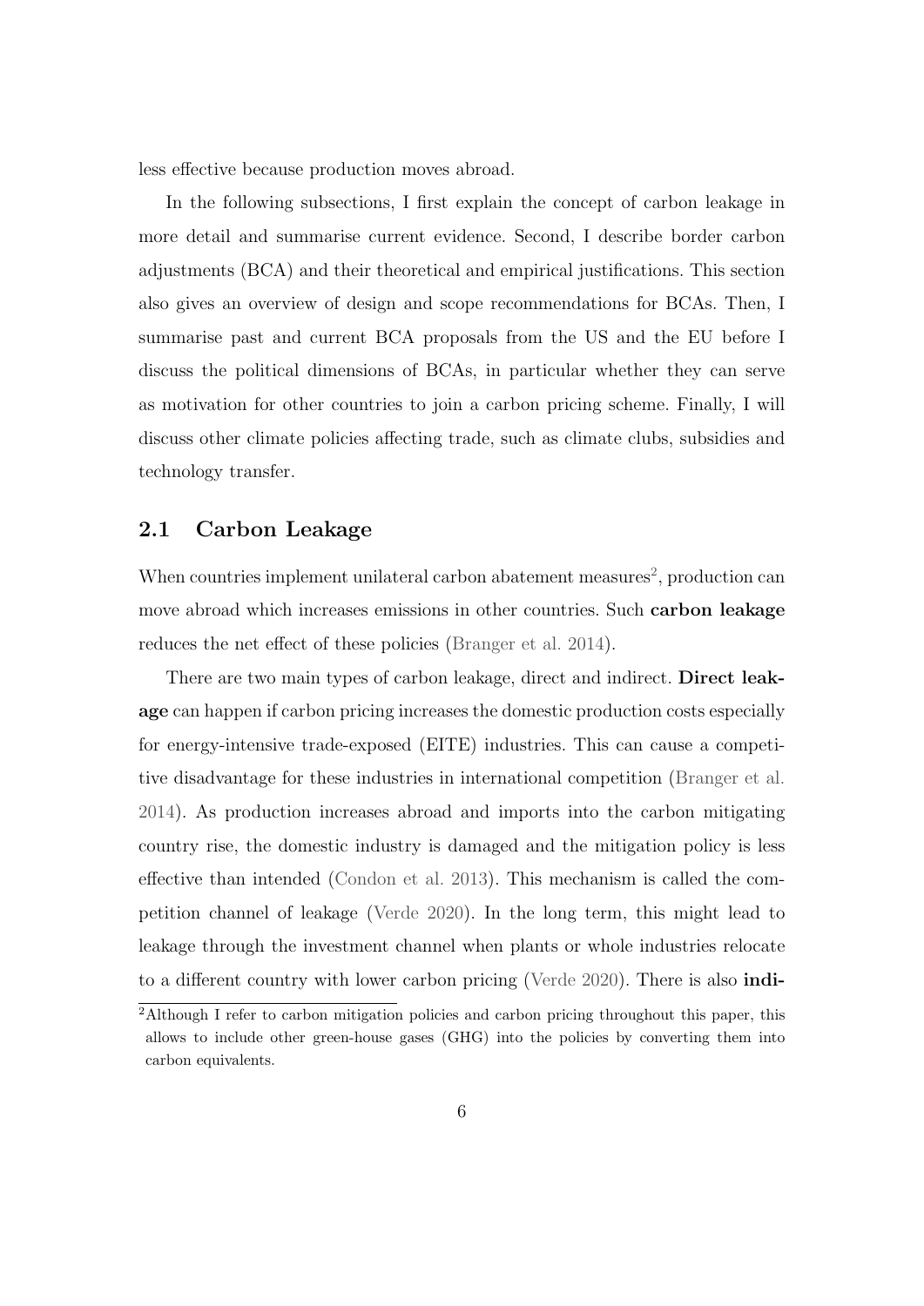less effective because production moves abroad.

In the following subsections, I first explain the concept of carbon leakage in more detail and summarise current evidence. Second, I describe border carbon adjustments (BCA) and their theoretical and empirical justifications. This section also gives an overview of design and scope recommendations for BCAs. Then, I summarise past and current BCA proposals from the US and the EU before I discuss the political dimensions of BCAs, in particular whether they can serve as motivation for other countries to join a carbon pricing scheme. Finally, I will discuss other climate policies affecting trade, such as climate clubs, subsidies and technology transfer.

## 2.1 Carbon Leakage

When countries implement unilateral carbon abatement measures[2], production can move abroad which increases emissions in other countries. Such **carbon leakage** reduces the net effect of these policies (Branger et al. 2014).

There are two main types of carbon leakage, direct and indirect. **Direct leakage** can happen if carbon pricing increases the domestic production costs especially for energy-intensive trade-exposed (EITE) industries. This can cause a competitive disadvantage for these industries in international competition (Branger et al. 2014). As production increases abroad and imports into the carbon mitigating country rise, the domestic industry is damaged and the mitigation policy is less effective than intended (Condon et al. 2013). This mechanism is called the competition channel of leakage (Verde 2020). In the long term, this might lead to leakage through the investment channel when plants or whole industries relocate to a different country with lower carbon pricing (Verde 2020). There is also **indi-**

[2] Although I refer to carbon mitigation policies and carbon pricing throughout this paper, this allows to include other green-house gases (GHG) into the policies by converting them into carbon equivalents.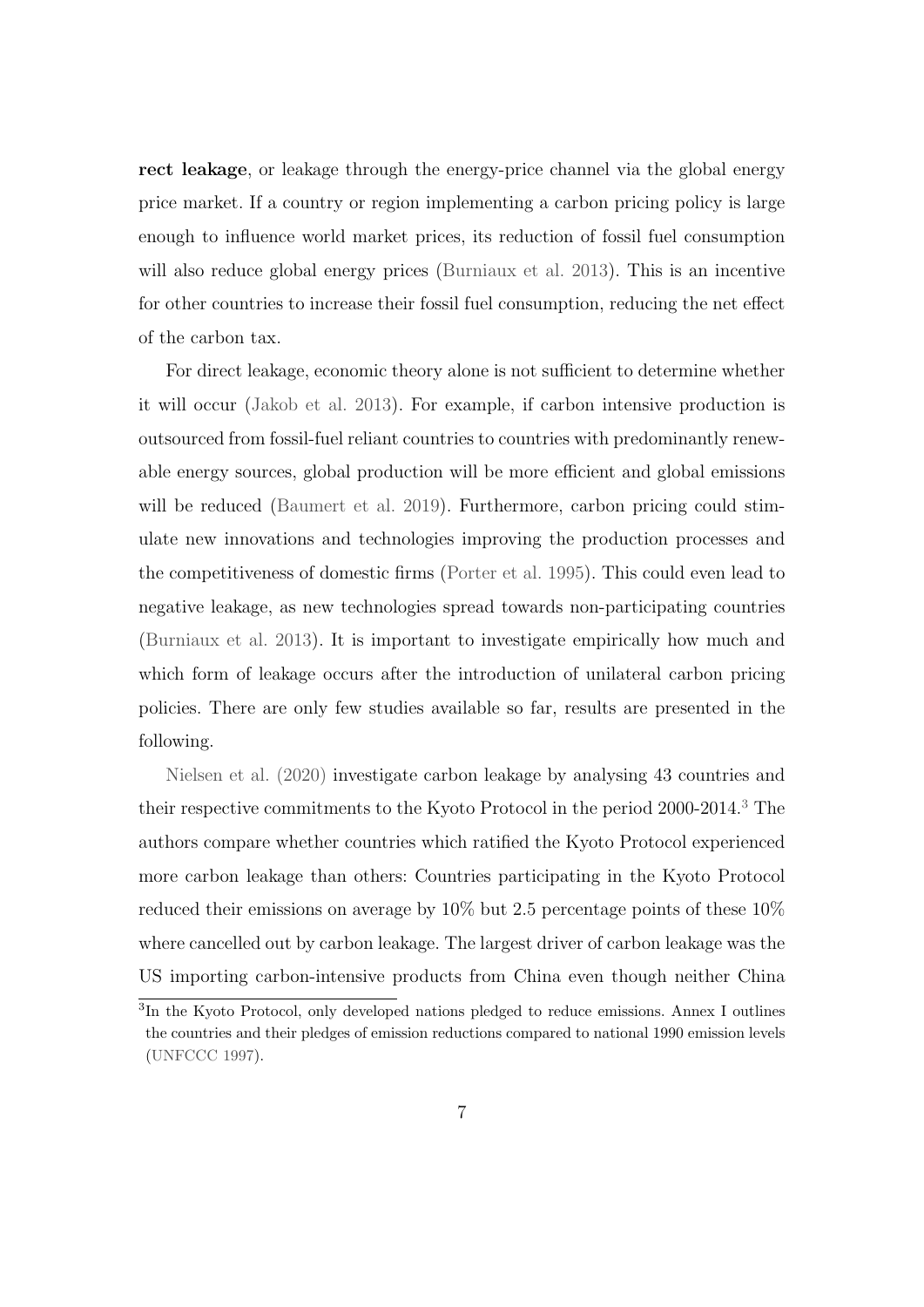**rect leakage**, or leakage through the energy-price channel via the global energy price market. If a country or region implementing a carbon pricing policy is large enough to influence world market prices, its reduction of fossil fuel consumption will also reduce global energy prices (Burniaux et al. 2013). This is an incentive for other countries to increase their fossil fuel consumption, reducing the net effect of the carbon tax.

For direct leakage, economic theory alone is not sufficient to determine whether it will occur (Jakob et al. 2013). For example, if carbon intensive production is outsourced from fossil-fuel reliant countries to countries with predominantly renewable energy sources, global production will be more efficient and global emissions will be reduced (Baumert et al. 2019). Furthermore, carbon pricing could stimulate new innovations and technologies improving the production processes and the competitiveness of domestic firms (Porter et al. 1995). This could even lead to negative leakage, as new technologies spread towards non-participating countries (Burniaux et al. 2013). It is important to investigate empirically how much and which form of leakage occurs after the introduction of unilateral carbon pricing policies. There are only few studies available so far, results are presented in the following.

Nielsen et al. (2020) investigate carbon leakage by analysing 43 countries and their respective commitments to the Kyoto Protocol in the period 2000-2014.[3] The authors compare whether countries which ratified the Kyoto Protocol experienced more carbon leakage than others: Countries participating in the Kyoto Protocol reduced their emissions on average by 10% but 2.5 percentage points of these 10% where cancelled out by carbon leakage. The largest driver of carbon leakage was the US importing carbon-intensive products from China even though neither China

[3] In the Kyoto Protocol, only developed nations pledged to reduce emissions. Annex I outlines the countries and their pledges of emission reductions compared to national 1990 emission levels (UNFCCC 1997).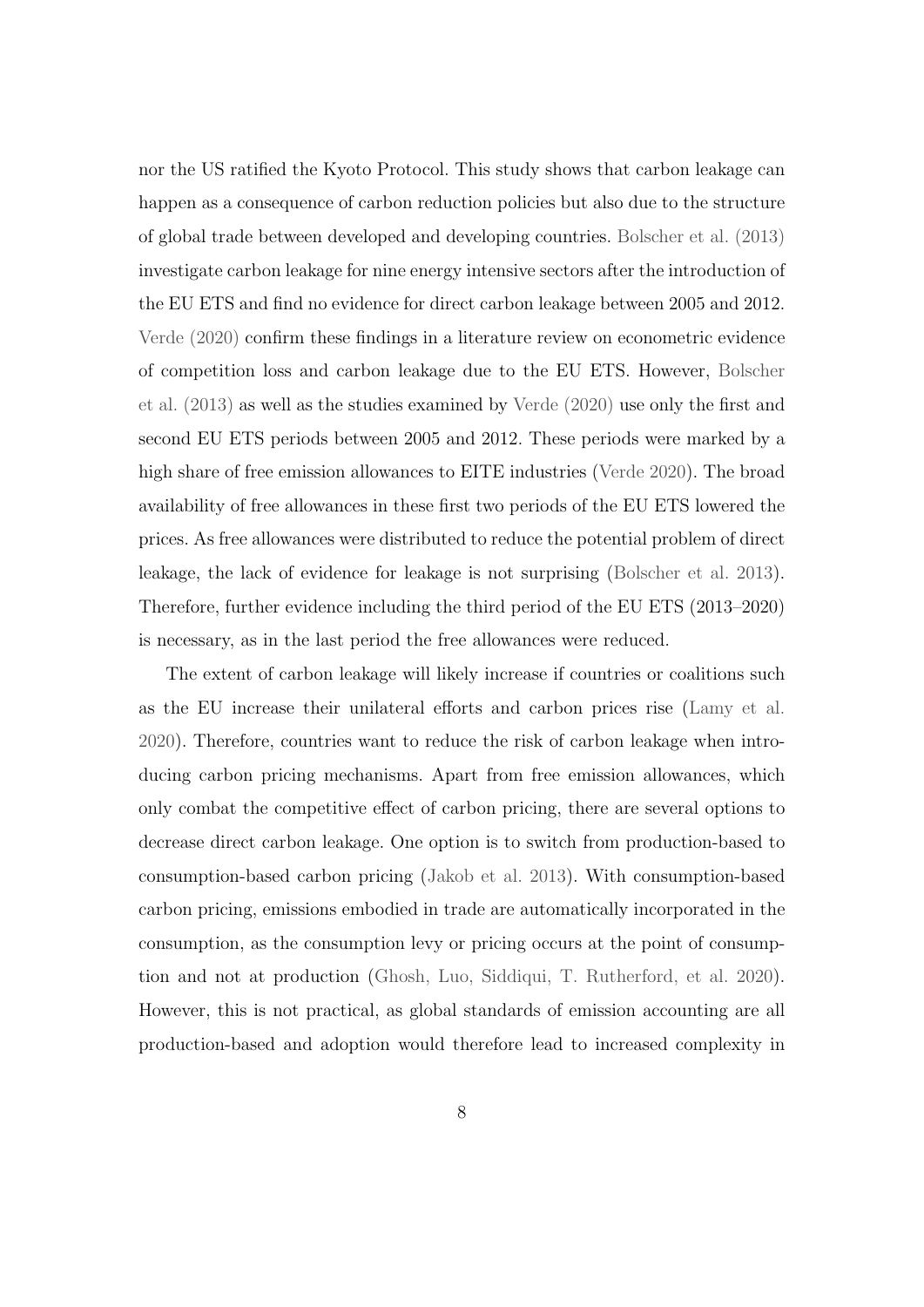nor the US ratified the Kyoto Protocol. This study shows that carbon leakage can happen as a consequence of carbon reduction policies but also due to the structure of global trade between developed and developing countries. Bolscher et al. (2013) investigate carbon leakage for nine energy intensive sectors after the introduction of the EU ETS and find no evidence for direct carbon leakage between 2005 and 2012. Verde (2020) confirm these findings in a literature review on econometric evidence of competition loss and carbon leakage due to the EU ETS. However, Bolscher et al. (2013) as well as the studies examined by Verde (2020) use only the first and second EU ETS periods between 2005 and 2012. These periods were marked by a high share of free emission allowances to EITE industries (Verde 2020). The broad availability of free allowances in these first two periods of the EU ETS lowered the prices. As free allowances were distributed to reduce the potential problem of direct leakage, the lack of evidence for leakage is not surprising (Bolscher et al. 2013). Therefore, further evidence including the third period of the EU ETS (2013–2020) is necessary, as in the last period the free allowances were reduced.

The extent of carbon leakage will likely increase if countries or coalitions such as the EU increase their unilateral efforts and carbon prices rise (Lamy et al. 2020). Therefore, countries want to reduce the risk of carbon leakage when introducing carbon pricing mechanisms. Apart from free emission allowances, which only combat the competitive effect of carbon pricing, there are several options to decrease direct carbon leakage. One option is to switch from production-based to consumption-based carbon pricing (Jakob et al. 2013). With consumption-based carbon pricing, emissions embodied in trade are automatically incorporated in the consumption, as the consumption levy or pricing occurs at the point of consumption and not at production (Ghosh, Luo, Siddiqui, T. Rutherford, et al. 2020). However, this is not practical, as global standards of emission accounting are all production-based and adoption would therefore lead to increased complexity in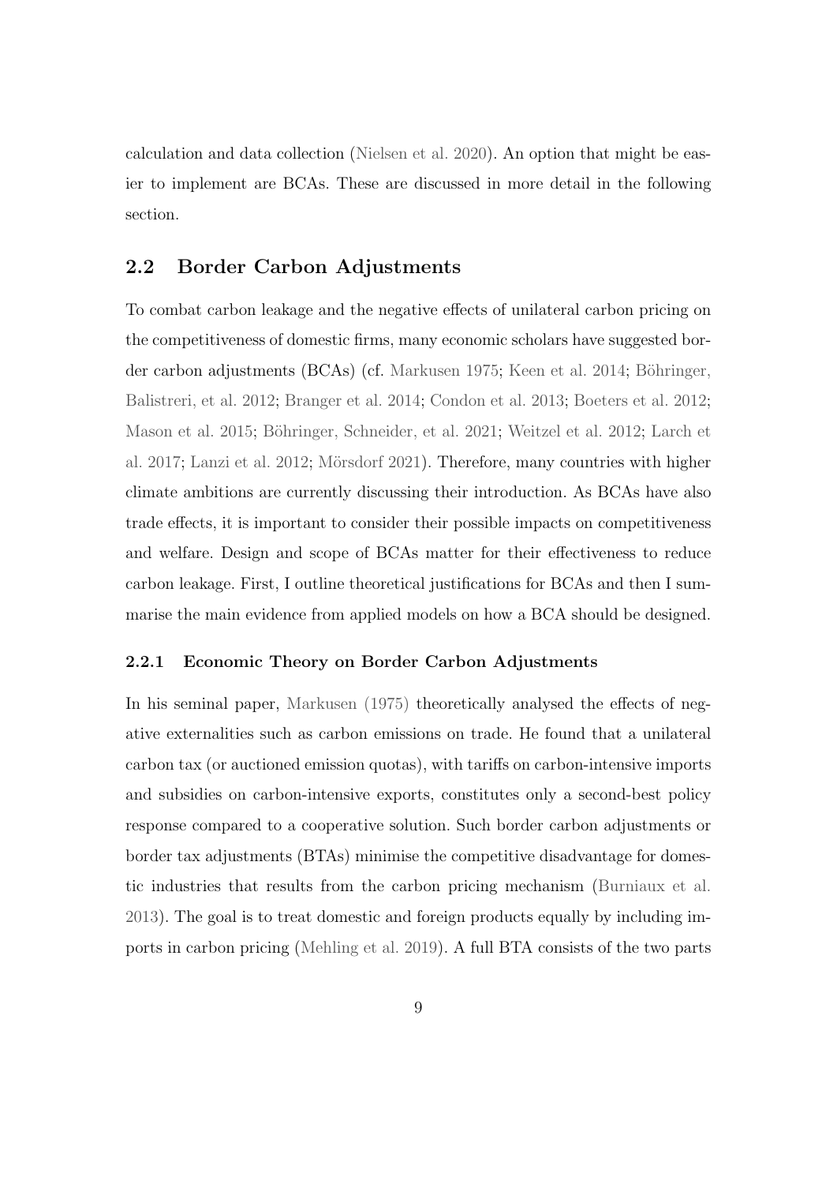calculation and data collection (Nielsen et al. 2020). An option that might be easier to implement are BCAs. These are discussed in more detail in the following section.

## 2.2 Border Carbon Adjustments

To combat carbon leakage and the negative effects of unilateral carbon pricing on the competitiveness of domestic firms, many economic scholars have suggested border carbon adjustments (BCAs) (cf. Markusen 1975; Keen et al. 2014; Böhringer, Balistreri, et al. 2012; Branger et al. 2014; Condon et al. 2013; Boeters et al. 2012; Mason et al. 2015; Böhringer, Schneider, et al. 2021; Weitzel et al. 2012; Larch et al. 2017; Lanzi et al. 2012; Mörsdorf 2021). Therefore, many countries with higher climate ambitions are currently discussing their introduction. As BCAs have also trade effects, it is important to consider their possible impacts on competitiveness and welfare. Design and scope of BCAs matter for their effectiveness to reduce carbon leakage. First, I outline theoretical justifications for BCAs and then I summarise the main evidence from applied models on how a BCA should be designed.

### 2.2.1 Economic Theory on Border Carbon Adjustments

In his seminal paper, Markusen (1975) theoretically analysed the effects of negative externalities such as carbon emissions on trade. He found that a unilateral carbon tax (or auctioned emission quotas), with tariffs on carbon-intensive imports and subsidies on carbon-intensive exports, constitutes only a second-best policy response compared to a cooperative solution. Such border carbon adjustments or border tax adjustments (BTAs) minimise the competitive disadvantage for domestic industries that results from the carbon pricing mechanism (Burniaux et al. 2013). The goal is to treat domestic and foreign products equally by including imports in carbon pricing (Mehling et al. 2019). A full BTA consists of the two parts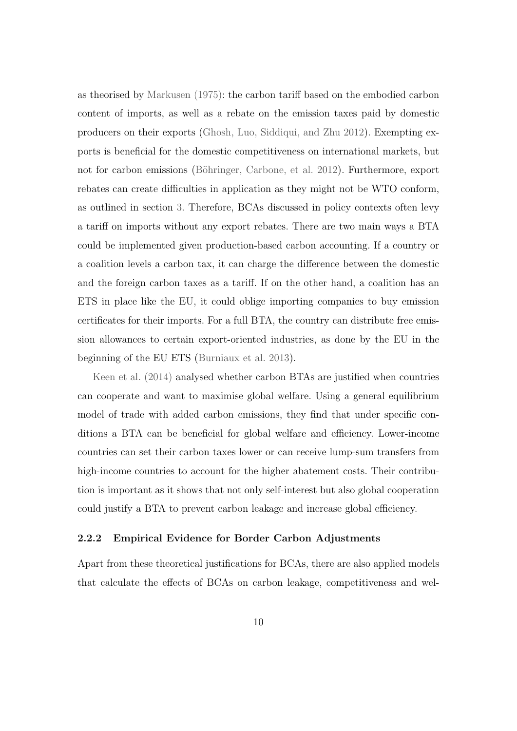as theorised by Markusen (1975): the carbon tariff based on the embodied carbon content of imports, as well as a rebate on the emission taxes paid by domestic producers on their exports (Ghosh, Luo, Siddiqui, and Zhu 2012). Exempting exports is beneficial for the domestic competitiveness on international markets, but not for carbon emissions (Böhringer, Carbone, et al. 2012). Furthermore, export rebates can create difficulties in application as they might not be WTO conform, as outlined in section 3. Therefore, BCAs discussed in policy contexts often levy a tariff on imports without any export rebates. There are two main ways a BTA could be implemented given production-based carbon accounting. If a country or a coalition levels a carbon tax, it can charge the difference between the domestic and the foreign carbon taxes as a tariff. If on the other hand, a coalition has an ETS in place like the EU, it could oblige importing companies to buy emission certificates for their imports. For a full BTA, the country can distribute free emission allowances to certain export-oriented industries, as done by the EU in the beginning of the EU ETS (Burniaux et al. 2013).

Keen et al. (2014) analysed whether carbon BTAs are justified when countries can cooperate and want to maximise global welfare. Using a general equilibrium model of trade with added carbon emissions, they find that under specific conditions a BTA can be beneficial for global welfare and efficiency. Lower-income countries can set their carbon taxes lower or can receive lump-sum transfers from high-income countries to account for the higher abatement costs. Their contribution is important as it shows that not only self-interest but also global cooperation could justify a BTA to prevent carbon leakage and increase global efficiency.

### 2.2.2 Empirical Evidence for Border Carbon Adjustments

Apart from these theoretical justifications for BCAs, there are also applied models that calculate the effects of BCAs on carbon leakage, competitiveness and wel-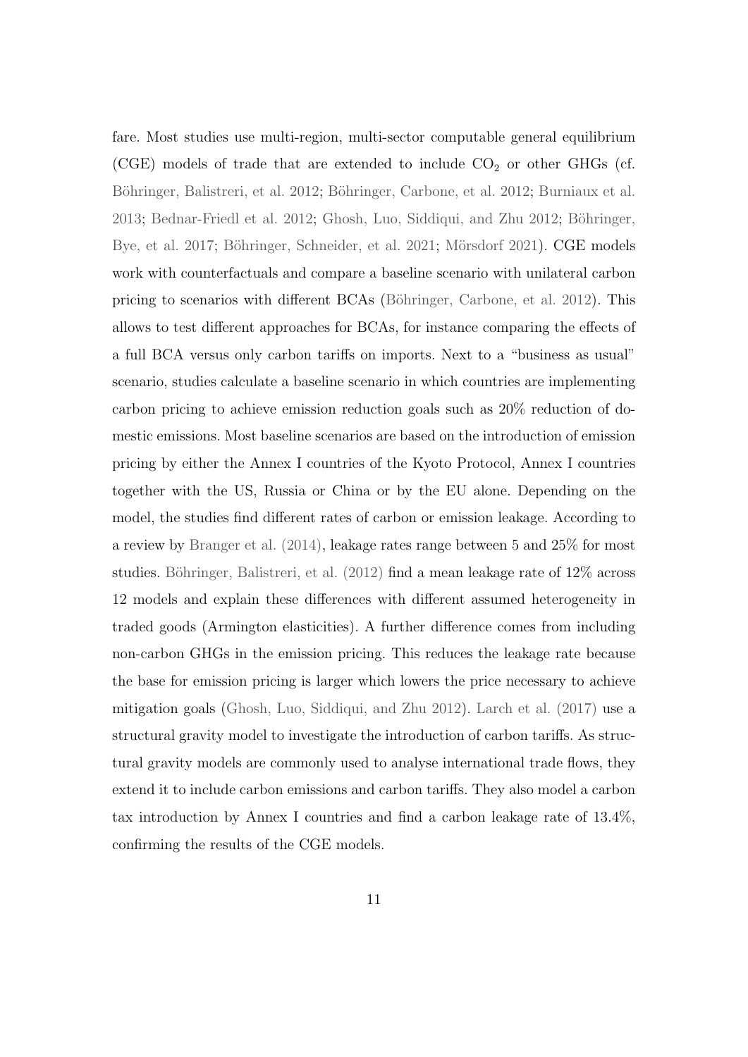fare. Most studies use multi-region, multi-sector computable general equilibrium (CGE) models of trade that are extended to include $CO_2$ or other GHGs (cf. Böhringer, Balistreri, et al. 2012; Böhringer, Carbone, et al. 2012; Burniaux et al. 2013; Bednar-Friedl et al. 2012; Ghosh, Luo, Siddiqui, and Zhu 2012; Böhringer, Bye, et al. 2017; Böhringer, Schneider, et al. 2021; Mörsdorf 2021). CGE models work with counterfactuals and compare a baseline scenario with unilateral carbon pricing to scenarios with different BCAs (Böhringer, Carbone, et al. 2012). This allows to test different approaches for BCAs, for instance comparing the effects of a full BCA versus only carbon tariffs on imports. Next to a "business as usual" scenario, studies calculate a baseline scenario in which countries are implementing carbon pricing to achieve emission reduction goals such as 20% reduction of domestic emissions. Most baseline scenarios are based on the introduction of emission pricing by either the Annex I countries of the Kyoto Protocol, Annex I countries together with the US, Russia or China or by the EU alone. Depending on the model, the studies find different rates of carbon or emission leakage. According to a review by Branger et al. (2014), leakage rates range between 5 and 25% for most studies. Böhringer, Balistreri, et al. (2012) find a mean leakage rate of 12% across 12 models and explain these differences with different assumed heterogeneity in traded goods (Armington elasticities). A further difference comes from including non-carbon GHGs in the emission pricing. This reduces the leakage rate because the base for emission pricing is larger which lowers the price necessary to achieve mitigation goals (Ghosh, Luo, Siddiqui, and Zhu 2012). Larch et al. (2017) use a structural gravity model to investigate the introduction of carbon tariffs. As structural gravity models are commonly used to analyse international trade flows, they extend it to include carbon emissions and carbon tariffs. They also model a carbon tax introduction by Annex I countries and find a carbon leakage rate of 13.4%, confirming the results of the CGE models.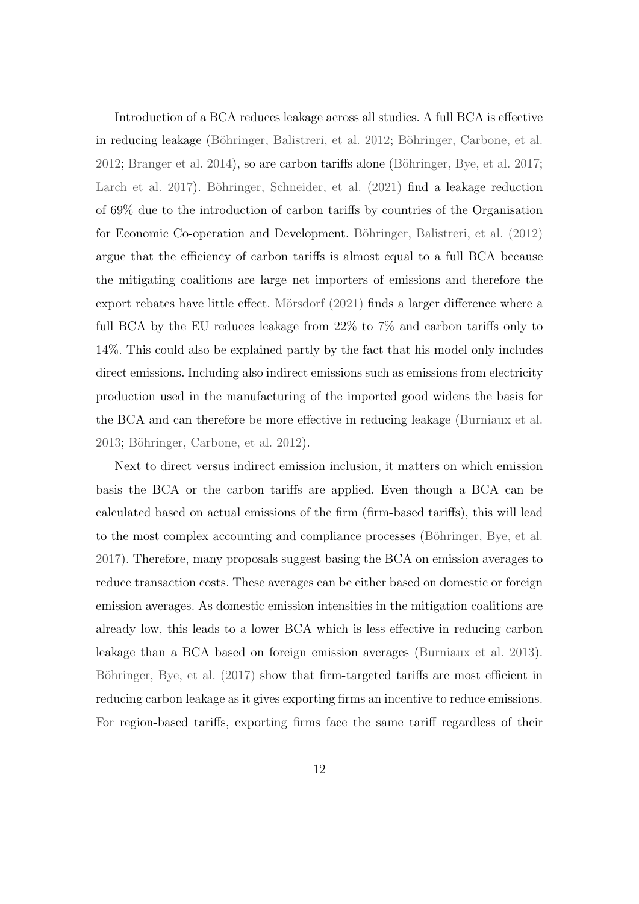Introduction of a BCA reduces leakage across all studies. A full BCA is effective in reducing leakage (Böhringer, Balistreri, et al. 2012; Böhringer, Carbone, et al. 2012; Branger et al. 2014), so are carbon tariffs alone (Böhringer, Bye, et al. 2017; Larch et al. 2017). Böhringer, Schneider, et al. (2021) find a leakage reduction of 69% due to the introduction of carbon tariffs by countries of the Organisation for Economic Co-operation and Development. Böhringer, Balistreri, et al. (2012) argue that the efficiency of carbon tariffs is almost equal to a full BCA because the mitigating coalitions are large net importers of emissions and therefore the export rebates have little effect. Mörsdorf (2021) finds a larger difference where a full BCA by the EU reduces leakage from 22% to 7% and carbon tariffs only to 14%. This could also be explained partly by the fact that his model only includes direct emissions. Including also indirect emissions such as emissions from electricity production used in the manufacturing of the imported good widens the basis for the BCA and can therefore be more effective in reducing leakage (Burniaux et al. 2013; Böhringer, Carbone, et al. 2012).

Next to direct versus indirect emission inclusion, it matters on which emission basis the BCA or the carbon tariffs are applied. Even though a BCA can be calculated based on actual emissions of the firm (firm-based tariffs), this will lead to the most complex accounting and compliance processes (Böhringer, Bye, et al. 2017). Therefore, many proposals suggest basing the BCA on emission averages to reduce transaction costs. These averages can be either based on domestic or foreign emission averages. As domestic emission intensities in the mitigation coalitions are already low, this leads to a lower BCA which is less effective in reducing carbon leakage than a BCA based on foreign emission averages (Burniaux et al. 2013). Böhringer, Bye, et al. (2017) show that firm-targeted tariffs are most efficient in reducing carbon leakage as it gives exporting firms an incentive to reduce emissions. For region-based tariffs, exporting firms face the same tariff regardless of their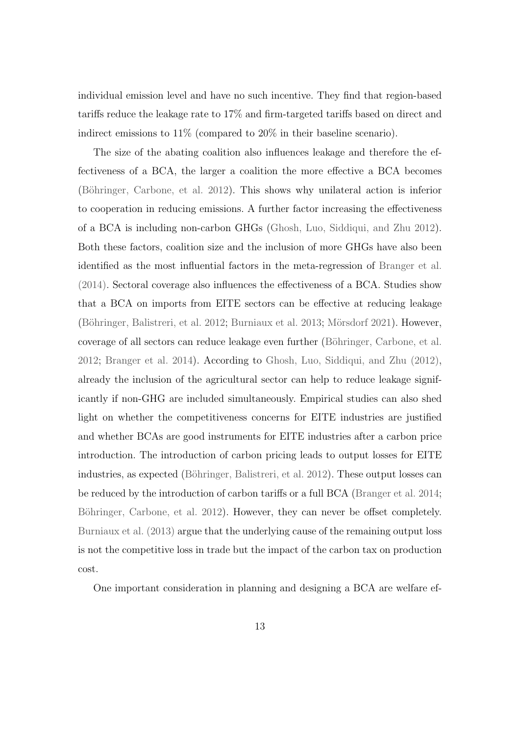individual emission level and have no such incentive. They find that region-based tariffs reduce the leakage rate to 17% and firm-targeted tariffs based on direct and indirect emissions to 11% (compared to 20% in their baseline scenario).

The size of the abating coalition also influences leakage and therefore the effectiveness of a BCA, the larger a coalition the more effective a BCA becomes (Böhringer, Carbone, et al. 2012). This shows why unilateral action is inferior to cooperation in reducing emissions. A further factor increasing the effectiveness of a BCA is including non-carbon GHGs (Ghosh, Luo, Siddiqui, and Zhu 2012). Both these factors, coalition size and the inclusion of more GHGs have also been identified as the most influential factors in the meta-regression of Branger et al. (2014). Sectoral coverage also influences the effectiveness of a BCA. Studies show that a BCA on imports from EITE sectors can be effective at reducing leakage (Böhringer, Balistreri, et al. 2012; Burniaux et al. 2013; Mörsdorf 2021). However, coverage of all sectors can reduce leakage even further (Böhringer, Carbone, et al. 2012; Branger et al. 2014). According to Ghosh, Luo, Siddiqui, and Zhu (2012), already the inclusion of the agricultural sector can help to reduce leakage significantly if non-GHG are included simultaneously. Empirical studies can also shed light on whether the competitiveness concerns for EITE industries are justified and whether BCAs are good instruments for EITE industries after a carbon price introduction. The introduction of carbon pricing leads to output losses for EITE industries, as expected (Böhringer, Balistreri, et al. 2012). These output losses can be reduced by the introduction of carbon tariffs or a full BCA (Branger et al. 2014; Böhringer, Carbone, et al. 2012). However, they can never be offset completely. Burniaux et al. (2013) argue that the underlying cause of the remaining output loss is not the competitive loss in trade but the impact of the carbon tax on production cost.

One important consideration in planning and designing a BCA are welfare ef-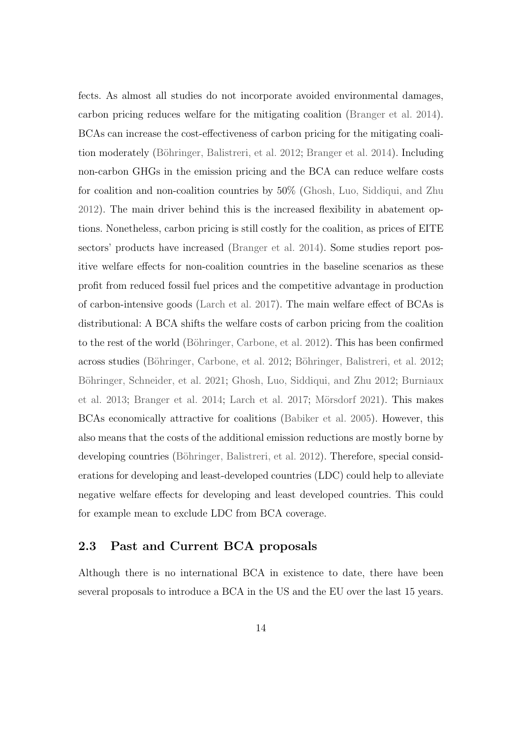fects. As almost all studies do not incorporate avoided environmental damages, carbon pricing reduces welfare for the mitigating coalition (Branger et al. 2014). BCAs can increase the cost-effectiveness of carbon pricing for the mitigating coalition moderately (Böhringer, Balistreri, et al. 2012; Branger et al. 2014). Including non-carbon GHGs in the emission pricing and the BCA can reduce welfare costs for coalition and non-coalition countries by 50% (Ghosh, Luo, Siddiqui, and Zhu 2012). The main driver behind this is the increased flexibility in abatement options. Nonetheless, carbon pricing is still costly for the coalition, as prices of EITE sectors' products have increased (Branger et al. 2014). Some studies report positive welfare effects for non-coalition countries in the baseline scenarios as these profit from reduced fossil fuel prices and the competitive advantage in production of carbon-intensive goods (Larch et al. 2017). The main welfare effect of BCAs is distributional: A BCA shifts the welfare costs of carbon pricing from the coalition to the rest of the world (Böhringer, Carbone, et al. 2012). This has been confirmed across studies (Böhringer, Carbone, et al. 2012; Böhringer, Balistreri, et al. 2012; Böhringer, Schneider, et al. 2021; Ghosh, Luo, Siddiqui, and Zhu 2012; Burniaux et al. 2013; Branger et al. 2014; Larch et al. 2017; Mörsdorf 2021). This makes BCAs economically attractive for coalitions (Babiker et al. 2005). However, this also means that the costs of the additional emission reductions are mostly borne by developing countries (Böhringer, Balistreri, et al. 2012). Therefore, special considerations for developing and least-developed countries (LDC) could help to alleviate negative welfare effects for developing and least developed countries. This could for example mean to exclude LDC from BCA coverage.

## 2.3 Past and Current BCA proposals

Although there is no international BCA in existence to date, there have been several proposals to introduce a BCA in the US and the EU over the last 15 years.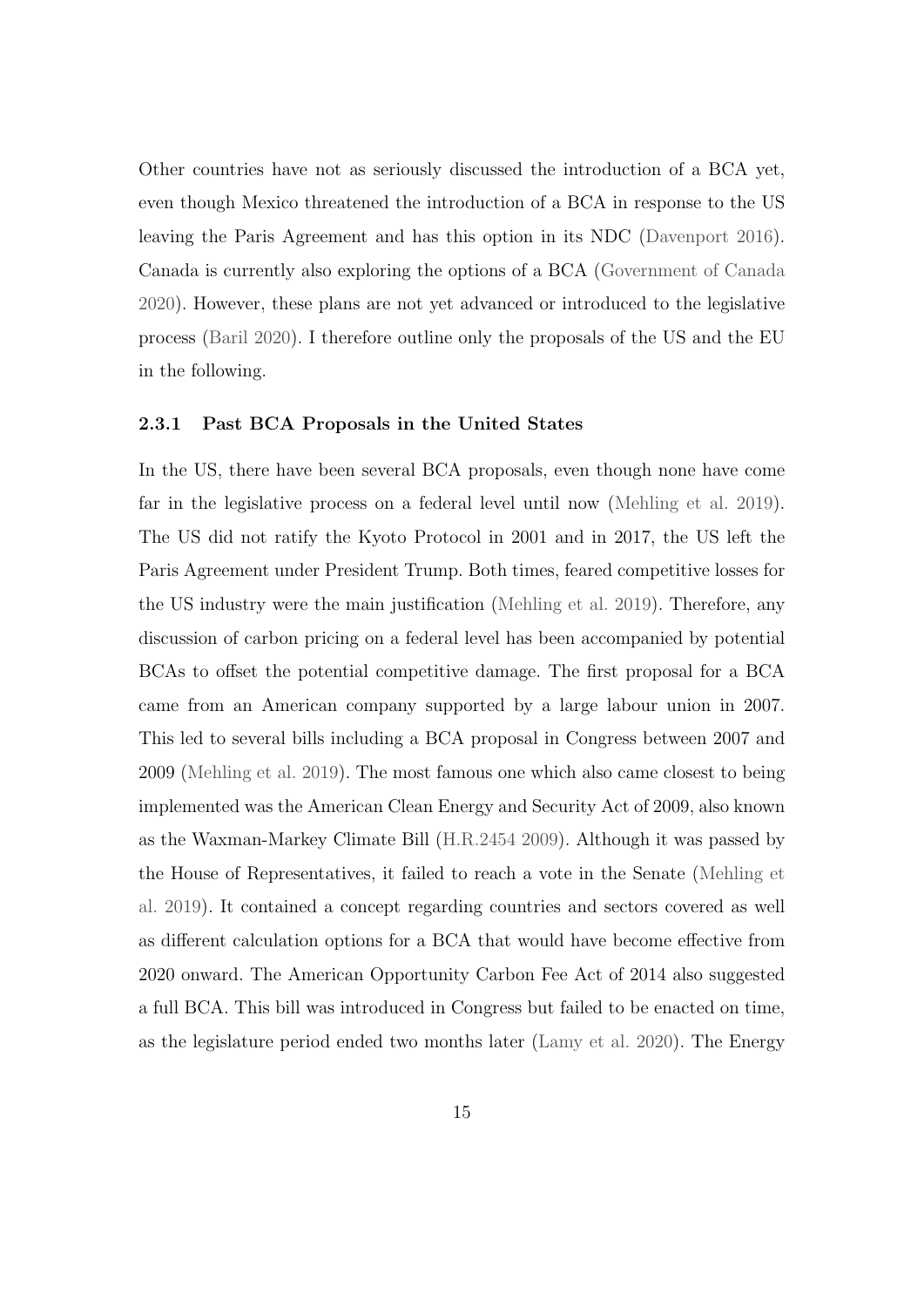Other countries have not as seriously discussed the introduction of a BCA yet, even though Mexico threatened the introduction of a BCA in response to the US leaving the Paris Agreement and has this option in its NDC (Davenport 2016). Canada is currently also exploring the options of a BCA (Government of Canada 2020). However, these plans are not yet advanced or introduced to the legislative process (Baril 2020). I therefore outline only the proposals of the US and the EU in the following.

### 2.3.1 Past BCA Proposals in the United States

In the US, there have been several BCA proposals, even though none have come far in the legislative process on a federal level until now (Mehling et al. 2019). The US did not ratify the Kyoto Protocol in 2001 and in 2017, the US left the Paris Agreement under President Trump. Both times, feared competitive losses for the US industry were the main justification (Mehling et al. 2019). Therefore, any discussion of carbon pricing on a federal level has been accompanied by potential BCAs to offset the potential competitive damage. The first proposal for a BCA came from an American company supported by a large labour union in 2007. This led to several bills including a BCA proposal in Congress between 2007 and 2009 (Mehling et al. 2019). The most famous one which also came closest to being implemented was the American Clean Energy and Security Act of 2009, also known as the Waxman-Markey Climate Bill (H.R.2454 2009). Although it was passed by the House of Representatives, it failed to reach a vote in the Senate (Mehling et al. 2019). It contained a concept regarding countries and sectors covered as well as different calculation options for a BCA that would have become effective from 2020 onward. The American Opportunity Carbon Fee Act of 2014 also suggested a full BCA. This bill was introduced in Congress but failed to be enacted on time, as the legislature period ended two months later (Lamy et al. 2020). The Energy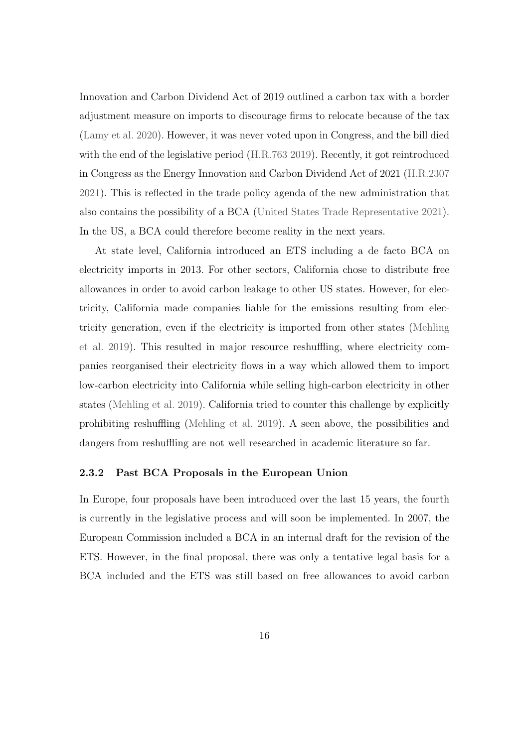Innovation and Carbon Dividend Act of 2019 outlined a carbon tax with a border adjustment measure on imports to discourage firms to relocate because of the tax (Lamy et al. 2020). However, it was never voted upon in Congress, and the bill died with the end of the legislative period (H.R.763 2019). Recently, it got reintroduced in Congress as the Energy Innovation and Carbon Dividend Act of 2021 (H.R.2307 2021). This is reflected in the trade policy agenda of the new administration that also contains the possibility of a BCA (United States Trade Representative 2021). In the US, a BCA could therefore become reality in the next years.

At state level, California introduced an ETS including a de facto BCA on electricity imports in 2013. For other sectors, California chose to distribute free allowances in order to avoid carbon leakage to other US states. However, for electricity, California made companies liable for the emissions resulting from electricity generation, even if the electricity is imported from other states (Mehling et al. 2019). This resulted in major resource reshuffling, where electricity companies reorganised their electricity flows in a way which allowed them to import low-carbon electricity into California while selling high-carbon electricity in other states (Mehling et al. 2019). California tried to counter this challenge by explicitly prohibiting reshuffling (Mehling et al. 2019). A seen above, the possibilities and dangers from reshuffling are not well researched in academic literature so far.

### 2.3.2 Past BCA Proposals in the European Union

In Europe, four proposals have been introduced over the last 15 years, the fourth is currently in the legislative process and will soon be implemented. In 2007, the European Commission included a BCA in an internal draft for the revision of the ETS. However, in the final proposal, there was only a tentative legal basis for a BCA included and the ETS was still based on free allowances to avoid carbon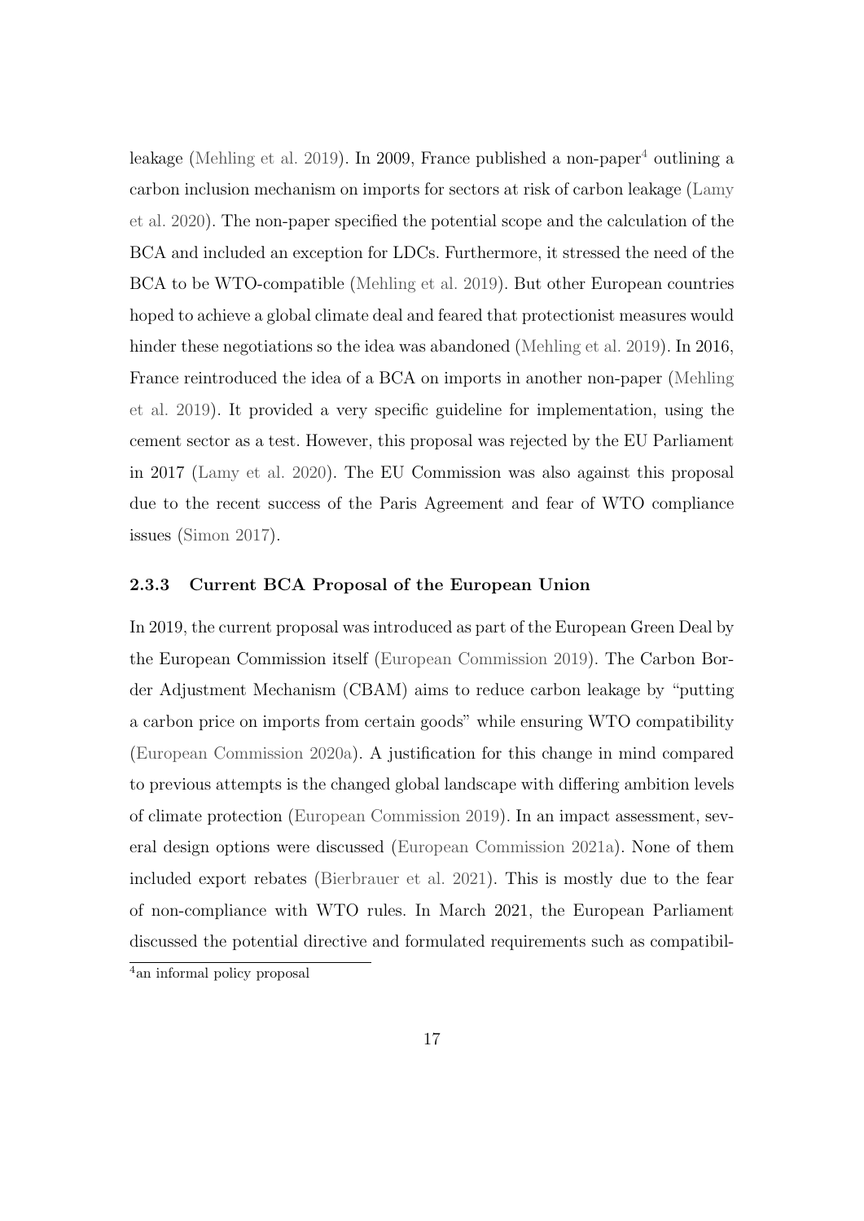leakage (Mehling et al. 2019). In 2009, France published a non-paper[4] outlining a carbon inclusion mechanism on imports for sectors at risk of carbon leakage (Lamy et al. 2020). The non-paper specified the potential scope and the calculation of the BCA and included an exception for LDCs. Furthermore, it stressed the need of the BCA to be WTO-compatible (Mehling et al. 2019). But other European countries hoped to achieve a global climate deal and feared that protectionist measures would hinder these negotiations so the idea was abandoned (Mehling et al. 2019). In 2016, France reintroduced the idea of a BCA on imports in another non-paper (Mehling et al. 2019). It provided a very specific guideline for implementation, using the cement sector as a test. However, this proposal was rejected by the EU Parliament in 2017 (Lamy et al. 2020). The EU Commission was also against this proposal due to the recent success of the Paris Agreement and fear of WTO compliance issues (Simon 2017).

### 2.3.3 Current BCA Proposal of the European Union

In 2019, the current proposal was introduced as part of the European Green Deal by the European Commission itself (European Commission 2019). The Carbon Border Adjustment Mechanism (CBAM) aims to reduce carbon leakage by "putting a carbon price on imports from certain goods" while ensuring WTO compatibility (European Commission 2020a). A justification for this change in mind compared to previous attempts is the changed global landscape with differing ambition levels of climate protection (European Commission 2019). In an impact assessment, several design options were discussed (European Commission 2021a). None of them included export rebates (Bierbrauer et al. 2021). This is mostly due to the fear of non-compliance with WTO rules. In March 2021, the European Parliament discussed the potential directive and formulated requirements such as compatibil-

[4] an informal policy proposal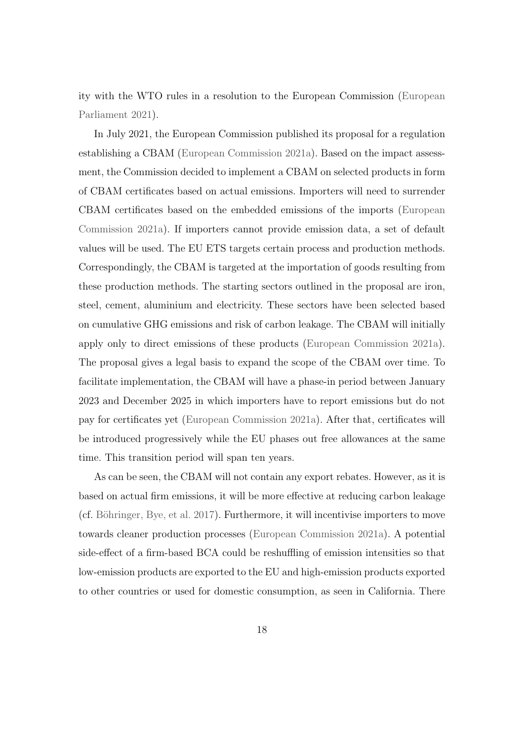ity with the WTO rules in a resolution to the European Commission (European Parliament 2021).

In July 2021, the European Commission published its proposal for a regulation establishing a CBAM (European Commission 2021a). Based on the impact assessment, the Commission decided to implement a CBAM on selected products in form of CBAM certificates based on actual emissions. Importers will need to surrender CBAM certificates based on the embedded emissions of the imports (European Commission 2021a). If importers cannot provide emission data, a set of default values will be used. The EU ETS targets certain process and production methods. Correspondingly, the CBAM is targeted at the importation of goods resulting from these production methods. The starting sectors outlined in the proposal are iron, steel, cement, aluminium and electricity. These sectors have been selected based on cumulative GHG emissions and risk of carbon leakage. The CBAM will initially apply only to direct emissions of these products (European Commission 2021a). The proposal gives a legal basis to expand the scope of the CBAM over time. To facilitate implementation, the CBAM will have a phase-in period between January 2023 and December 2025 in which importers have to report emissions but do not pay for certificates yet (European Commission 2021a). After that, certificates will be introduced progressively while the EU phases out free allowances at the same time. This transition period will span ten years.

As can be seen, the CBAM will not contain any export rebates. However, as it is based on actual firm emissions, it will be more effective at reducing carbon leakage (cf. Böhringer, Bye, et al. 2017). Furthermore, it will incentivise importers to move towards cleaner production processes (European Commission 2021a). A potential side-effect of a firm-based BCA could be reshuffling of emission intensities so that low-emission products are exported to the EU and high-emission products exported to other countries or used for domestic consumption, as seen in California. There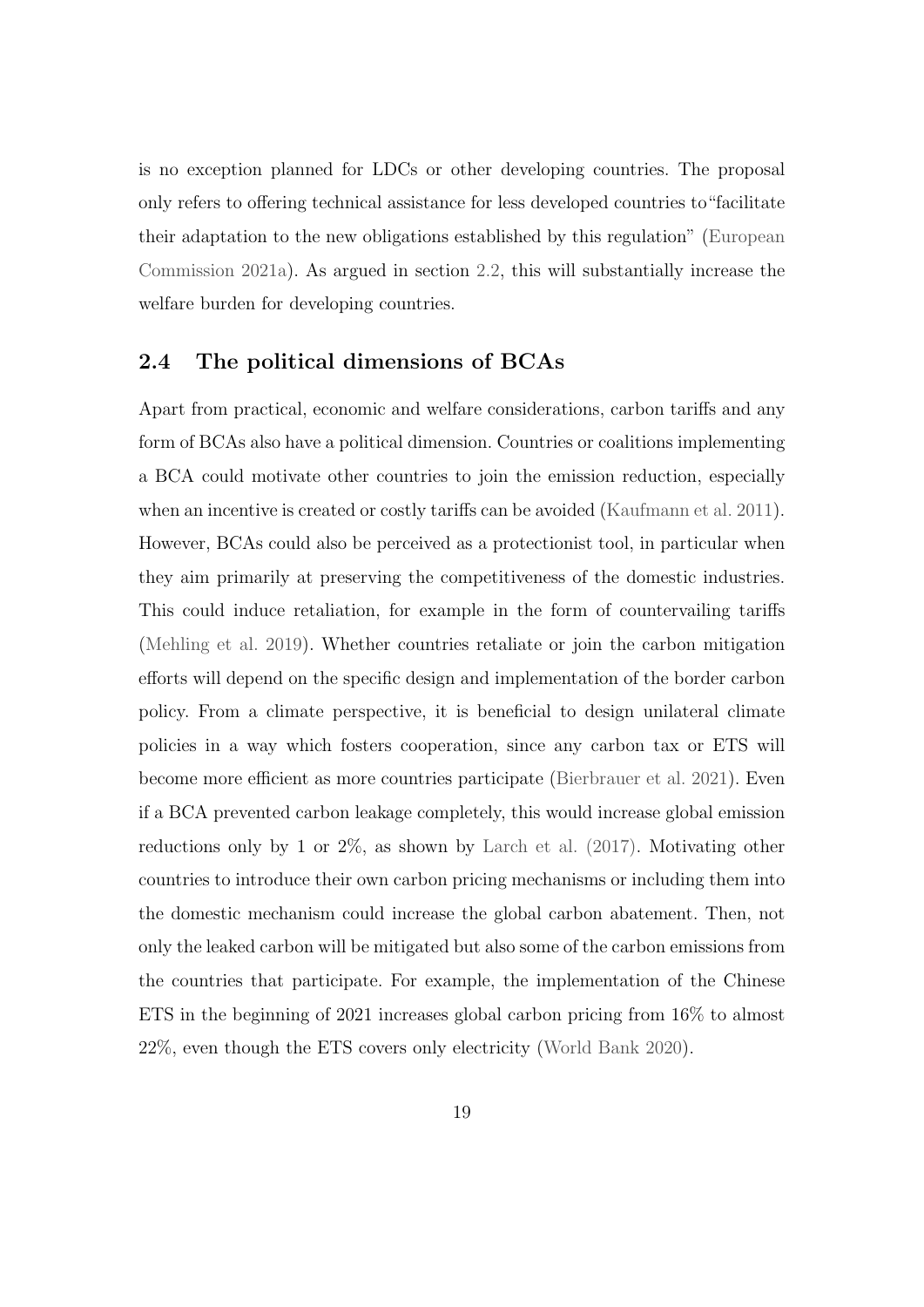is no exception planned for LDCs or other developing countries. The proposal only refers to offering technical assistance for less developed countries to"facilitate their adaptation to the new obligations established by this regulation" (European Commission 2021a). As argued in section 2.2, this will substantially increase the welfare burden for developing countries.

## 2.4 The political dimensions of BCAs

Apart from practical, economic and welfare considerations, carbon tariffs and any form of BCAs also have a political dimension. Countries or coalitions implementing a BCA could motivate other countries to join the emission reduction, especially when an incentive is created or costly tariffs can be avoided (Kaufmann et al. 2011). However, BCAs could also be perceived as a protectionist tool, in particular when they aim primarily at preserving the competitiveness of the domestic industries. This could induce retaliation, for example in the form of countervailing tariffs (Mehling et al. 2019). Whether countries retaliate or join the carbon mitigation efforts will depend on the specific design and implementation of the border carbon policy. From a climate perspective, it is beneficial to design unilateral climate policies in a way which fosters cooperation, since any carbon tax or ETS will become more efficient as more countries participate (Bierbrauer et al. 2021). Even if a BCA prevented carbon leakage completely, this would increase global emission reductions only by 1 or 2%, as shown by Larch et al. (2017). Motivating other countries to introduce their own carbon pricing mechanisms or including them into the domestic mechanism could increase the global carbon abatement. Then, not only the leaked carbon will be mitigated but also some of the carbon emissions from the countries that participate. For example, the implementation of the Chinese ETS in the beginning of 2021 increases global carbon pricing from 16% to almost 22%, even though the ETS covers only electricity (World Bank 2020).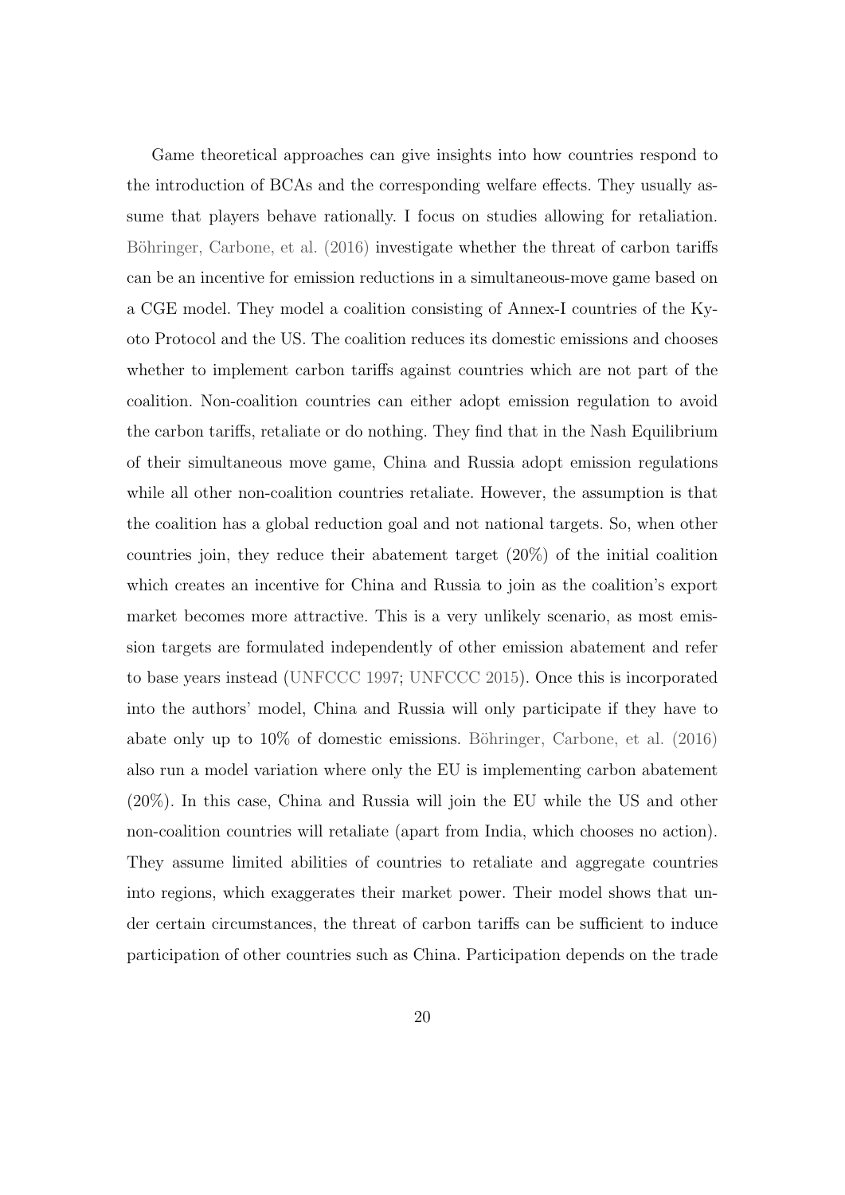Game theoretical approaches can give insights into how countries respond to the introduction of BCAs and the corresponding welfare effects. They usually assume that players behave rationally. I focus on studies allowing for retaliation. Böhringer, Carbone, et al. (2016) investigate whether the threat of carbon tariffs can be an incentive for emission reductions in a simultaneous-move game based on a CGE model. They model a coalition consisting of Annex-I countries of the Kyoto Protocol and the US. The coalition reduces its domestic emissions and chooses whether to implement carbon tariffs against countries which are not part of the coalition. Non-coalition countries can either adopt emission regulation to avoid the carbon tariffs, retaliate or do nothing. They find that in the Nash Equilibrium of their simultaneous move game, China and Russia adopt emission regulations while all other non-coalition countries retaliate. However, the assumption is that the coalition has a global reduction goal and not national targets. So, when other countries join, they reduce their abatement target (20%) of the initial coalition which creates an incentive for China and Russia to join as the coalition's export market becomes more attractive. This is a very unlikely scenario, as most emission targets are formulated independently of other emission abatement and refer to base years instead (UNFCCC 1997; UNFCCC 2015). Once this is incorporated into the authors' model, China and Russia will only participate if they have to abate only up to 10% of domestic emissions. Böhringer, Carbone, et al. (2016) also run a model variation where only the EU is implementing carbon abatement (20%). In this case, China and Russia will join the EU while the US and other non-coalition countries will retaliate (apart from India, which chooses no action). They assume limited abilities of countries to retaliate and aggregate countries into regions, which exaggerates their market power. Their model shows that under certain circumstances, the threat of carbon tariffs can be sufficient to induce participation of other countries such as China. Participation depends on the trade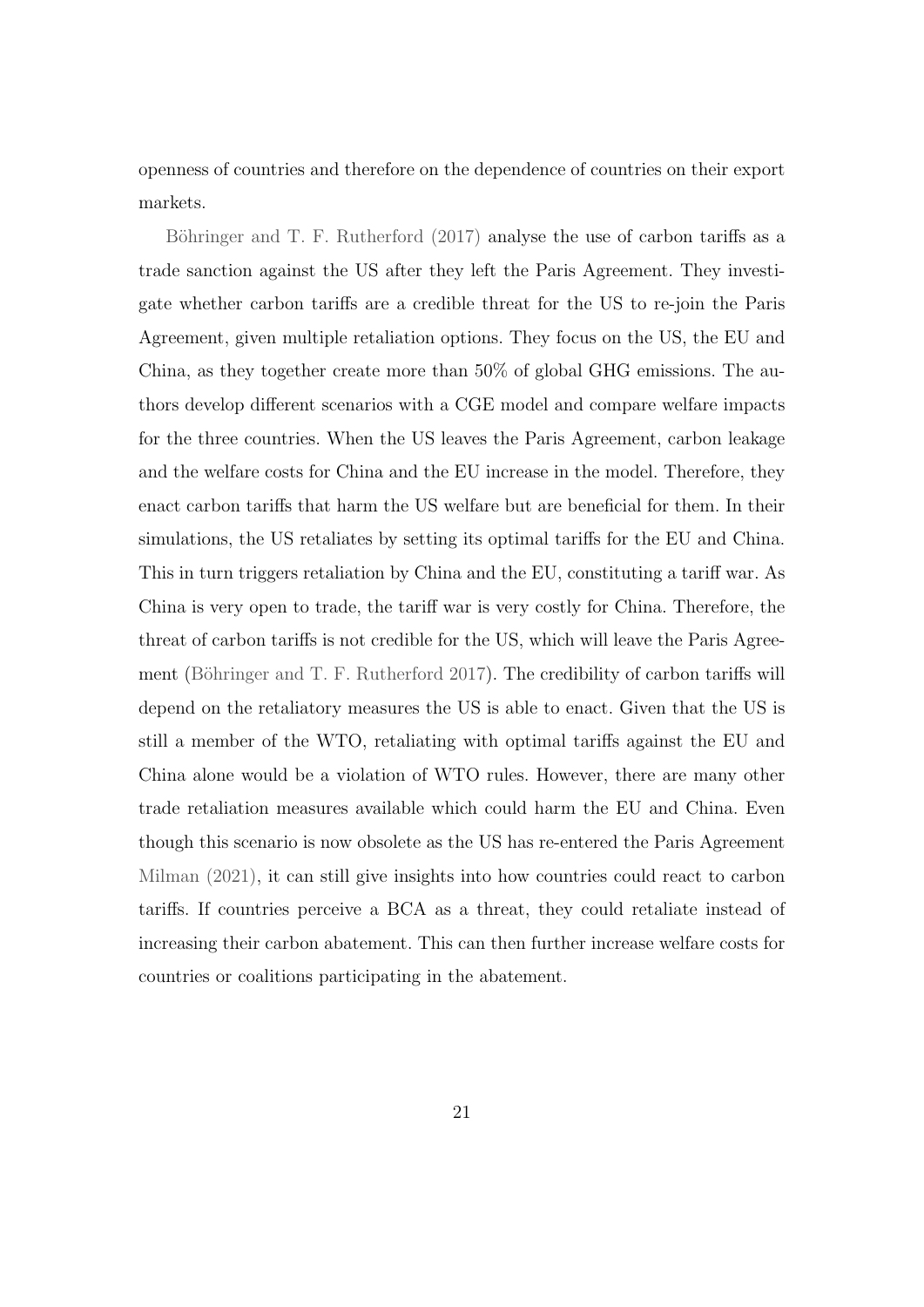openness of countries and therefore on the dependence of countries on their export markets.

Böhringer and T. F. Rutherford (2017) analyse the use of carbon tariffs as a trade sanction against the US after they left the Paris Agreement. They investigate whether carbon tariffs are a credible threat for the US to re-join the Paris Agreement, given multiple retaliation options. They focus on the US, the EU and China, as they together create more than 50% of global GHG emissions. The authors develop different scenarios with a CGE model and compare welfare impacts for the three countries. When the US leaves the Paris Agreement, carbon leakage and the welfare costs for China and the EU increase in the model. Therefore, they enact carbon tariffs that harm the US welfare but are beneficial for them. In their simulations, the US retaliates by setting its optimal tariffs for the EU and China. This in turn triggers retaliation by China and the EU, constituting a tariff war. As China is very open to trade, the tariff war is very costly for China. Therefore, the threat of carbon tariffs is not credible for the US, which will leave the Paris Agreement (Böhringer and T. F. Rutherford 2017). The credibility of carbon tariffs will depend on the retaliatory measures the US is able to enact. Given that the US is still a member of the WTO, retaliating with optimal tariffs against the EU and China alone would be a violation of WTO rules. However, there are many other trade retaliation measures available which could harm the EU and China. Even though this scenario is now obsolete as the US has re-entered the Paris Agreement Milman (2021), it can still give insights into how countries could react to carbon tariffs. If countries perceive a BCA as a threat, they could retaliate instead of increasing their carbon abatement. This can then further increase welfare costs for countries or coalitions participating in the abatement.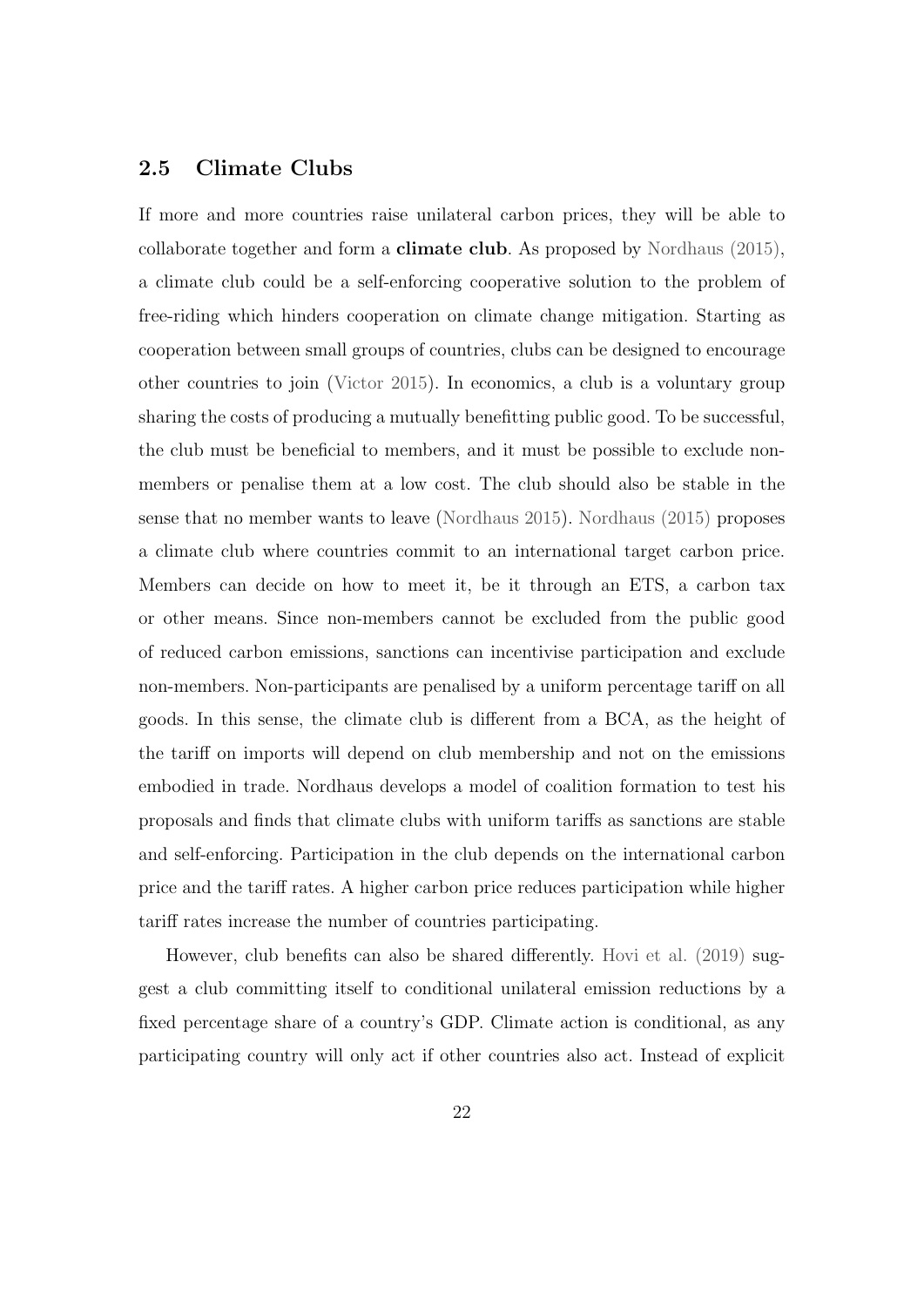## 2.5 Climate Clubs

If more and more countries raise unilateral carbon prices, they will be able to collaborate together and form a **climate club**. As proposed by Nordhaus (2015), a climate club could be a self-enforcing cooperative solution to the problem of free-riding which hinders cooperation on climate change mitigation. Starting as cooperation between small groups of countries, clubs can be designed to encourage other countries to join (Victor 2015). In economics, a club is a voluntary group sharing the costs of producing a mutually benefitting public good. To be successful, the club must be beneficial to members, and it must be possible to exclude non-members or penalise them at a low cost. The club should also be stable in the sense that no member wants to leave (Nordhaus 2015). Nordhaus (2015) proposes a climate club where countries commit to an international target carbon price. Members can decide on how to meet it, be it through an ETS, a carbon tax or other means. Since non-members cannot be excluded from the public good of reduced carbon emissions, sanctions can incentivise participation and exclude non-members. Non-participants are penalised by a uniform percentage tariff on all goods. In this sense, the climate club is different from a BCA, as the height of the tariff on imports will depend on club membership and not on the emissions embodied in trade. Nordhaus develops a model of coalition formation to test his proposals and finds that climate clubs with uniform tariffs as sanctions are stable and self-enforcing. Participation in the club depends on the international carbon price and the tariff rates. A higher carbon price reduces participation while higher tariff rates increase the number of countries participating.

However, club benefits can also be shared differently. Hovi et al. (2019) suggest a club committing itself to conditional unilateral emission reductions by a fixed percentage share of a country's GDP. Climate action is conditional, as any participating country will only act if other countries also act. Instead of explicit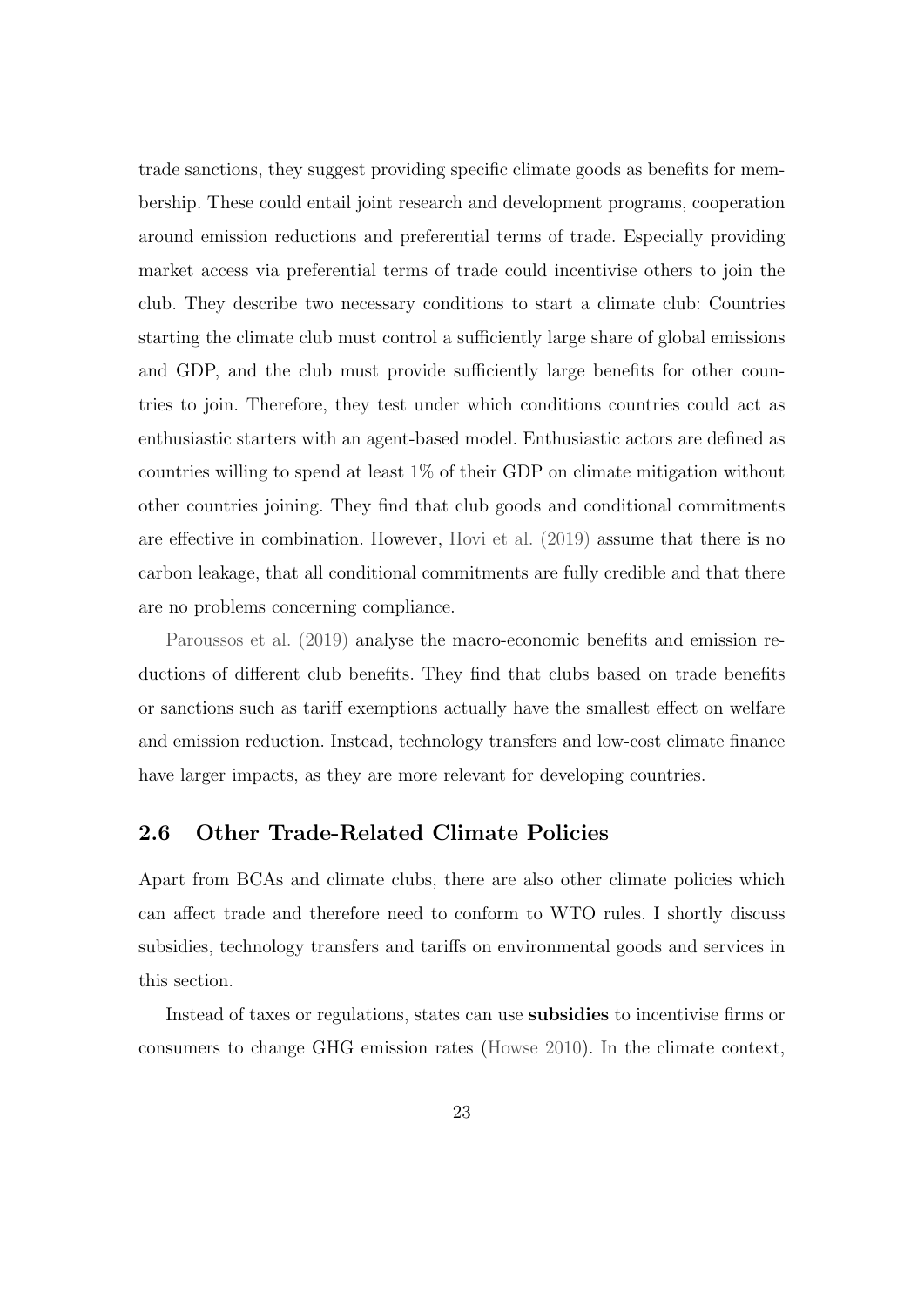trade sanctions, they suggest providing specific climate goods as benefits for membership. These could entail joint research and development programs, cooperation around emission reductions and preferential terms of trade. Especially providing market access via preferential terms of trade could incentivise others to join the club. They describe two necessary conditions to start a climate club: Countries starting the climate club must control a sufficiently large share of global emissions and GDP, and the club must provide sufficiently large benefits for other countries to join. Therefore, they test under which conditions countries could act as enthusiastic starters with an agent-based model. Enthusiastic actors are defined as countries willing to spend at least 1% of their GDP on climate mitigation without other countries joining. They find that club goods and conditional commitments are effective in combination. However, Hovi et al. (2019) assume that there is no carbon leakage, that all conditional commitments are fully credible and that there are no problems concerning compliance.

Paroussos et al. (2019) analyse the macro-economic benefits and emission reductions of different club benefits. They find that clubs based on trade benefits or sanctions such as tariff exemptions actually have the smallest effect on welfare and emission reduction. Instead, technology transfers and low-cost climate finance have larger impacts, as they are more relevant for developing countries.

## 2.6 Other Trade-Related Climate Policies

Apart from BCAs and climate clubs, there are also other climate policies which can affect trade and therefore need to conform to WTO rules. I shortly discuss subsidies, technology transfers and tariffs on environmental goods and services in this section.

Instead of taxes or regulations, states can use **subsidies** to incentivise firms or consumers to change GHG emission rates (Howse 2010). In the climate context,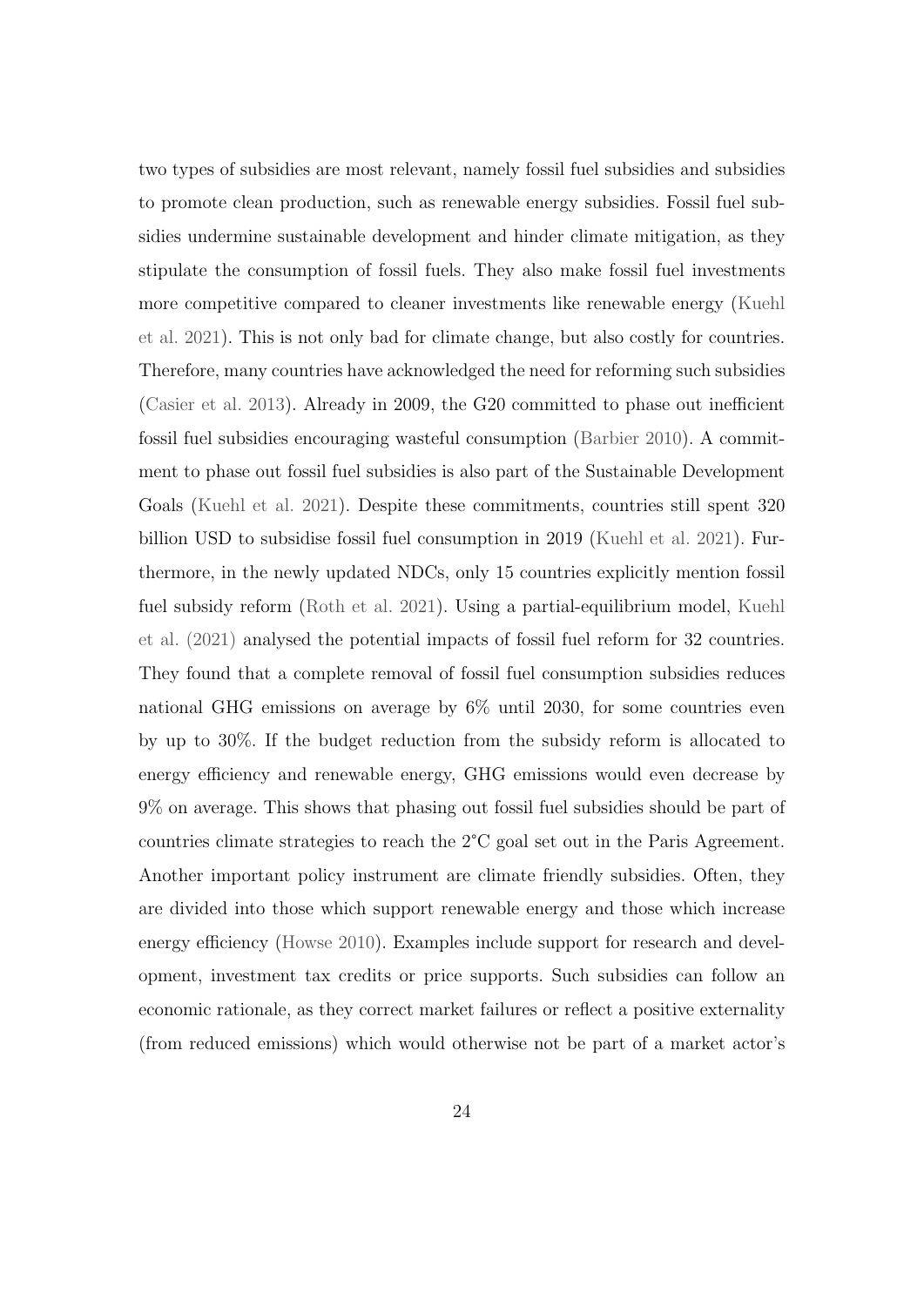two types of subsidies are most relevant, namely fossil fuel subsidies and subsidies to promote clean production, such as renewable energy subsidies. Fossil fuel subsidies undermine sustainable development and hinder climate mitigation, as they stipulate the consumption of fossil fuels. They also make fossil fuel investments more competitive compared to cleaner investments like renewable energy (Kuehl et al. 2021). This is not only bad for climate change, but also costly for countries. Therefore, many countries have acknowledged the need for reforming such subsidies (Casier et al. 2013). Already in 2009, the G20 committed to phase out inefficient fossil fuel subsidies encouraging wasteful consumption (Barbier 2010). A commitment to phase out fossil fuel subsidies is also part of the Sustainable Development Goals (Kuehl et al. 2021). Despite these commitments, countries still spent 320 billion USD to subsidise fossil fuel consumption in 2019 (Kuehl et al. 2021). Furthermore, in the newly updated NDCs, only 15 countries explicitly mention fossil fuel subsidy reform (Roth et al. 2021). Using a partial-equilibrium model, Kuehl et al. (2021) analysed the potential impacts of fossil fuel reform for 32 countries. They found that a complete removal of fossil fuel consumption subsidies reduces national GHG emissions on average by 6% until 2030, for some countries even by up to 30%. If the budget reduction from the subsidy reform is allocated to energy efficiency and renewable energy, GHG emissions would even decrease by 9% on average. This shows that phasing out fossil fuel subsidies should be part of countries climate strategies to reach the 2°C goal set out in the Paris Agreement. Another important policy instrument are climate friendly subsidies. Often, they are divided into those which support renewable energy and those which increase energy efficiency (Howse 2010). Examples include support for research and development, investment tax credits or price supports. Such subsidies can follow an economic rationale, as they correct market failures or reflect a positive externality (from reduced emissions) which would otherwise not be part of a market actor's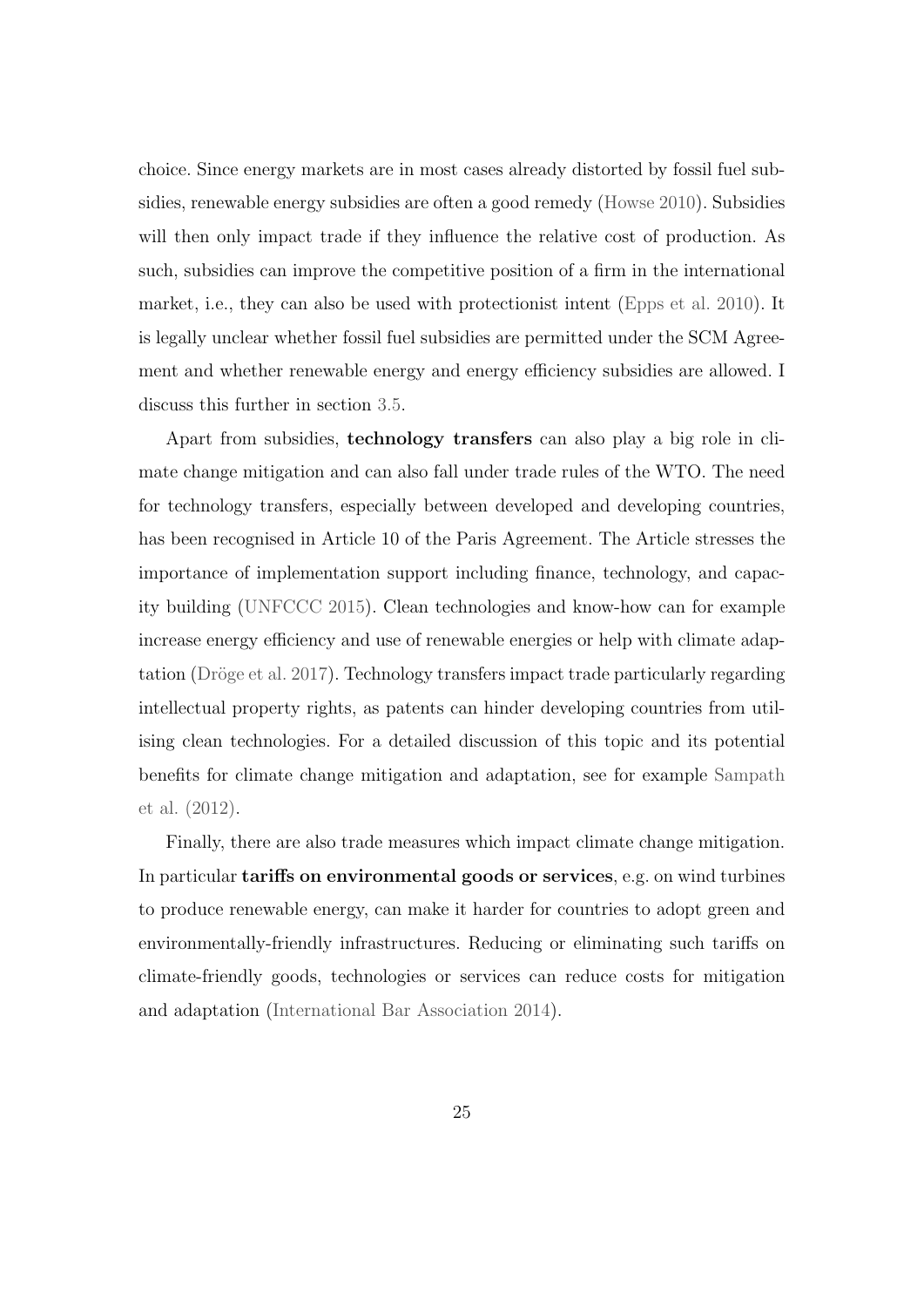choice. Since energy markets are in most cases already distorted by fossil fuel subsidies, renewable energy subsidies are often a good remedy (Howse 2010). Subsidies will then only impact trade if they influence the relative cost of production. As such, subsidies can improve the competitive position of a firm in the international market, i.e., they can also be used with protectionist intent (Epps et al. 2010). It is legally unclear whether fossil fuel subsidies are permitted under the SCM Agreement and whether renewable energy and energy efficiency subsidies are allowed. I discuss this further in section 3.5.

Apart from subsidies, **technology transfers** can also play a big role in climate change mitigation and can also fall under trade rules of the WTO. The need for technology transfers, especially between developed and developing countries, has been recognised in Article 10 of the Paris Agreement. The Article stresses the importance of implementation support including finance, technology, and capacity building (UNFCCC 2015). Clean technologies and know-how can for example increase energy efficiency and use of renewable energies or help with climate adaptation (Dröge et al. 2017). Technology transfers impact trade particularly regarding intellectual property rights, as patents can hinder developing countries from utilising clean technologies. For a detailed discussion of this topic and its potential benefits for climate change mitigation and adaptation, see for example Sampath et al. (2012).

Finally, there are also trade measures which impact climate change mitigation. In particular **tariffs on environmental goods or services**, e.g. on wind turbines to produce renewable energy, can make it harder for countries to adopt green and environmentally-friendly infrastructures. Reducing or eliminating such tariffs on climate-friendly goods, technologies or services can reduce costs for mitigation and adaptation (International Bar Association 2014).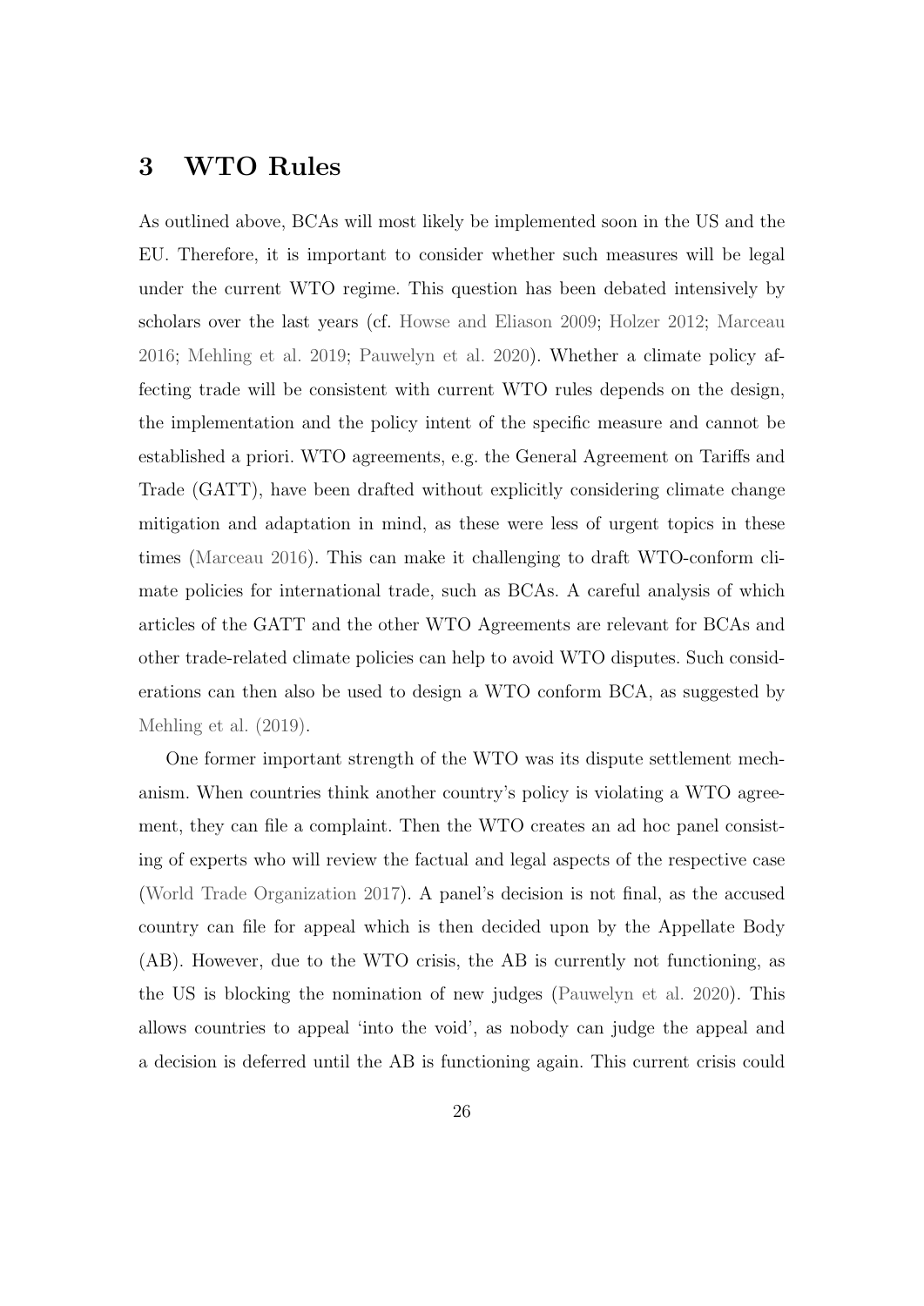# 3 WTO Rules

As outlined above, BCAs will most likely be implemented soon in the US and the EU. Therefore, it is important to consider whether such measures will be legal under the current WTO regime. This question has been debated intensively by scholars over the last years (cf. Howse and Eliason 2009; Holzer 2012; Marceau 2016; Mehling et al. 2019; Pauwelyn et al. 2020). Whether a climate policy affecting trade will be consistent with current WTO rules depends on the design, the implementation and the policy intent of the specific measure and cannot be established a priori. WTO agreements, e.g. the General Agreement on Tariffs and Trade (GATT), have been drafted without explicitly considering climate change mitigation and adaptation in mind, as these were less of urgent topics in these times (Marceau 2016). This can make it challenging to draft WTO-conform climate policies for international trade, such as BCAs. A careful analysis of which articles of the GATT and the other WTO Agreements are relevant for BCAs and other trade-related climate policies can help to avoid WTO disputes. Such considerations can then also be used to design a WTO conform BCA, as suggested by Mehling et al. (2019).

One former important strength of the WTO was its dispute settlement mechanism. When countries think another country's policy is violating a WTO agreement, they can file a complaint. Then the WTO creates an ad hoc panel consisting of experts who will review the factual and legal aspects of the respective case (World Trade Organization 2017). A panel's decision is not final, as the accused country can file for appeal which is then decided upon by the Appellate Body (AB). However, due to the WTO crisis, the AB is currently not functioning, as the US is blocking the nomination of new judges (Pauwelyn et al. 2020). This allows countries to appeal 'into the void', as nobody can judge the appeal and a decision is deferred until the AB is functioning again. This current crisis could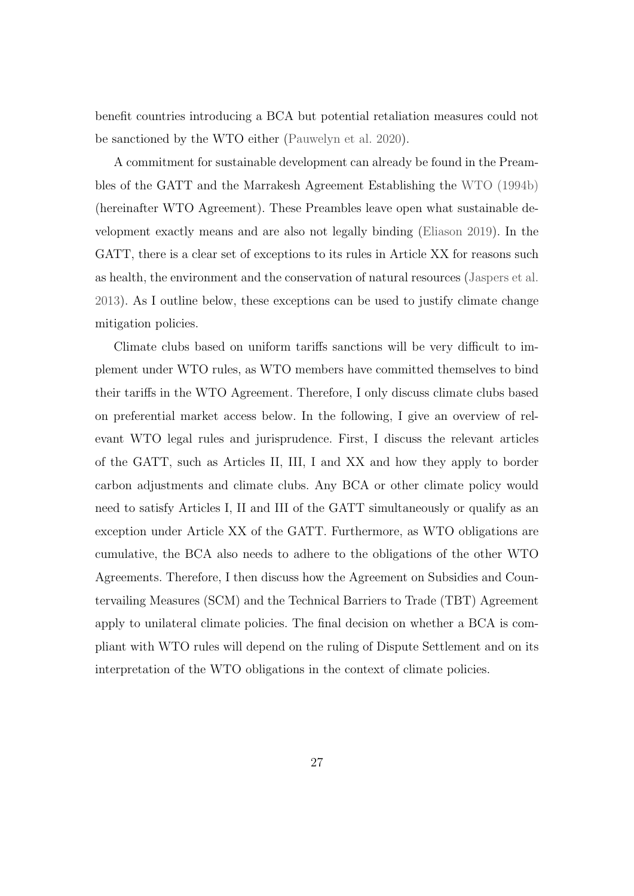benefit countries introducing a BCA but potential retaliation measures could not be sanctioned by the WTO either (Pauwelyn et al. 2020).

A commitment for sustainable development can already be found in the Preambles of the GATT and the Marrakesh Agreement Establishing the WTO (1994b) (hereinafter WTO Agreement). These Preambles leave open what sustainable development exactly means and are also not legally binding (Eliason 2019). In the GATT, there is a clear set of exceptions to its rules in Article XX for reasons such as health, the environment and the conservation of natural resources (Jaspers et al. 2013). As I outline below, these exceptions can be used to justify climate change mitigation policies.

Climate clubs based on uniform tariffs sanctions will be very difficult to implement under WTO rules, as WTO members have committed themselves to bind their tariffs in the WTO Agreement. Therefore, I only discuss climate clubs based on preferential market access below. In the following, I give an overview of relevant WTO legal rules and jurisprudence. First, I discuss the relevant articles of the GATT, such as Articles II, III, I and XX and how they apply to border carbon adjustments and climate clubs. Any BCA or other climate policy would need to satisfy Articles I, II and III of the GATT simultaneously or qualify as an exception under Article XX of the GATT. Furthermore, as WTO obligations are cumulative, the BCA also needs to adhere to the obligations of the other WTO Agreements. Therefore, I then discuss how the Agreement on Subsidies and Countervailing Measures (SCM) and the Technical Barriers to Trade (TBT) Agreement apply to unilateral climate policies. The final decision on whether a BCA is compliant with WTO rules will depend on the ruling of Dispute Settlement and on its interpretation of the WTO obligations in the context of climate policies.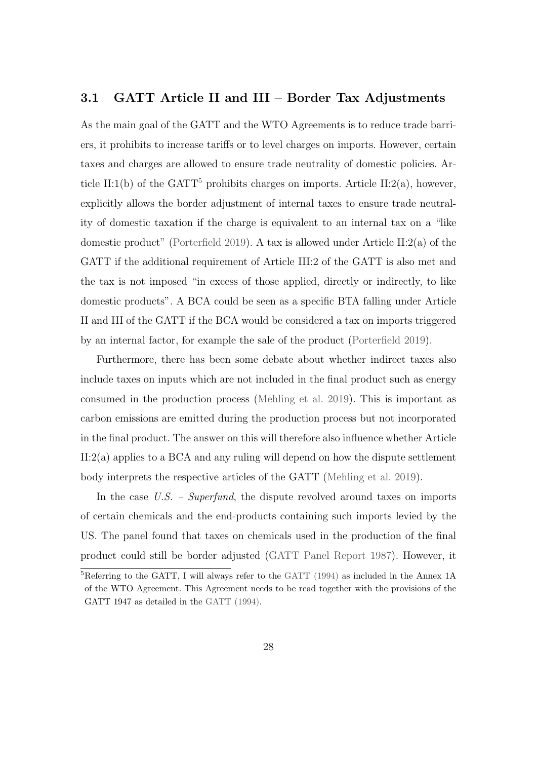## 3.1 GATT Article II and III – Border Tax Adjustments

As the main goal of the GATT and the WTO Agreements is to reduce trade barriers, it prohibits to increase tariffs or to level charges on imports. However, certain taxes and charges are allowed to ensure trade neutrality of domestic policies. Article II:1(b) of the GATT[5] prohibits charges on imports. Article II:2(a), however, explicitly allows the border adjustment of internal taxes to ensure trade neutrality of domestic taxation if the charge is equivalent to an internal tax on a "like domestic product" (Porterfield 2019). A tax is allowed under Article II:2(a) of the GATT if the additional requirement of Article III:2 of the GATT is also met and the tax is not imposed "in excess of those applied, directly or indirectly, to like domestic products". A BCA could be seen as a specific BTA falling under Article II and III of the GATT if the BCA would be considered a tax on imports triggered by an internal factor, for example the sale of the product (Porterfield 2019).

Furthermore, there has been some debate about whether indirect taxes also include taxes on inputs which are not included in the final product such as energy consumed in the production process (Mehling et al. 2019). This is important as carbon emissions are emitted during the production process but not incorporated in the final product. The answer on this will therefore also influence whether Article II:2(a) applies to a BCA and any ruling will depend on how the dispute settlement body interprets the respective articles of the GATT (Mehling et al. 2019).

In the case *U.S. – Superfund*, the dispute revolved around taxes on imports of certain chemicals and the end-products containing such imports levied by the US. The panel found that taxes on chemicals used in the production of the final product could still be border adjusted (GATT Panel Report 1987). However, it

[5] Referring to the GATT, I will always refer to the GATT (1994) as included in the Annex 1A of the WTO Agreement. This Agreement needs to be read together with the provisions of the GATT 1947 as detailed in the GATT (1994).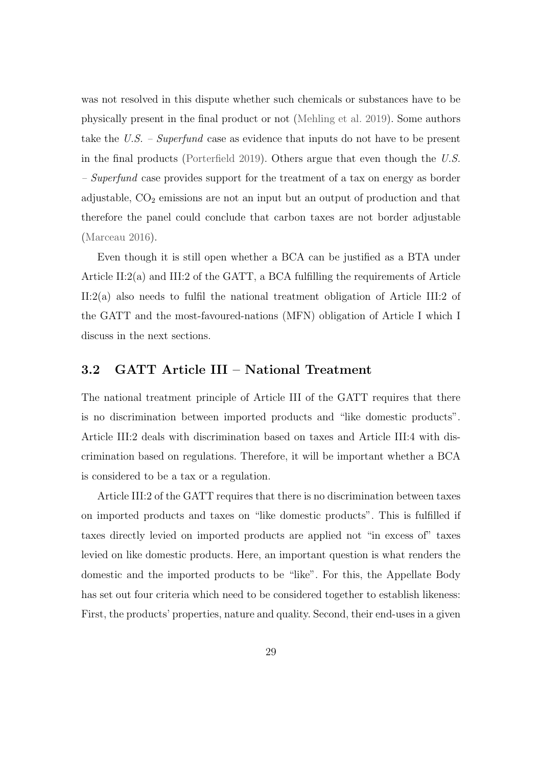was not resolved in this dispute whether such chemicals or substances have to be physically present in the final product or not (Mehling et al. 2019). Some authors take the *U.S. – Superfund* case as evidence that inputs do not have to be present in the final products (Porterfield 2019). Others argue that even though the *U.S. – Superfund* case provides support for the treatment of a tax on energy as border adjustable, $CO_2$ emissions are not an input but an output of production and that therefore the panel could conclude that carbon taxes are not border adjustable (Marceau 2016).

Even though it is still open whether a BCA can be justified as a BTA under Article II:2(a) and III:2 of the GATT, a BCA fulfilling the requirements of Article II:2(a) also needs to fulfil the national treatment obligation of Article III:2 of the GATT and the most-favoured-nations (MFN) obligation of Article I which I discuss in the next sections.

## 3.2 GATT Article III – National Treatment

The national treatment principle of Article III of the GATT requires that there is no discrimination between imported products and "like domestic products". Article III:2 deals with discrimination based on taxes and Article III:4 with discrimination based on regulations. Therefore, it will be important whether a BCA is considered to be a tax or a regulation.

Article III:2 of the GATT requires that there is no discrimination between taxes on imported products and taxes on "like domestic products". This is fulfilled if taxes directly levied on imported products are applied not "in excess of" taxes levied on like domestic products. Here, an important question is what renders the domestic and the imported products to be "like". For this, the Appellate Body has set out four criteria which need to be considered together to establish likeness: First, the products' properties, nature and quality. Second, their end-uses in a given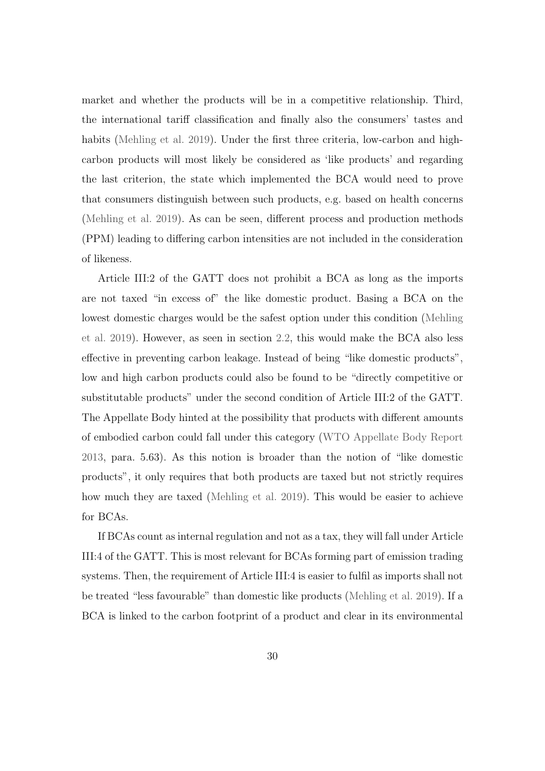market and whether the products will be in a competitive relationship. Third, the international tariff classification and finally also the consumers' tastes and habits (Mehling et al. 2019). Under the first three criteria, low-carbon and high-carbon products will most likely be considered as 'like products' and regarding the last criterion, the state which implemented the BCA would need to prove that consumers distinguish between such products, e.g. based on health concerns (Mehling et al. 2019). As can be seen, different process and production methods (PPM) leading to differing carbon intensities are not included in the consideration of likeness.

Article III:2 of the GATT does not prohibit a BCA as long as the imports are not taxed "in excess of" the like domestic product. Basing a BCA on the lowest domestic charges would be the safest option under this condition (Mehling et al. 2019). However, as seen in section 2.2, this would make the BCA also less effective in preventing carbon leakage. Instead of being "like domestic products", low and high carbon products could also be found to be "directly competitive or substitutable products" under the second condition of Article III:2 of the GATT. The Appellate Body hinted at the possibility that products with different amounts of embodied carbon could fall under this category (WTO Appellate Body Report 2013, para. 5.63). As this notion is broader than the notion of "like domestic products", it only requires that both products are taxed but not strictly requires how much they are taxed (Mehling et al. 2019). This would be easier to achieve for BCAs.

If BCAs count as internal regulation and not as a tax, they will fall under Article III:4 of the GATT. This is most relevant for BCAs forming part of emission trading systems. Then, the requirement of Article III:4 is easier to fulfil as imports shall not be treated "less favourable" than domestic like products (Mehling et al. 2019). If a BCA is linked to the carbon footprint of a product and clear in its environmental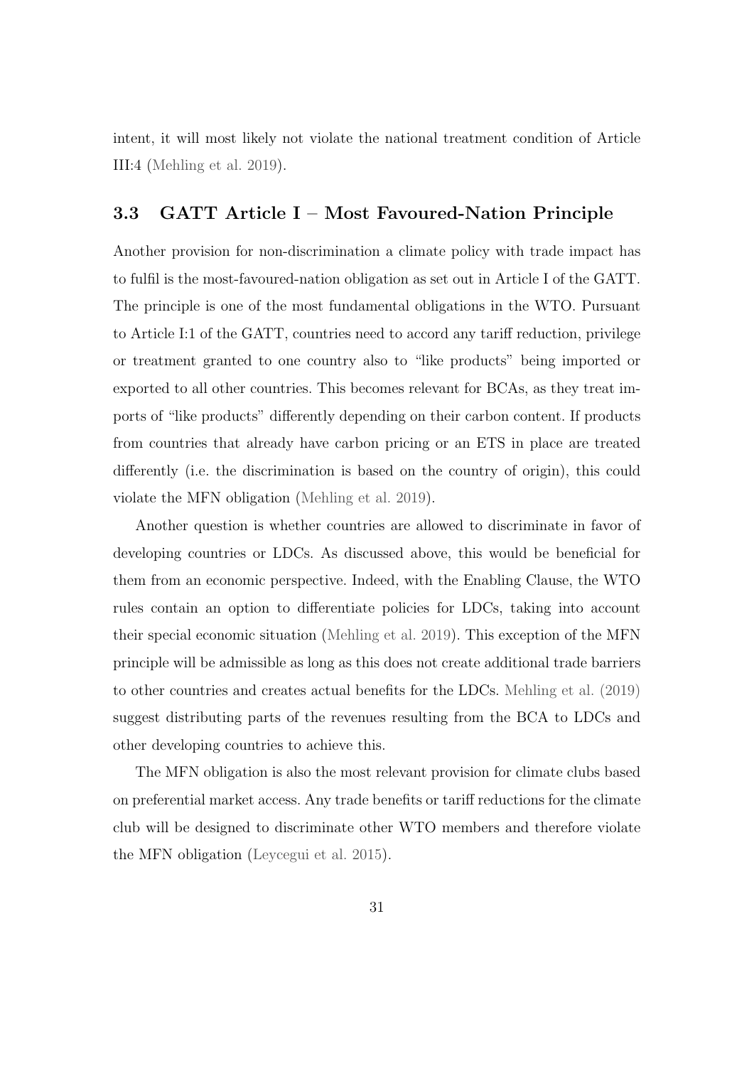intent, it will most likely not violate the national treatment condition of Article III:4 (Mehling et al. 2019).

## 3.3 GATT Article I – Most Favoured-Nation Principle

Another provision for non-discrimination a climate policy with trade impact has to fulfil is the most-favoured-nation obligation as set out in Article I of the GATT. The principle is one of the most fundamental obligations in the WTO. Pursuant to Article I:1 of the GATT, countries need to accord any tariff reduction, privilege or treatment granted to one country also to "like products" being imported or exported to all other countries. This becomes relevant for BCAs, as they treat imports of "like products" differently depending on their carbon content. If products from countries that already have carbon pricing or an ETS in place are treated differently (i.e. the discrimination is based on the country of origin), this could violate the MFN obligation (Mehling et al. 2019).

Another question is whether countries are allowed to discriminate in favor of developing countries or LDCs. As discussed above, this would be beneficial for them from an economic perspective. Indeed, with the Enabling Clause, the WTO rules contain an option to differentiate policies for LDCs, taking into account their special economic situation (Mehling et al. 2019). This exception of the MFN principle will be admissible as long as this does not create additional trade barriers to other countries and creates actual benefits for the LDCs. Mehling et al. (2019) suggest distributing parts of the revenues resulting from the BCA to LDCs and other developing countries to achieve this.

The MFN obligation is also the most relevant provision for climate clubs based on preferential market access. Any trade benefits or tariff reductions for the climate club will be designed to discriminate other WTO members and therefore violate the MFN obligation (Leycegui et al. 2015).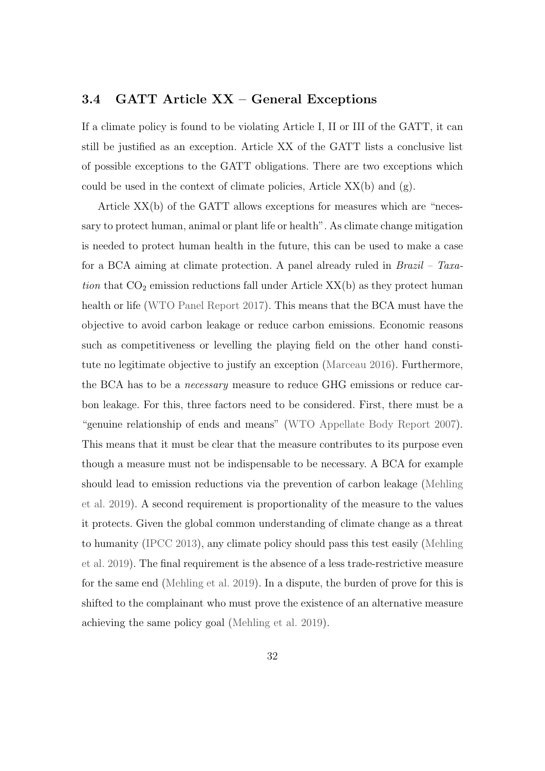## 3.4 GATT Article XX – General Exceptions

If a climate policy is found to be violating Article I, II or III of the GATT, it can still be justified as an exception. Article XX of the GATT lists a conclusive list of possible exceptions to the GATT obligations. There are two exceptions which could be used in the context of climate policies, Article XX(b) and (g).

Article XX(b) of the GATT allows exceptions for measures which are "necessary to protect human, animal or plant life or health". As climate change mitigation is needed to protect human health in the future, this can be used to make a case for a BCA aiming at climate protection. A panel already ruled in *Brazil – Taxation* that $CO_2$ emission reductions fall under Article XX(b) as they protect human health or life (WTO Panel Report 2017). This means that the BCA must have the objective to avoid carbon leakage or reduce carbon emissions. Economic reasons such as competitiveness or levelling the playing field on the other hand constitute no legitimate objective to justify an exception (Marceau 2016). Furthermore, the BCA has to be a *necessary* measure to reduce GHG emissions or reduce carbon leakage. For this, three factors need to be considered. First, there must be a "genuine relationship of ends and means" (WTO Appellate Body Report 2007). This means that it must be clear that the measure contributes to its purpose even though a measure must not be indispensable to be necessary. A BCA for example should lead to emission reductions via the prevention of carbon leakage (Mehling et al. 2019). A second requirement is proportionality of the measure to the values it protects. Given the global common understanding of climate change as a threat to humanity (IPCC 2013), any climate policy should pass this test easily (Mehling et al. 2019). The final requirement is the absence of a less trade-restrictive measure for the same end (Mehling et al. 2019). In a dispute, the burden of prove for this is shifted to the complainant who must prove the existence of an alternative measure achieving the same policy goal (Mehling et al. 2019).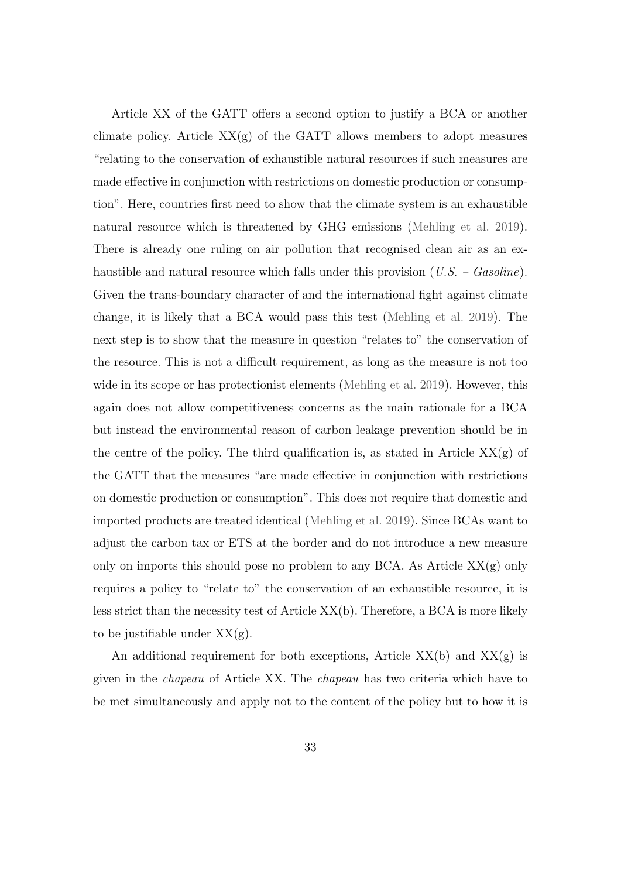Article XX of the GATT offers a second option to justify a BCA or another climate policy. Article XX(g) of the GATT allows members to adopt measures "relating to the conservation of exhaustible natural resources if such measures are made effective in conjunction with restrictions on domestic production or consumption". Here, countries first need to show that the climate system is an exhaustible natural resource which is threatened by GHG emissions (Mehling et al. 2019). There is already one ruling on air pollution that recognised clean air as an exhaustible and natural resource which falls under this provision (*U.S. – Gasoline*). Given the trans-boundary character of and the international fight against climate change, it is likely that a BCA would pass this test (Mehling et al. 2019). The next step is to show that the measure in question "relates to" the conservation of the resource. This is not a difficult requirement, as long as the measure is not too wide in its scope or has protectionist elements (Mehling et al. 2019). However, this again does not allow competitiveness concerns as the main rationale for a BCA but instead the environmental reason of carbon leakage prevention should be in the centre of the policy. The third qualification is, as stated in Article XX(g) of the GATT that the measures "are made effective in conjunction with restrictions on domestic production or consumption". This does not require that domestic and imported products are treated identical (Mehling et al. 2019). Since BCAs want to adjust the carbon tax or ETS at the border and do not introduce a new measure only on imports this should pose no problem to any BCA. As Article XX(g) only requires a policy to "relate to" the conservation of an exhaustible resource, it is less strict than the necessity test of Article XX(b). Therefore, a BCA is more likely to be justifiable under XX(g).

An additional requirement for both exceptions, Article XX(b) and XX(g) is given in the *chapeau* of Article XX. The *chapeau* has two criteria which have to be met simultaneously and apply not to the content of the policy but to how it is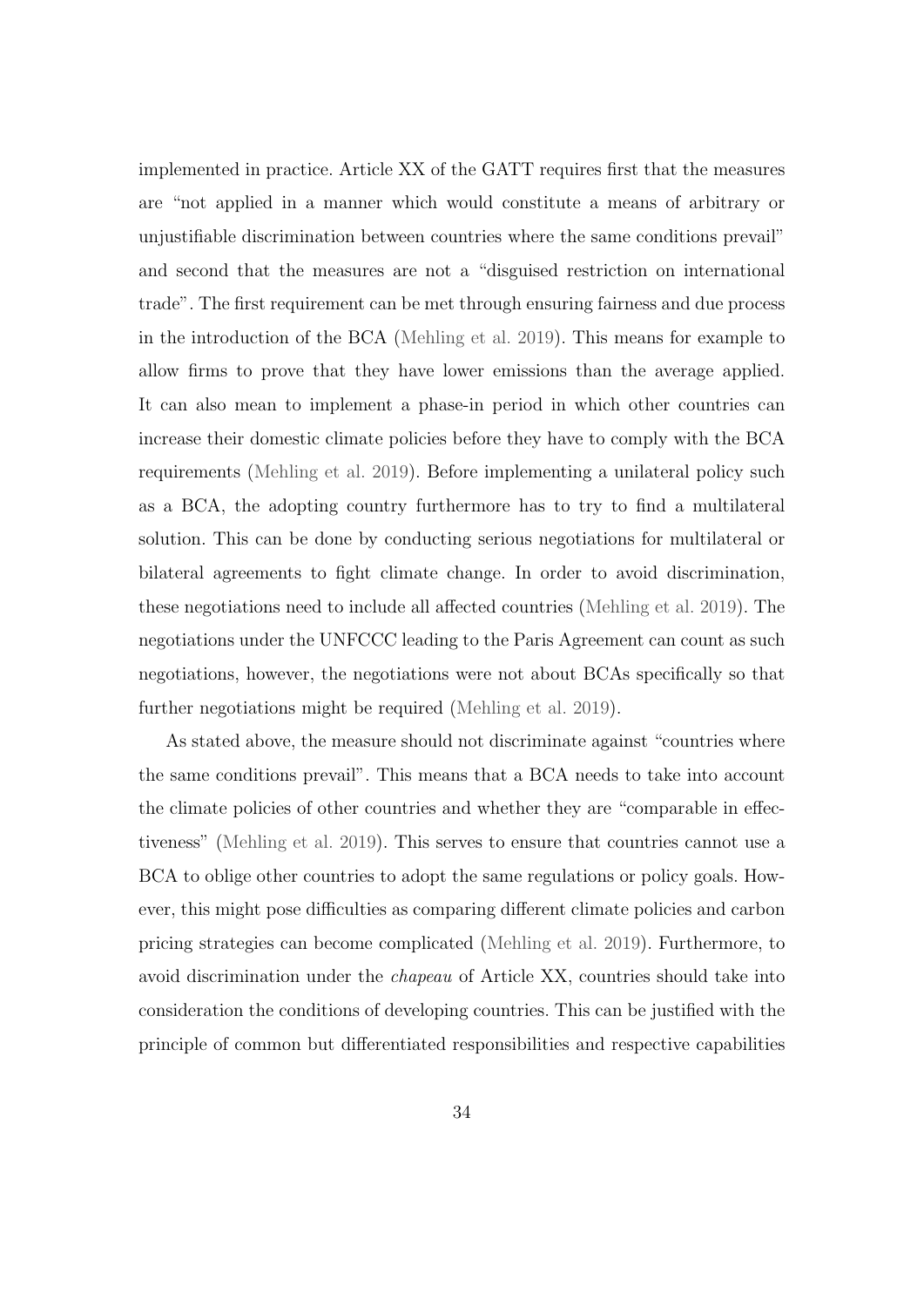implemented in practice. Article XX of the GATT requires first that the measures are "not applied in a manner which would constitute a means of arbitrary or unjustifiable discrimination between countries where the same conditions prevail" and second that the measures are not a "disguised restriction on international trade". The first requirement can be met through ensuring fairness and due process in the introduction of the BCA (Mehling et al. 2019). This means for example to allow firms to prove that they have lower emissions than the average applied. It can also mean to implement a phase-in period in which other countries can increase their domestic climate policies before they have to comply with the BCA requirements (Mehling et al. 2019). Before implementing a unilateral policy such as a BCA, the adopting country furthermore has to try to find a multilateral solution. This can be done by conducting serious negotiations for multilateral or bilateral agreements to fight climate change. In order to avoid discrimination, these negotiations need to include all affected countries (Mehling et al. 2019). The negotiations under the UNFCCC leading to the Paris Agreement can count as such negotiations, however, the negotiations were not about BCAs specifically so that further negotiations might be required (Mehling et al. 2019).

As stated above, the measure should not discriminate against "countries where the same conditions prevail". This means that a BCA needs to take into account the climate policies of other countries and whether they are "comparable in effectiveness" (Mehling et al. 2019). This serves to ensure that countries cannot use a BCA to oblige other countries to adopt the same regulations or policy goals. However, this might pose difficulties as comparing different climate policies and carbon pricing strategies can become complicated (Mehling et al. 2019). Furthermore, to avoid discrimination under the *chapeau* of Article XX, countries should take into consideration the conditions of developing countries. This can be justified with the principle of common but differentiated responsibilities and respective capabilities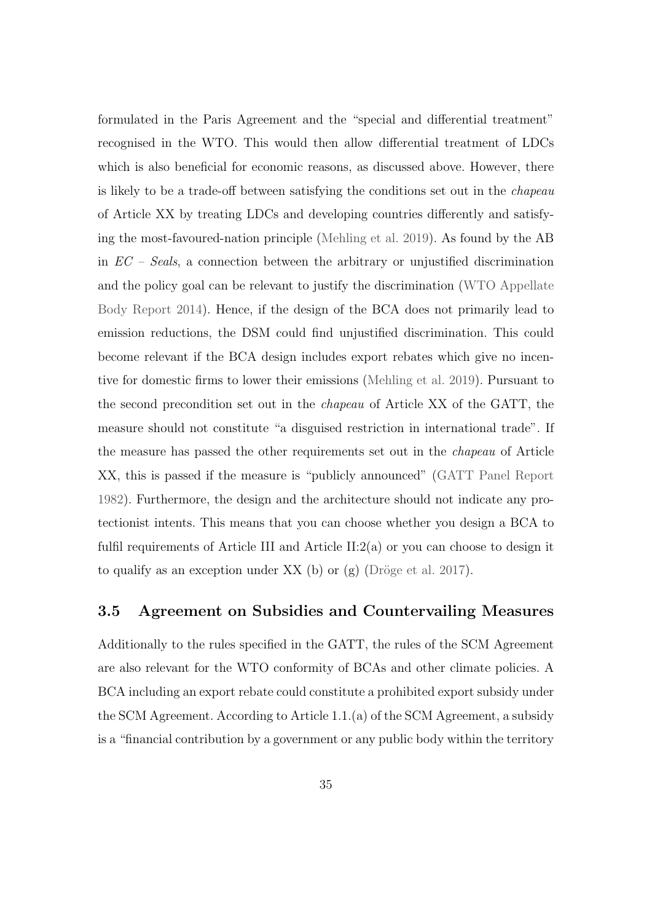formulated in the Paris Agreement and the "special and differential treatment" recognised in the WTO. This would then allow differential treatment of LDCs which is also beneficial for economic reasons, as discussed above. However, there is likely to be a trade-off between satisfying the conditions set out in the *chapeau* of Article XX by treating LDCs and developing countries differently and satisfying the most-favoured-nation principle (Mehling et al. 2019). As found by the AB in *EC – Seals*, a connection between the arbitrary or unjustified discrimination and the policy goal can be relevant to justify the discrimination (WTO Appellate Body Report 2014). Hence, if the design of the BCA does not primarily lead to emission reductions, the DSM could find unjustified discrimination. This could become relevant if the BCA design includes export rebates which give no incentive for domestic firms to lower their emissions (Mehling et al. 2019). Pursuant to the second precondition set out in the *chapeau* of Article XX of the GATT, the measure should not constitute "a disguised restriction in international trade". If the measure has passed the other requirements set out in the *chapeau* of Article XX, this is passed if the measure is "publicly announced" (GATT Panel Report 1982). Furthermore, the design and the architecture should not indicate any protectionist intents. This means that you can choose whether you design a BCA to fulfil requirements of Article III and Article II:2(a) or you can choose to design it to qualify as an exception under XX (b) or (g) (Dröge et al. 2017).

## 3.5 Agreement on Subsidies and Countervailing Measures

Additionally to the rules specified in the GATT, the rules of the SCM Agreement are also relevant for the WTO conformity of BCAs and other climate policies. A BCA including an export rebate could constitute a prohibited export subsidy under the SCM Agreement. According to Article 1.1.(a) of the SCM Agreement, a subsidy is a "financial contribution by a government or any public body within the territory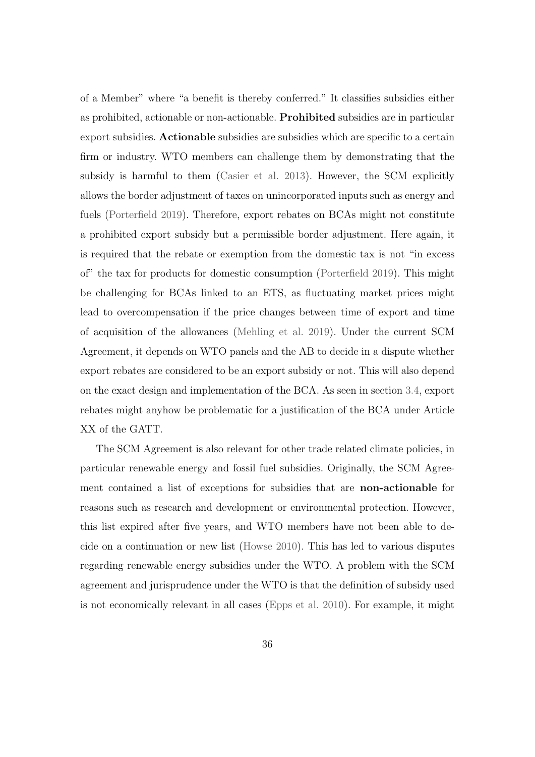of a Member" where "a benefit is thereby conferred." It classifies subsidies either as prohibited, actionable or non-actionable. **Prohibited** subsidies are in particular export subsidies. **Actionable** subsidies are subsidies which are specific to a certain firm or industry. WTO members can challenge them by demonstrating that the subsidy is harmful to them (Casier et al. 2013). However, the SCM explicitly allows the border adjustment of taxes on unincorporated inputs such as energy and fuels (Porterfield 2019). Therefore, export rebates on BCAs might not constitute a prohibited export subsidy but a permissible border adjustment. Here again, it is required that the rebate or exemption from the domestic tax is not "in excess of" the tax for products for domestic consumption (Porterfield 2019). This might be challenging for BCAs linked to an ETS, as fluctuating market prices might lead to overcompensation if the price changes between time of export and time of acquisition of the allowances (Mehling et al. 2019). Under the current SCM Agreement, it depends on WTO panels and the AB to decide in a dispute whether export rebates are considered to be an export subsidy or not. This will also depend on the exact design and implementation of the BCA. As seen in section 3.4, export rebates might anyhow be problematic for a justification of the BCA under Article XX of the GATT.

The SCM Agreement is also relevant for other trade related climate policies, in particular renewable energy and fossil fuel subsidies. Originally, the SCM Agreement contained a list of exceptions for subsidies that are **non-actionable** for reasons such as research and development or environmental protection. However, this list expired after five years, and WTO members have not been able to decide on a continuation or new list (Howse 2010). This has led to various disputes regarding renewable energy subsidies under the WTO. A problem with the SCM agreement and jurisprudence under the WTO is that the definition of subsidy used is not economically relevant in all cases (Epps et al. 2010). For example, it might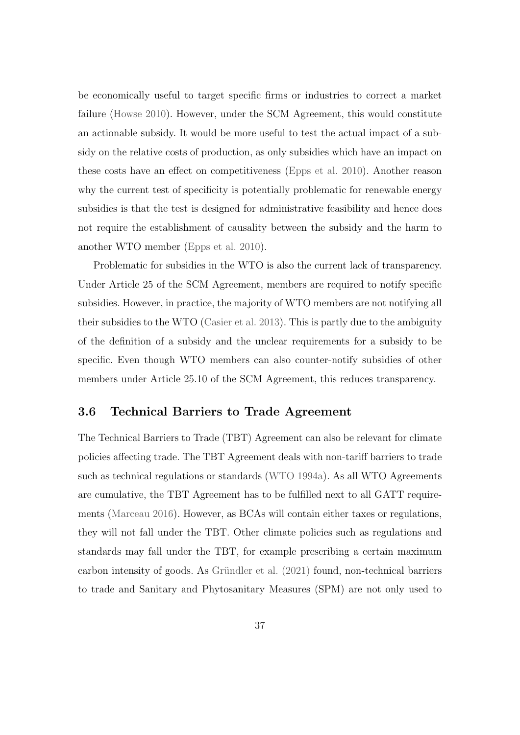be economically useful to target specific firms or industries to correct a market failure (Howse 2010). However, under the SCM Agreement, this would constitute an actionable subsidy. It would be more useful to test the actual impact of a subsidy on the relative costs of production, as only subsidies which have an impact on these costs have an effect on competitiveness (Epps et al. 2010). Another reason why the current test of specificity is potentially problematic for renewable energy subsidies is that the test is designed for administrative feasibility and hence does not require the establishment of causality between the subsidy and the harm to another WTO member (Epps et al. 2010).

Problematic for subsidies in the WTO is also the current lack of transparency. Under Article 25 of the SCM Agreement, members are required to notify specific subsidies. However, in practice, the majority of WTO members are not notifying all their subsidies to the WTO (Casier et al. 2013). This is partly due to the ambiguity of the definition of a subsidy and the unclear requirements for a subsidy to be specific. Even though WTO members can also counter-notify subsidies of other members under Article 25.10 of the SCM Agreement, this reduces transparency.

## 3.6 Technical Barriers to Trade Agreement

The Technical Barriers to Trade (TBT) Agreement can also be relevant for climate policies affecting trade. The TBT Agreement deals with non-tariff barriers to trade such as technical regulations or standards (WTO 1994a). As all WTO Agreements are cumulative, the TBT Agreement has to be fulfilled next to all GATT requirements (Marceau 2016). However, as BCAs will contain either taxes or regulations, they will not fall under the TBT. Other climate policies such as regulations and standards may fall under the TBT, for example prescribing a certain maximum carbon intensity of goods. As Gründler et al. (2021) found, non-technical barriers to trade and Sanitary and Phytosanitary Measures (SPM) are not only used to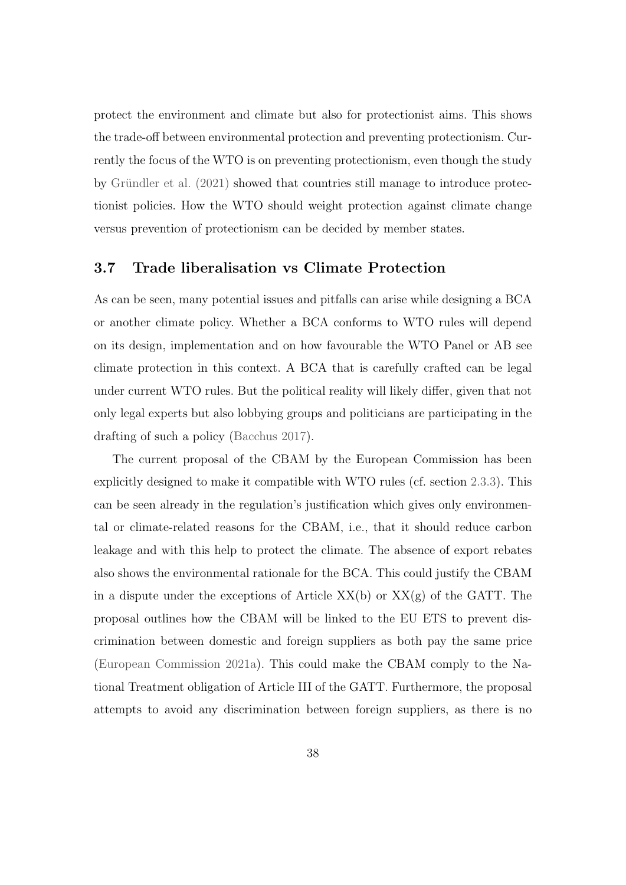protect the environment and climate but also for protectionist aims. This shows the trade-off between environmental protection and preventing protectionism. Currently the focus of the WTO is on preventing protectionism, even though the study by Gründler et al. (2021) showed that countries still manage to introduce protectionist policies. How the WTO should weight protection against climate change versus prevention of protectionism can be decided by member states.

## 3.7 Trade liberalisation vs Climate Protection

As can be seen, many potential issues and pitfalls can arise while designing a BCA or another climate policy. Whether a BCA conforms to WTO rules will depend on its design, implementation and on how favourable the WTO Panel or AB see climate protection in this context. A BCA that is carefully crafted can be legal under current WTO rules. But the political reality will likely differ, given that not only legal experts but also lobbying groups and politicians are participating in the drafting of such a policy (Bacchus 2017).

The current proposal of the CBAM by the European Commission has been explicitly designed to make it compatible with WTO rules (cf. section 2.3.3). This can be seen already in the regulation's justification which gives only environmental or climate-related reasons for the CBAM, i.e., that it should reduce carbon leakage and with this help to protect the climate. The absence of export rebates also shows the environmental rationale for the BCA. This could justify the CBAM in a dispute under the exceptions of Article XX(b) or XX(g) of the GATT. The proposal outlines how the CBAM will be linked to the EU ETS to prevent discrimination between domestic and foreign suppliers as both pay the same price (European Commission 2021a). This could make the CBAM comply to the National Treatment obligation of Article III of the GATT. Furthermore, the proposal attempts to avoid any discrimination between foreign suppliers, as there is no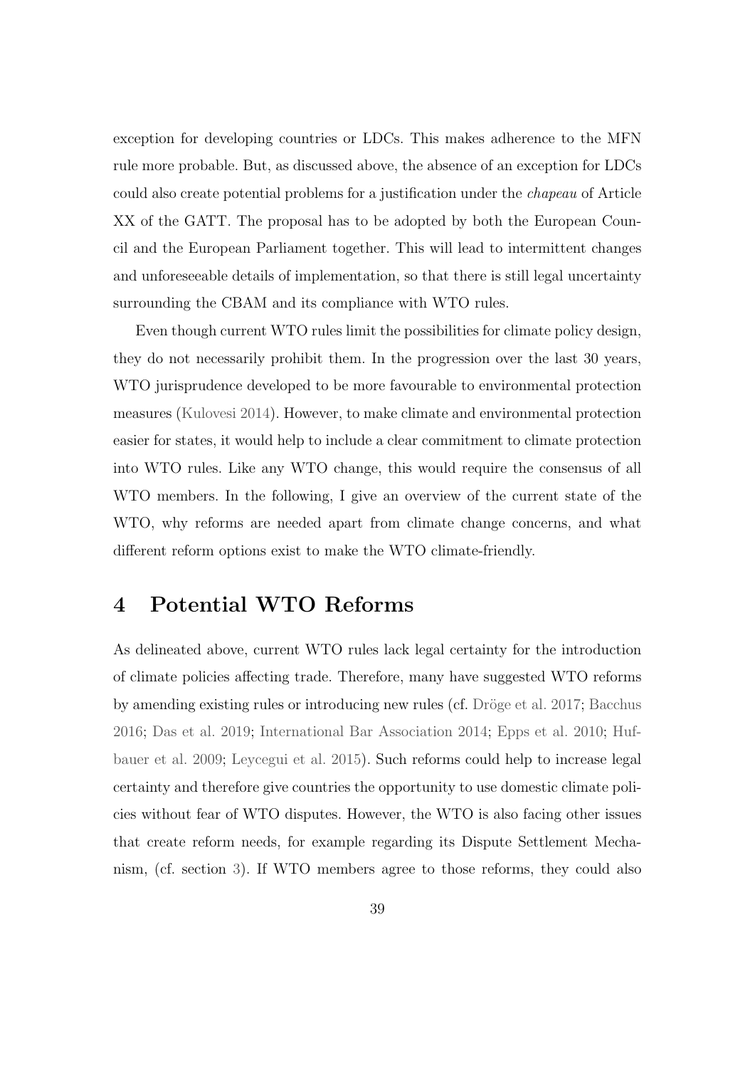exception for developing countries or LDCs. This makes adherence to the MFN rule more probable. But, as discussed above, the absence of an exception for LDCs could also create potential problems for a justification under the *chapeau* of Article XX of the GATT. The proposal has to be adopted by both the European Council and the European Parliament together. This will lead to intermittent changes and unforeseeable details of implementation, so that there is still legal uncertainty surrounding the CBAM and its compliance with WTO rules.

Even though current WTO rules limit the possibilities for climate policy design, they do not necessarily prohibit them. In the progression over the last 30 years, WTO jurisprudence developed to be more favourable to environmental protection measures (Kulovesi 2014). However, to make climate and environmental protection easier for states, it would help to include a clear commitment to climate protection into WTO rules. Like any WTO change, this would require the consensus of all WTO members. In the following, I give an overview of the current state of the WTO, why reforms are needed apart from climate change concerns, and what different reform options exist to make the WTO climate-friendly.

# 4 Potential WTO Reforms

As delineated above, current WTO rules lack legal certainty for the introduction of climate policies affecting trade. Therefore, many have suggested WTO reforms by amending existing rules or introducing new rules (cf. Dröge et al. 2017; Bacchus 2016; Das et al. 2019; International Bar Association 2014; Epps et al. 2010; Hufbauer et al. 2009; Leycegui et al. 2015). Such reforms could help to increase legal certainty and therefore give countries the opportunity to use domestic climate policies without fear of WTO disputes. However, the WTO is also facing other issues that create reform needs, for example regarding its Dispute Settlement Mechanism, (cf. section 3). If WTO members agree to those reforms, they could also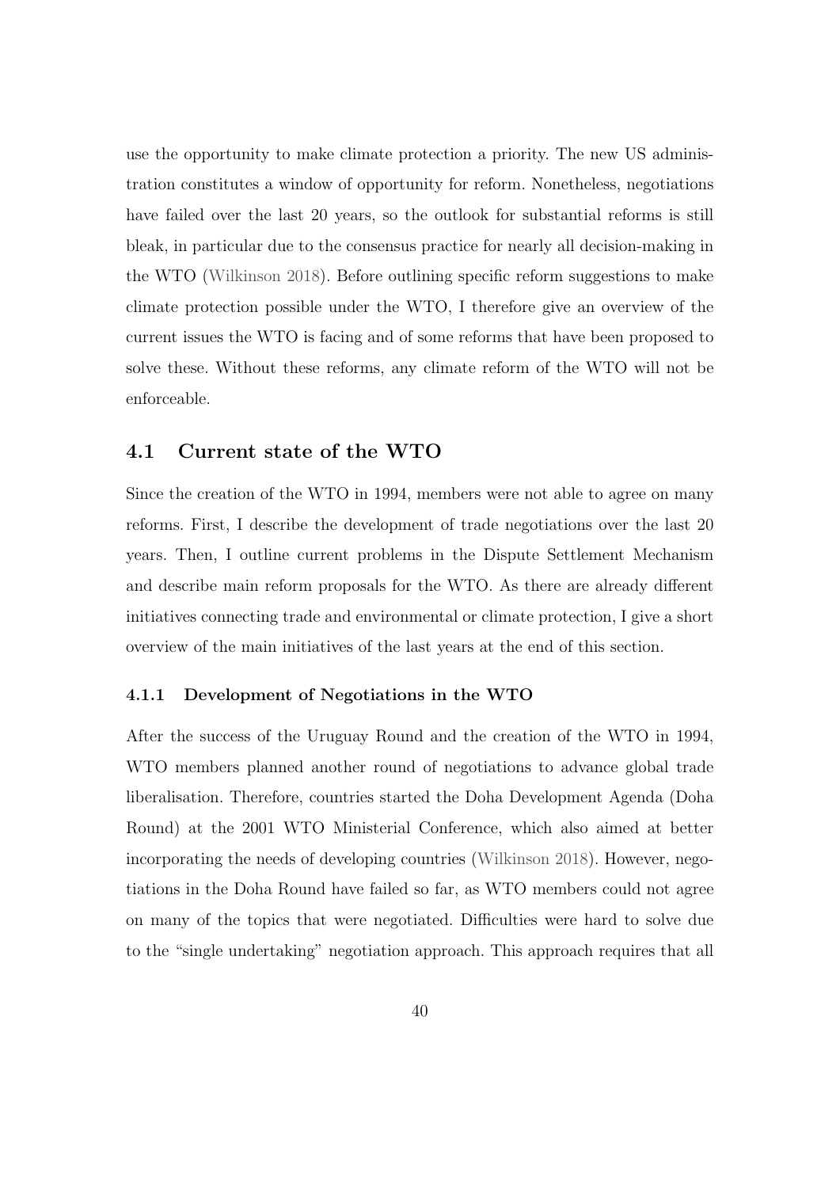use the opportunity to make climate protection a priority. The new US administration constitutes a window of opportunity for reform. Nonetheless, negotiations have failed over the last 20 years, so the outlook for substantial reforms is still bleak, in particular due to the consensus practice for nearly all decision-making in the WTO (Wilkinson 2018). Before outlining specific reform suggestions to make climate protection possible under the WTO, I therefore give an overview of the current issues the WTO is facing and of some reforms that have been proposed to solve these. Without these reforms, any climate reform of the WTO will not be enforceable.

## 4.1 Current state of the WTO

Since the creation of the WTO in 1994, members were not able to agree on many reforms. First, I describe the development of trade negotiations over the last 20 years. Then, I outline current problems in the Dispute Settlement Mechanism and describe main reform proposals for the WTO. As there are already different initiatives connecting trade and environmental or climate protection, I give a short overview of the main initiatives of the last years at the end of this section.

### 4.1.1 Development of Negotiations in the WTO

After the success of the Uruguay Round and the creation of the WTO in 1994, WTO members planned another round of negotiations to advance global trade liberalisation. Therefore, countries started the Doha Development Agenda (Doha Round) at the 2001 WTO Ministerial Conference, which also aimed at better incorporating the needs of developing countries (Wilkinson 2018). However, negotiations in the Doha Round have failed so far, as WTO members could not agree on many of the topics that were negotiated. Difficulties were hard to solve due to the "single undertaking" negotiation approach. This approach requires that all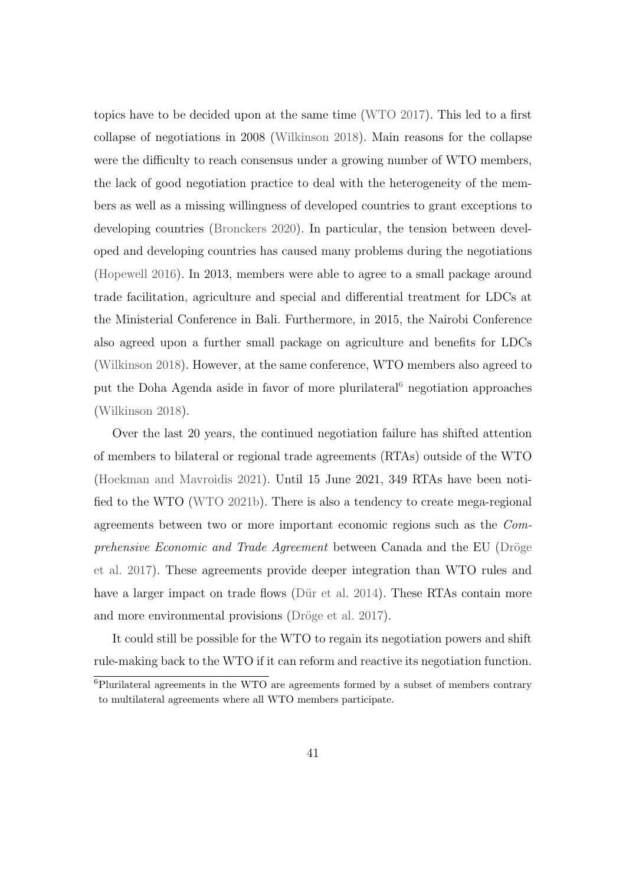topics have to be decided upon at the same time (WTO 2017). This led to a first collapse of negotiations in 2008 (Wilkinson 2018). Main reasons for the collapse were the difficulty to reach consensus under a growing number of WTO members, the lack of good negotiation practice to deal with the heterogeneity of the members as well as a missing willingness of developed countries to grant exceptions to developing countries (Bronckers 2020). In particular, the tension between developed and developing countries has caused many problems during the negotiations (Hopewell 2016). In 2013, members were able to agree to a small package around trade facilitation, agriculture and special and differential treatment for LDCs at the Ministerial Conference in Bali. Furthermore, in 2015, the Nairobi Conference also agreed upon a further small package on agriculture and benefits for LDCs (Wilkinson 2018). However, at the same conference, WTO members also agreed to put the Doha Agenda aside in favor of more plurilateral[6] negotiation approaches (Wilkinson 2018).

Over the last 20 years, the continued negotiation failure has shifted attention of members to bilateral or regional trade agreements (RTAs) outside of the WTO (Hoekman and Mavroidis 2021). Until 15 June 2021, 349 RTAs have been notified to the WTO (WTO 2021b). There is also a tendency to create mega-regional agreements between two or more important economic regions such as the *Comprehensive Economic and Trade Agreement* between Canada and the EU (Dröge et al. 2017). These agreements provide deeper integration than WTO rules and have a larger impact on trade flows (Dür et al. 2014). These RTAs contain more and more environmental provisions (Dröge et al. 2017).

It could still be possible for the WTO to regain its negotiation powers and shift rule-making back to the WTO if it can reform and reactive its negotiation function.

[6] Plurilateral agreements in the WTO are agreements formed by a subset of members contrary to multilateral agreements where all WTO members participate.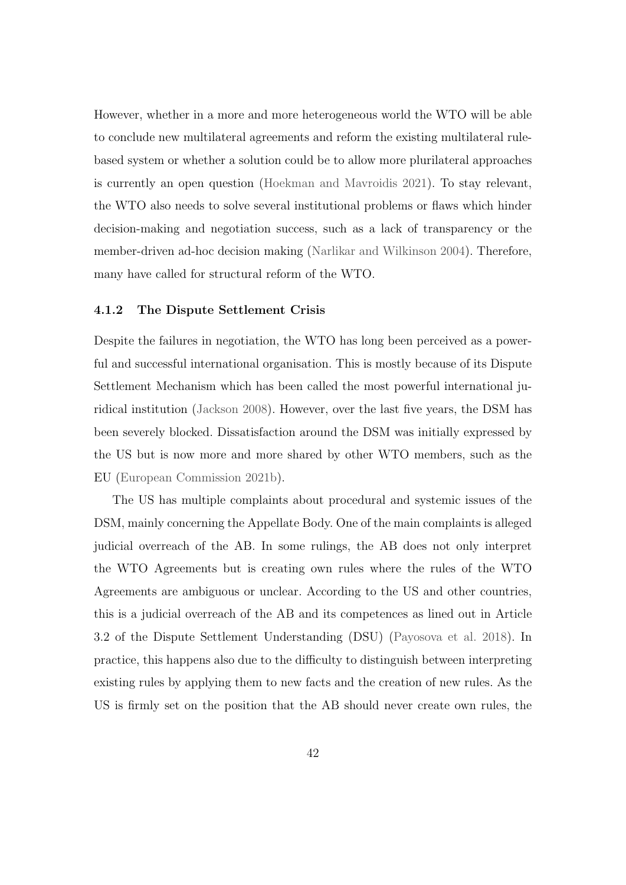However, whether in a more and more heterogeneous world the WTO will be able to conclude new multilateral agreements and reform the existing multilateral rule-based system or whether a solution could be to allow more plurilateral approaches is currently an open question (Hoekman and Mavroidis 2021). To stay relevant, the WTO also needs to solve several institutional problems or flaws which hinder decision-making and negotiation success, such as a lack of transparency or the member-driven ad-hoc decision making (Narlikar and Wilkinson 2004). Therefore, many have called for structural reform of the WTO.

### 4.1.2 The Dispute Settlement Crisis

Despite the failures in negotiation, the WTO has long been perceived as a powerful and successful international organisation. This is mostly because of its Dispute Settlement Mechanism which has been called the most powerful international juridical institution (Jackson 2008). However, over the last five years, the DSM has been severely blocked. Dissatisfaction around the DSM was initially expressed by the US but is now more and more shared by other WTO members, such as the EU (European Commission 2021b).

The US has multiple complaints about procedural and systemic issues of the DSM, mainly concerning the Appellate Body. One of the main complaints is alleged judicial overreach of the AB. In some rulings, the AB does not only interpret the WTO Agreements but is creating own rules where the rules of the WTO Agreements are ambiguous or unclear. According to the US and other countries, this is a judicial overreach of the AB and its competences as lined out in Article 3.2 of the Dispute Settlement Understanding (DSU) (Payosova et al. 2018). In practice, this happens also due to the difficulty to distinguish between interpreting existing rules by applying them to new facts and the creation of new rules. As the US is firmly set on the position that the AB should never create own rules, the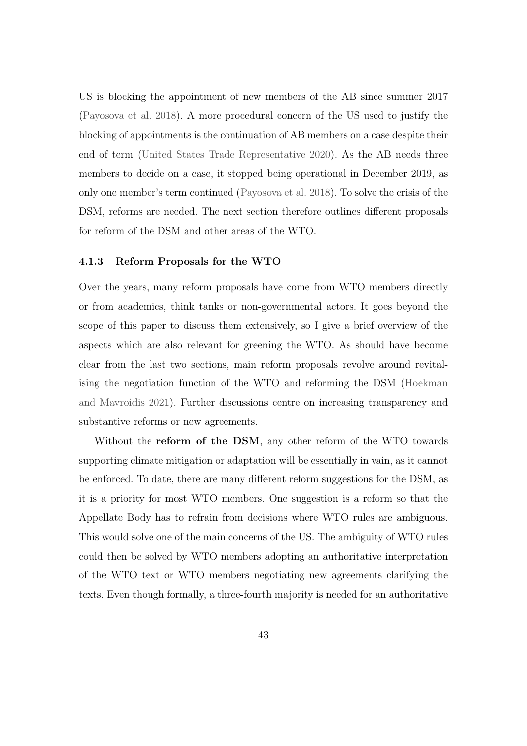US is blocking the appointment of new members of the AB since summer 2017 (Payosova et al. 2018). A more procedural concern of the US used to justify the blocking of appointments is the continuation of AB members on a case despite their end of term (United States Trade Representative 2020). As the AB needs three members to decide on a case, it stopped being operational in December 2019, as only one member's term continued (Payosova et al. 2018). To solve the crisis of the DSM, reforms are needed. The next section therefore outlines different proposals for reform of the DSM and other areas of the WTO.

### 4.1.3 Reform Proposals for the WTO

Over the years, many reform proposals have come from WTO members directly or from academics, think tanks or non-governmental actors. It goes beyond the scope of this paper to discuss them extensively, so I give a brief overview of the aspects which are also relevant for greening the WTO. As should have become clear from the last two sections, main reform proposals revolve around revitalising the negotiation function of the WTO and reforming the DSM (Hoekman and Mavroidis 2021). Further discussions centre on increasing transparency and substantive reforms or new agreements.

Without the **reform of the DSM**, any other reform of the WTO towards supporting climate mitigation or adaptation will be essentially in vain, as it cannot be enforced. To date, there are many different reform suggestions for the DSM, as it is a priority for most WTO members. One suggestion is a reform so that the Appellate Body has to refrain from decisions where WTO rules are ambiguous. This would solve one of the main concerns of the US. The ambiguity of WTO rules could then be solved by WTO members adopting an authoritative interpretation of the WTO text or WTO members negotiating new agreements clarifying the texts. Even though formally, a three-fourth majority is needed for an authoritative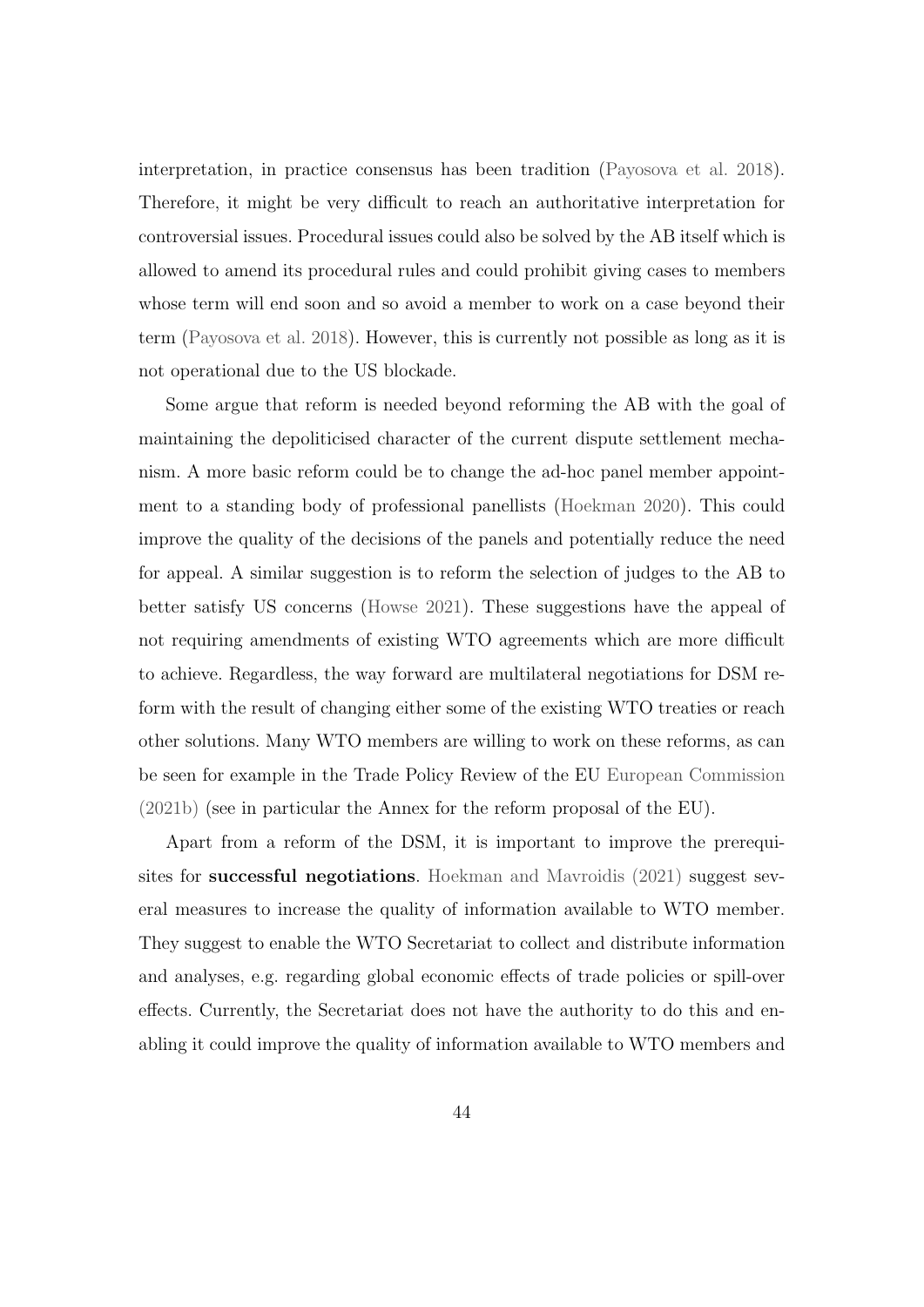interpretation, in practice consensus has been tradition (Payosova et al. 2018). Therefore, it might be very difficult to reach an authoritative interpretation for controversial issues. Procedural issues could also be solved by the AB itself which is allowed to amend its procedural rules and could prohibit giving cases to members whose term will end soon and so avoid a member to work on a case beyond their term (Payosova et al. 2018). However, this is currently not possible as long as it is not operational due to the US blockade.

Some argue that reform is needed beyond reforming the AB with the goal of maintaining the depoliticised character of the current dispute settlement mechanism. A more basic reform could be to change the ad-hoc panel member appointment to a standing body of professional panellists (Hoekman 2020). This could improve the quality of the decisions of the panels and potentially reduce the need for appeal. A similar suggestion is to reform the selection of judges to the AB to better satisfy US concerns (Howse 2021). These suggestions have the appeal of not requiring amendments of existing WTO agreements which are more difficult to achieve. Regardless, the way forward are multilateral negotiations for DSM reform with the result of changing either some of the existing WTO treaties or reach other solutions. Many WTO members are willing to work on these reforms, as can be seen for example in the Trade Policy Review of the EU European Commission (2021b) (see in particular the Annex for the reform proposal of the EU).

Apart from a reform of the DSM, it is important to improve the prerequisites for **successful negotiations**. Hoekman and Mavroidis (2021) suggest several measures to increase the quality of information available to WTO member. They suggest to enable the WTO Secretariat to collect and distribute information and analyses, e.g. regarding global economic effects of trade policies or spill-over effects. Currently, the Secretariat does not have the authority to do this and enabling it could improve the quality of information available to WTO members and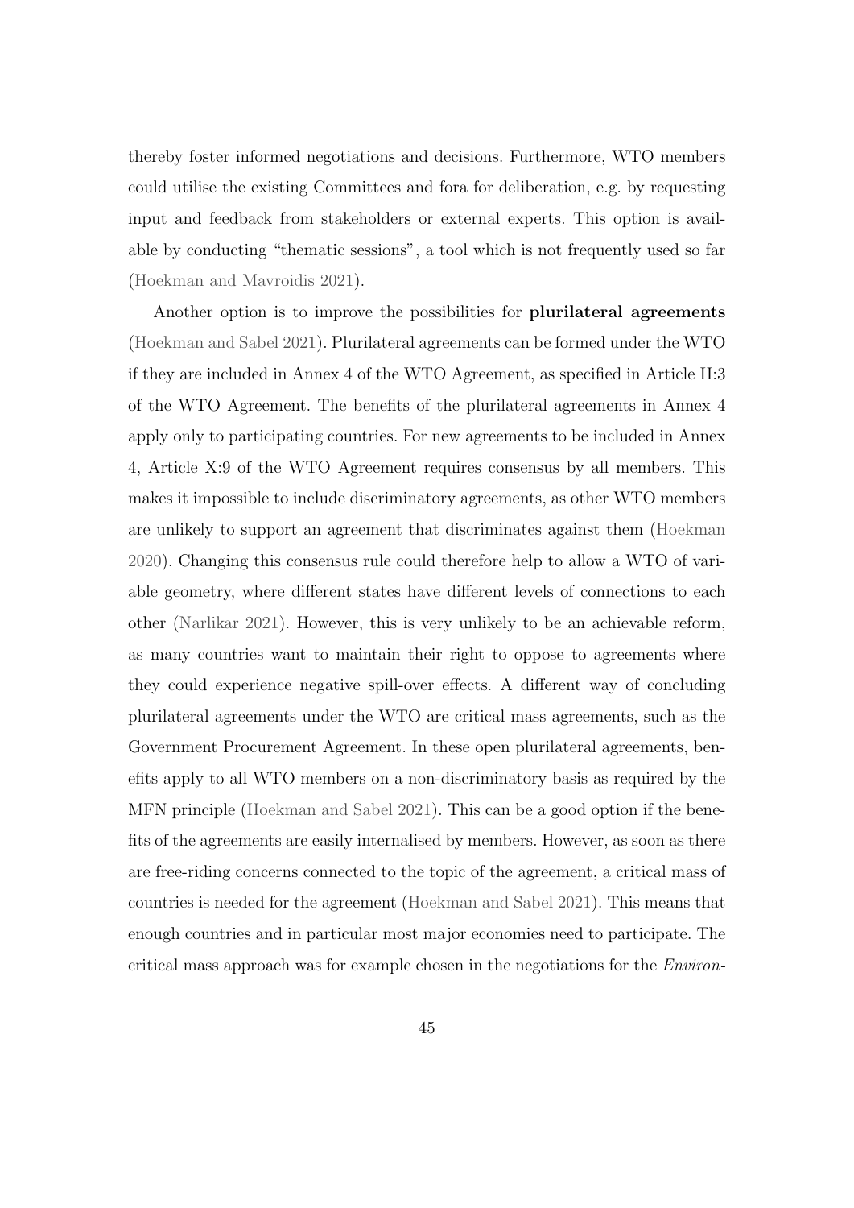thereby foster informed negotiations and decisions. Furthermore, WTO members could utilise the existing Committees and fora for deliberation, e.g. by requesting input and feedback from stakeholders or external experts. This option is available by conducting "thematic sessions", a tool which is not frequently used so far (Hoekman and Mavroidis 2021).

Another option is to improve the possibilities for **plurilateral agreements** (Hoekman and Sabel 2021). Plurilateral agreements can be formed under the WTO if they are included in Annex 4 of the WTO Agreement, as specified in Article II:3 of the WTO Agreement. The benefits of the plurilateral agreements in Annex 4 apply only to participating countries. For new agreements to be included in Annex 4, Article X:9 of the WTO Agreement requires consensus by all members. This makes it impossible to include discriminatory agreements, as other WTO members are unlikely to support an agreement that discriminates against them (Hoekman 2020). Changing this consensus rule could therefore help to allow a WTO of variable geometry, where different states have different levels of connections to each other (Narlikar 2021). However, this is very unlikely to be an achievable reform, as many countries want to maintain their right to oppose to agreements where they could experience negative spill-over effects. A different way of concluding plurilateral agreements under the WTO are critical mass agreements, such as the Government Procurement Agreement. In these open plurilateral agreements, benefits apply to all WTO members on a non-discriminatory basis as required by the MFN principle (Hoekman and Sabel 2021). This can be a good option if the benefits of the agreements are easily internalised by members. However, as soon as there are free-riding concerns connected to the topic of the agreement, a critical mass of countries is needed for the agreement (Hoekman and Sabel 2021). This means that enough countries and in particular most major economies need to participate. The critical mass approach was for example chosen in the negotiations for the *Environ-*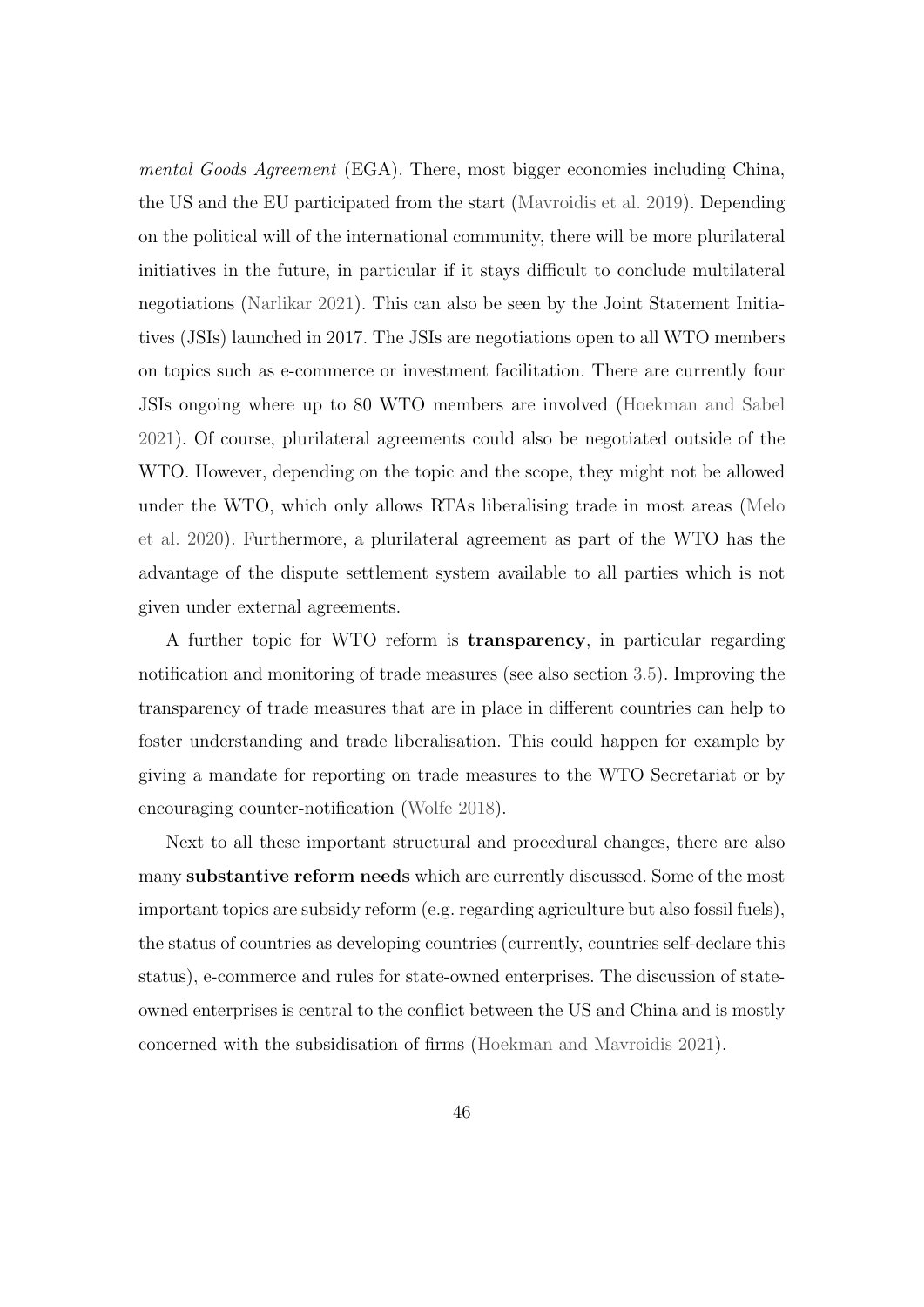*mental Goods Agreement* (EGA). There, most bigger economies including China, the US and the EU participated from the start (Mavroidis et al. 2019). Depending on the political will of the international community, there will be more plurilateral initiatives in the future, in particular if it stays difficult to conclude multilateral negotiations (Narlikar 2021). This can also be seen by the Joint Statement Initiatives (JSIs) launched in 2017. The JSIs are negotiations open to all WTO members on topics such as e-commerce or investment facilitation. There are currently four JSIs ongoing where up to 80 WTO members are involved (Hoekman and Sabel 2021). Of course, plurilateral agreements could also be negotiated outside of the WTO. However, depending on the topic and the scope, they might not be allowed under the WTO, which only allows RTAs liberalising trade in most areas (Melo et al. 2020). Furthermore, a plurilateral agreement as part of the WTO has the advantage of the dispute settlement system available to all parties which is not given under external agreements.

A further topic for WTO reform is **transparency**, in particular regarding notification and monitoring of trade measures (see also section 3.5). Improving the transparency of trade measures that are in place in different countries can help to foster understanding and trade liberalisation. This could happen for example by giving a mandate for reporting on trade measures to the WTO Secretariat or by encouraging counter-notification (Wolfe 2018).

Next to all these important structural and procedural changes, there are also many **substantive reform needs** which are currently discussed. Some of the most important topics are subsidy reform (e.g. regarding agriculture but also fossil fuels), the status of countries as developing countries (currently, countries self-declare this status), e-commerce and rules for state-owned enterprises. The discussion of state-owned enterprises is central to the conflict between the US and China and is mostly concerned with the subsidisation of firms (Hoekman and Mavroidis 2021).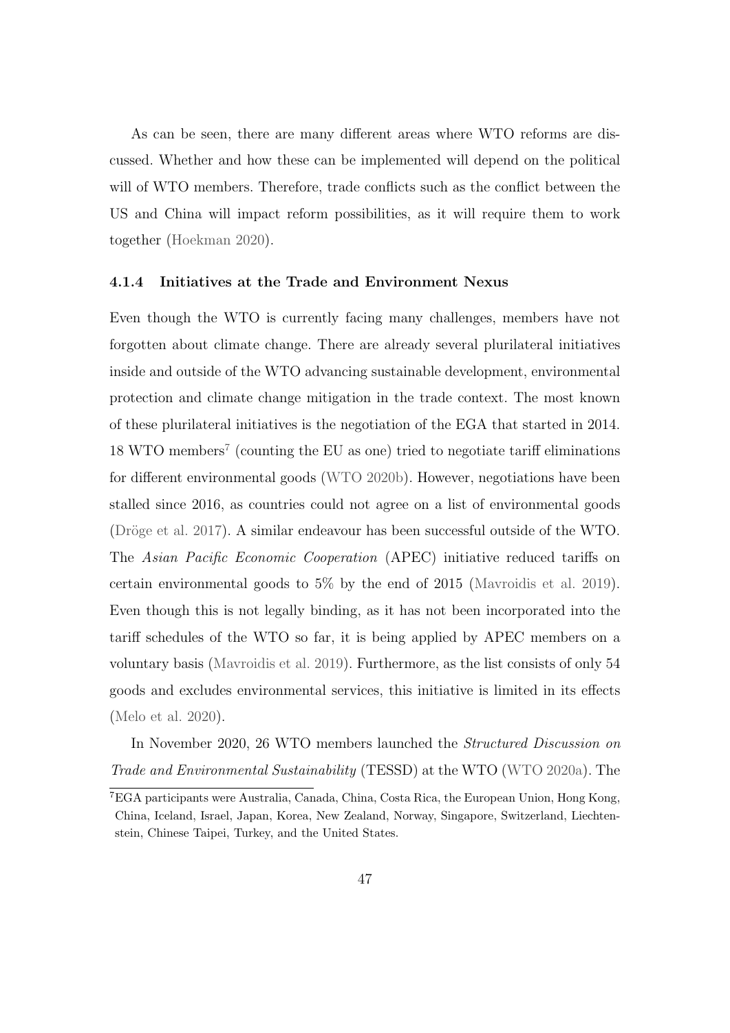As can be seen, there are many different areas where WTO reforms are discussed. Whether and how these can be implemented will depend on the political will of WTO members. Therefore, trade conflicts such as the conflict between the US and China will impact reform possibilities, as it will require them to work together (Hoekman 2020).

#### 4.1.4 Initiatives at the Trade and Environment Nexus

Even though the WTO is currently facing many challenges, members have not forgotten about climate change. There are already several plurilateral initiatives inside and outside of the WTO advancing sustainable development, environmental protection and climate change mitigation in the trade context. The most known of these plurilateral initiatives is the negotiation of the EGA that started in 2014. 18 WTO members[7] (counting the EU as one) tried to negotiate tariff eliminations for different environmental goods (WTO 2020b). However, negotiations have been stalled since 2016, as countries could not agree on a list of environmental goods (Dröge et al. 2017). A similar endeavour has been successful outside of the WTO. The *Asian Pacific Economic Cooperation* (APEC) initiative reduced tariffs on certain environmental goods to 5% by the end of 2015 (Mavroidis et al. 2019). Even though this is not legally binding, as it has not been incorporated into the tariff schedules of the WTO so far, it is being applied by APEC members on a voluntary basis (Mavroidis et al. 2019). Furthermore, as the list consists of only 54 goods and excludes environmental services, this initiative is limited in its effects (Melo et al. 2020).

In November 2020, 26 WTO members launched the *Structured Discussion on Trade and Environmental Sustainability* (TESSD) at the WTO (WTO 2020a). The

[7] EGA participants were Australia, Canada, China, Costa Rica, the European Union, Hong Kong, China, Iceland, Israel, Japan, Korea, New Zealand, Norway, Singapore, Switzerland, Liechtenstein, Chinese Taipei, Turkey, and the United States.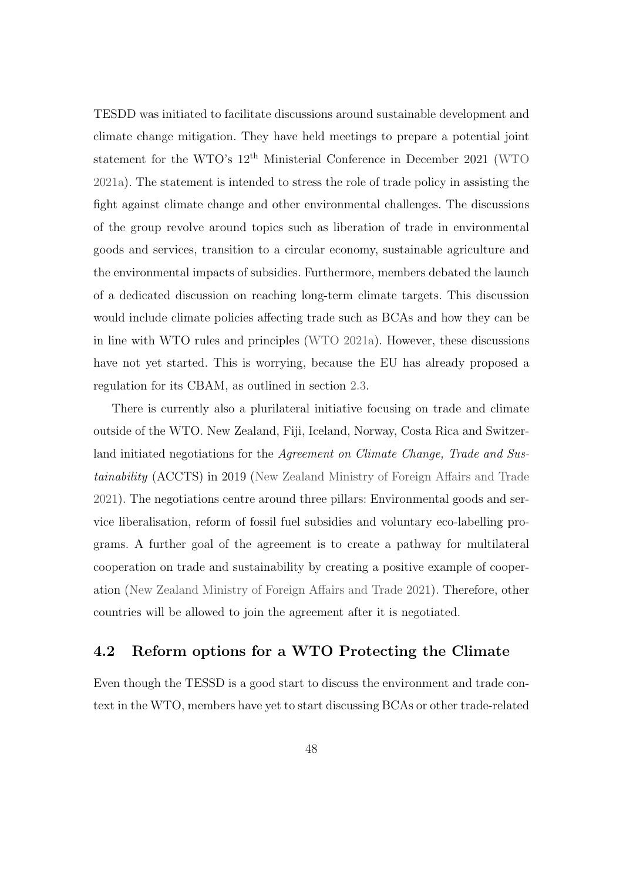TESDD was initiated to facilitate discussions around sustainable development and climate change mitigation. They have held meetings to prepare a potential joint statement for the WTO's 12th Ministerial Conference in December 2021 (WTO 2021a). The statement is intended to stress the role of trade policy in assisting the fight against climate change and other environmental challenges. The discussions of the group revolve around topics such as liberation of trade in environmental goods and services, transition to a circular economy, sustainable agriculture and the environmental impacts of subsidies. Furthermore, members debated the launch of a dedicated discussion on reaching long-term climate targets. This discussion would include climate policies affecting trade such as BCAs and how they can be in line with WTO rules and principles (WTO 2021a). However, these discussions have not yet started. This is worrying, because the EU has already proposed a regulation for its CBAM, as outlined in section 2.3.

There is currently also a plurilateral initiative focusing on trade and climate outside of the WTO. New Zealand, Fiji, Iceland, Norway, Costa Rica and Switzerland initiated negotiations for the *Agreement on Climate Change, Trade and Sustainability* (ACCTS) in 2019 (New Zealand Ministry of Foreign Affairs and Trade 2021). The negotiations centre around three pillars: Environmental goods and service liberalisation, reform of fossil fuel subsidies and voluntary eco-labelling programs. A further goal of the agreement is to create a pathway for multilateral cooperation on trade and sustainability by creating a positive example of cooperation (New Zealand Ministry of Foreign Affairs and Trade 2021). Therefore, other countries will be allowed to join the agreement after it is negotiated.

## 4.2 Reform options for a WTO Protecting the Climate

Even though the TESSD is a good start to discuss the environment and trade context in the WTO, members have yet to start discussing BCAs or other trade-related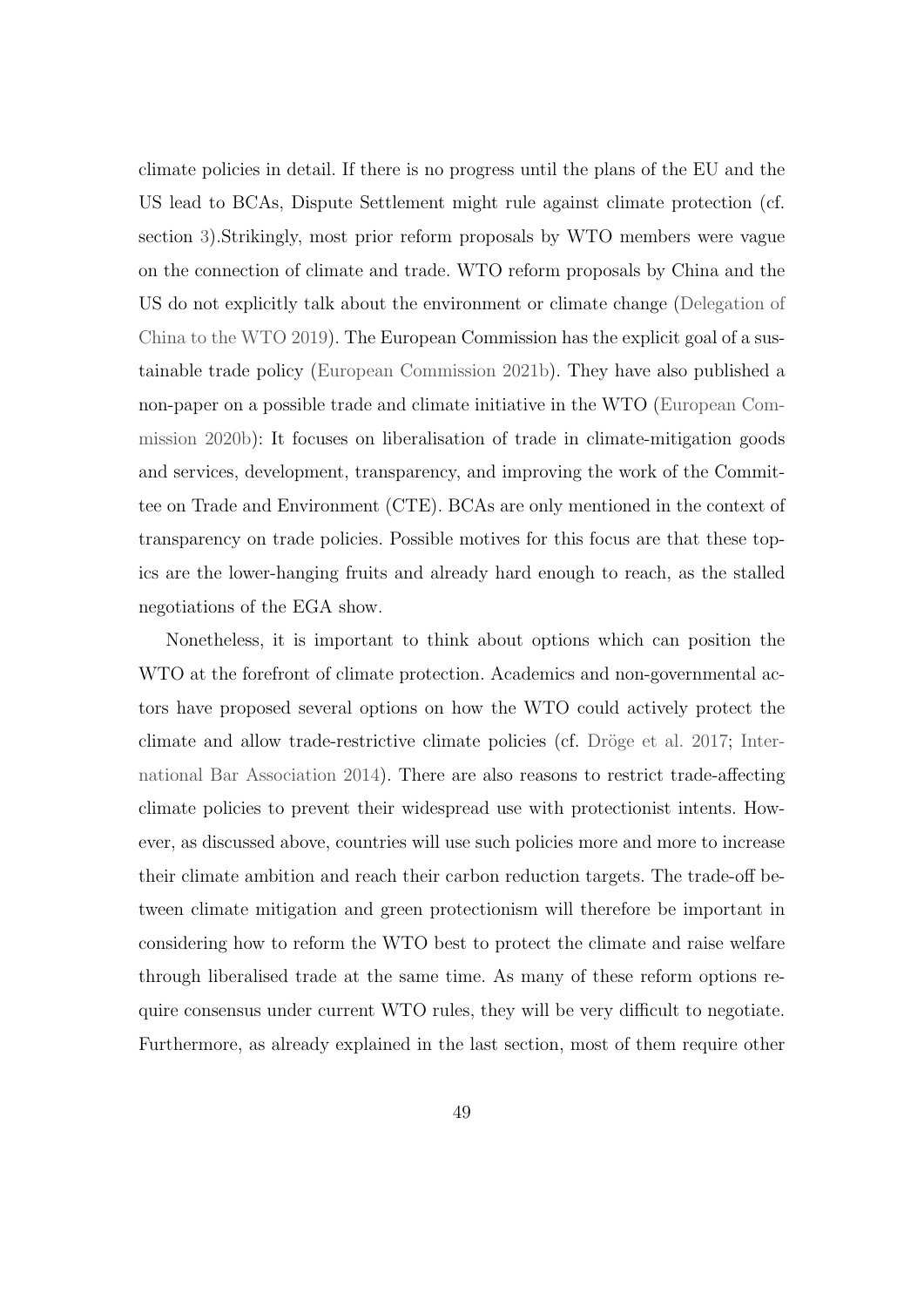climate policies in detail. If there is no progress until the plans of the EU and the US lead to BCAs, Dispute Settlement might rule against climate protection (cf. section 3).Strikingly, most prior reform proposals by WTO members were vague on the connection of climate and trade. WTO reform proposals by China and the US do not explicitly talk about the environment or climate change (Delegation of China to the WTO 2019). The European Commission has the explicit goal of a sustainable trade policy (European Commission 2021b). They have also published a non-paper on a possible trade and climate initiative in the WTO (European Commission 2020b): It focuses on liberalisation of trade in climate-mitigation goods and services, development, transparency, and improving the work of the Committee on Trade and Environment (CTE). BCAs are only mentioned in the context of transparency on trade policies. Possible motives for this focus are that these topics are the lower-hanging fruits and already hard enough to reach, as the stalled negotiations of the EGA show.

Nonetheless, it is important to think about options which can position the WTO at the forefront of climate protection. Academics and non-governmental actors have proposed several options on how the WTO could actively protect the climate and allow trade-restrictive climate policies (cf. Dröge et al. 2017; International Bar Association 2014). There are also reasons to restrict trade-affecting climate policies to prevent their widespread use with protectionist intents. However, as discussed above, countries will use such policies more and more to increase their climate ambition and reach their carbon reduction targets. The trade-off between climate mitigation and green protectionism will therefore be important in considering how to reform the WTO best to protect the climate and raise welfare through liberalised trade at the same time. As many of these reform options require consensus under current WTO rules, they will be very difficult to negotiate. Furthermore, as already explained in the last section, most of them require other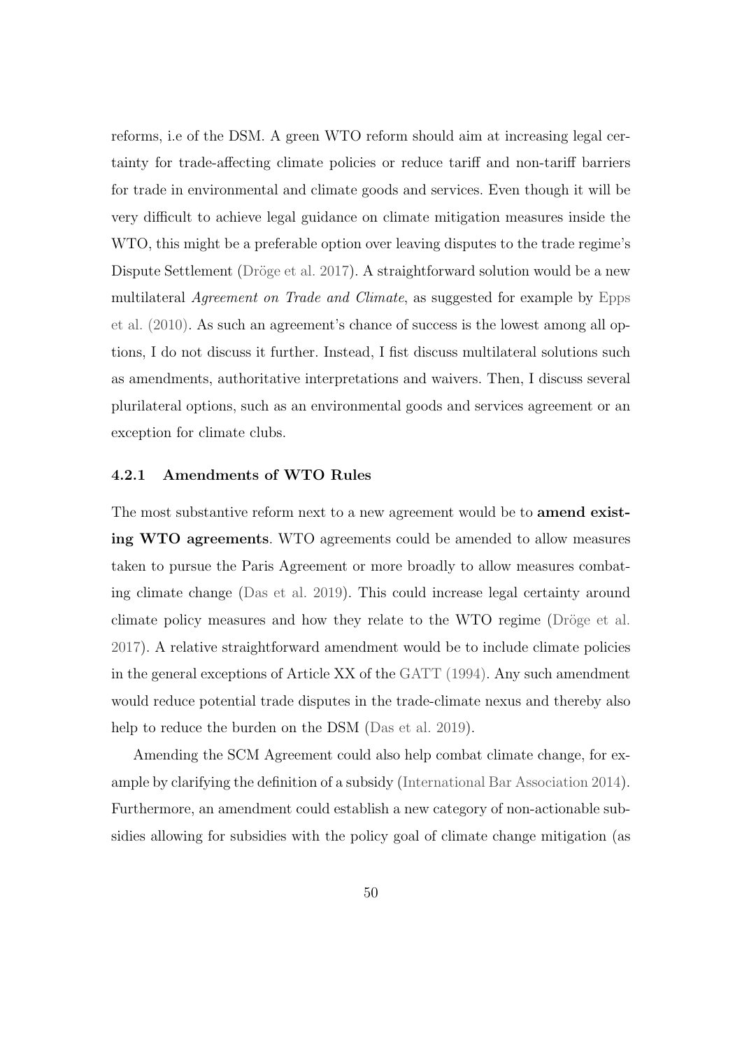reforms, i.e of the DSM. A green WTO reform should aim at increasing legal certainty for trade-affecting climate policies or reduce tariff and non-tariff barriers for trade in environmental and climate goods and services. Even though it will be very difficult to achieve legal guidance on climate mitigation measures inside the WTO, this might be a preferable option over leaving disputes to the trade regime's Dispute Settlement (Dröge et al. 2017). A straightforward solution would be a new multilateral *Agreement on Trade and Climate*, as suggested for example by Epps et al. (2010). As such an agreement's chance of success is the lowest among all options, I do not discuss it further. Instead, I fist discuss multilateral solutions such as amendments, authoritative interpretations and waivers. Then, I discuss several plurilateral options, such as an environmental goods and services agreement or an exception for climate clubs.

### 4.2.1 Amendments of WTO Rules

The most substantive reform next to a new agreement would be to **amend existing WTO agreements**. WTO agreements could be amended to allow measures taken to pursue the Paris Agreement or more broadly to allow measures combating climate change (Das et al. 2019). This could increase legal certainty around climate policy measures and how they relate to the WTO regime (Dröge et al. 2017). A relative straightforward amendment would be to include climate policies in the general exceptions of Article XX of the GATT (1994). Any such amendment would reduce potential trade disputes in the trade-climate nexus and thereby also help to reduce the burden on the DSM (Das et al. 2019).

Amending the SCM Agreement could also help combat climate change, for example by clarifying the definition of a subsidy (International Bar Association 2014). Furthermore, an amendment could establish a new category of non-actionable subsidies allowing for subsidies with the policy goal of climate change mitigation (as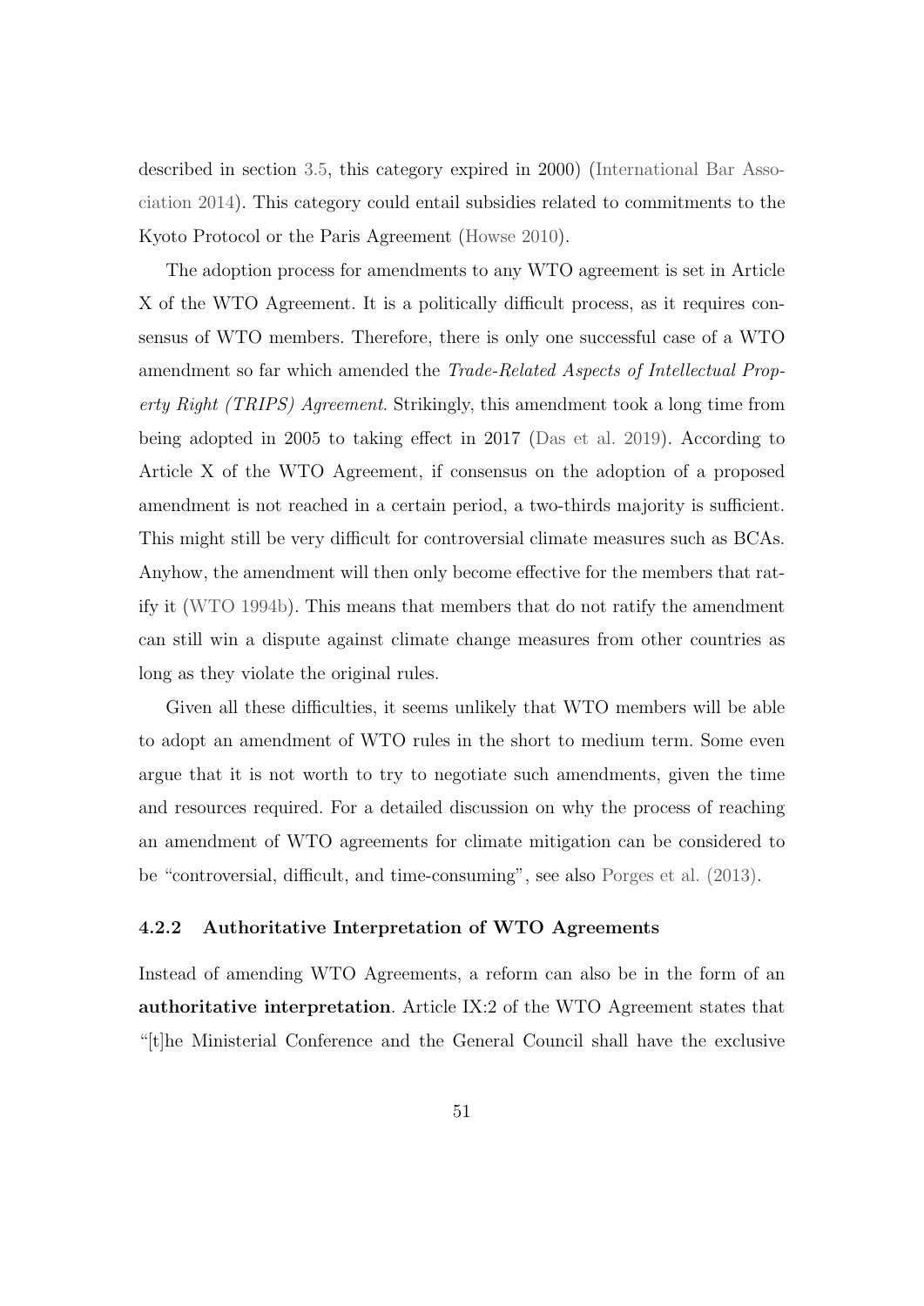described in section 3.5, this category expired in 2000) (International Bar Association 2014). This category could entail subsidies related to commitments to the Kyoto Protocol or the Paris Agreement (Howse 2010).

The adoption process for amendments to any WTO agreement is set in Article X of the WTO Agreement. It is a politically difficult process, as it requires consensus of WTO members. Therefore, there is only one successful case of a WTO amendment so far which amended the *Trade-Related Aspects of Intellectual Property Right (TRIPS) Agreement*. Strikingly, this amendment took a long time from being adopted in 2005 to taking effect in 2017 (Das et al. 2019). According to Article X of the WTO Agreement, if consensus on the adoption of a proposed amendment is not reached in a certain period, a two-thirds majority is sufficient. This might still be very difficult for controversial climate measures such as BCAs. Anyhow, the amendment will then only become effective for the members that ratify it (WTO 1994b). This means that members that do not ratify the amendment can still win a dispute against climate change measures from other countries as long as they violate the original rules.

Given all these difficulties, it seems unlikely that WTO members will be able to adopt an amendment of WTO rules in the short to medium term. Some even argue that it is not worth to try to negotiate such amendments, given the time and resources required. For a detailed discussion on why the process of reaching an amendment of WTO agreements for climate mitigation can be considered to be "controversial, difficult, and time-consuming", see also Porges et al. (2013).

#### 4.2.2 Authoritative Interpretation of WTO Agreements

Instead of amending WTO Agreements, a reform can also be in the form of an **authoritative interpretation**. Article IX:2 of the WTO Agreement states that "[t]he Ministerial Conference and the General Council shall have the exclusive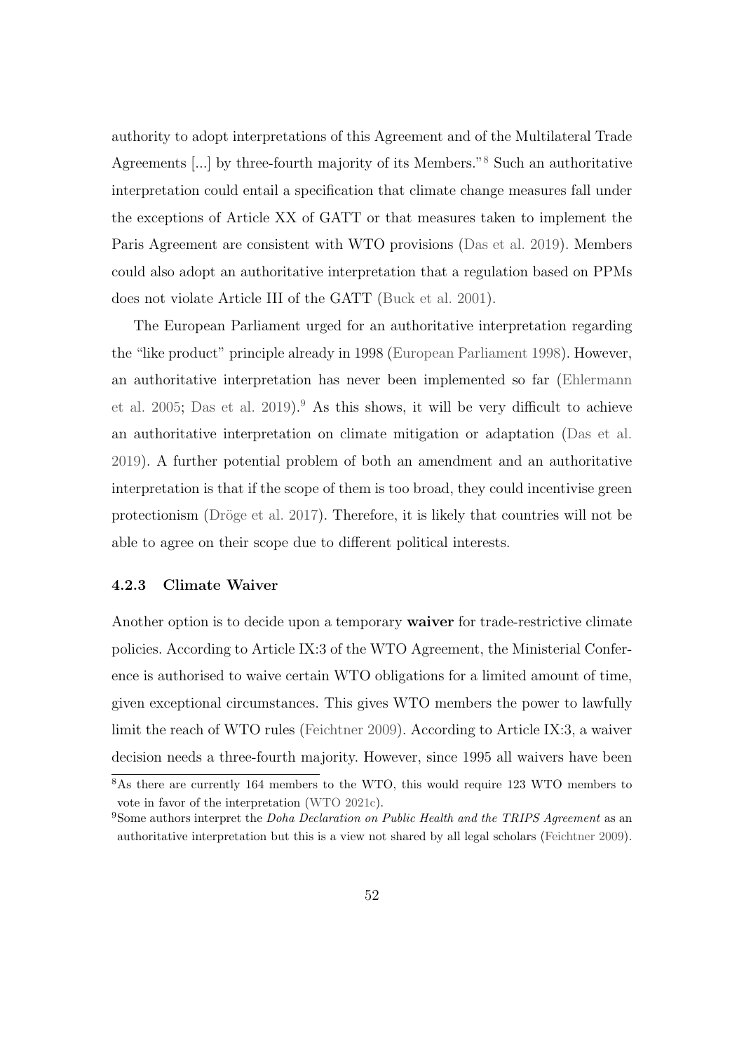authority to adopt interpretations of this Agreement and of the Multilateral Trade Agreements [...] by three-fourth majority of its Members."[8] Such an authoritative interpretation could entail a specification that climate change measures fall under the exceptions of Article XX of GATT or that measures taken to implement the Paris Agreement are consistent with WTO provisions (Das et al. 2019). Members could also adopt an authoritative interpretation that a regulation based on PPMs does not violate Article III of the GATT (Buck et al. 2001).

The European Parliament urged for an authoritative interpretation regarding the "like product" principle already in 1998 (European Parliament 1998). However, an authoritative interpretation has never been implemented so far (Ehlermann et al. 2005; Das et al. 2019).[9] As this shows, it will be very difficult to achieve an authoritative interpretation on climate mitigation or adaptation (Das et al. 2019). A further potential problem of both an amendment and an authoritative interpretation is that if the scope of them is too broad, they could incentivise green protectionism (Dröge et al. 2017). Therefore, it is likely that countries will not be able to agree on their scope due to different political interests.

### 4.2.3 Climate Waiver

Another option is to decide upon a temporary **waiver** for trade-restrictive climate policies. According to Article IX:3 of the WTO Agreement, the Ministerial Conference is authorised to waive certain WTO obligations for a limited amount of time, given exceptional circumstances. This gives WTO members the power to lawfully limit the reach of WTO rules (Feichtner 2009). According to Article IX:3, a waiver decision needs a three-fourth majority. However, since 1995 all waivers have been

[8] As there are currently 164 members to the WTO, this would require 123 WTO members to vote in favor of the interpretation (WTO 2021c).

[9] Some authors interpret the *Doha Declaration on Public Health and the TRIPS Agreement* as an authoritative interpretation but this is a view not shared by all legal scholars (Feichtner 2009).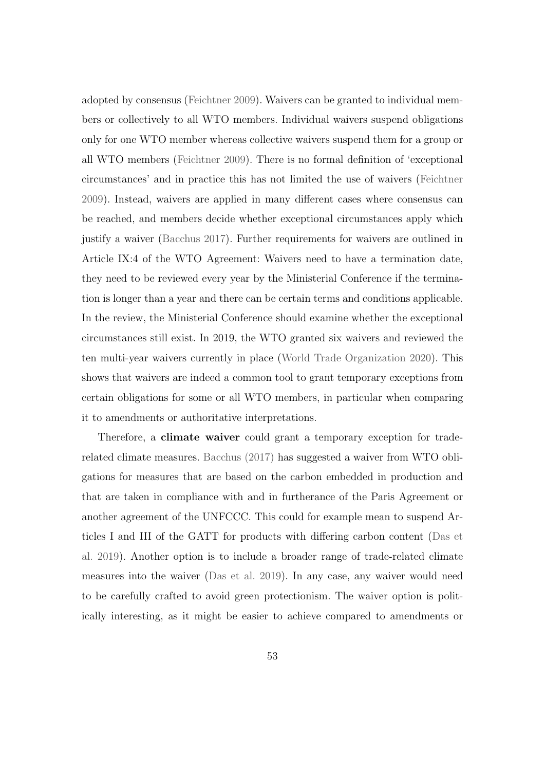adopted by consensus (Feichtner 2009). Waivers can be granted to individual members or collectively to all WTO members. Individual waivers suspend obligations only for one WTO member whereas collective waivers suspend them for a group or all WTO members (Feichtner 2009). There is no formal definition of 'exceptional circumstances' and in practice this has not limited the use of waivers (Feichtner 2009). Instead, waivers are applied in many different cases where consensus can be reached, and members decide whether exceptional circumstances apply which justify a waiver (Bacchus 2017). Further requirements for waivers are outlined in Article IX:4 of the WTO Agreement: Waivers need to have a termination date, they need to be reviewed every year by the Ministerial Conference if the termination is longer than a year and there can be certain terms and conditions applicable. In the review, the Ministerial Conference should examine whether the exceptional circumstances still exist. In 2019, the WTO granted six waivers and reviewed the ten multi-year waivers currently in place (World Trade Organization 2020). This shows that waivers are indeed a common tool to grant temporary exceptions from certain obligations for some or all WTO members, in particular when comparing it to amendments or authoritative interpretations.

Therefore, a **climate waiver** could grant a temporary exception for trade-related climate measures. Bacchus (2017) has suggested a waiver from WTO obligations for measures that are based on the carbon embedded in production and that are taken in compliance with and in furtherance of the Paris Agreement or another agreement of the UNFCCC. This could for example mean to suspend Articles I and III of the GATT for products with differing carbon content (Das et al. 2019). Another option is to include a broader range of trade-related climate measures into the waiver (Das et al. 2019). In any case, any waiver would need to be carefully crafted to avoid green protectionism. The waiver option is politically interesting, as it might be easier to achieve compared to amendments or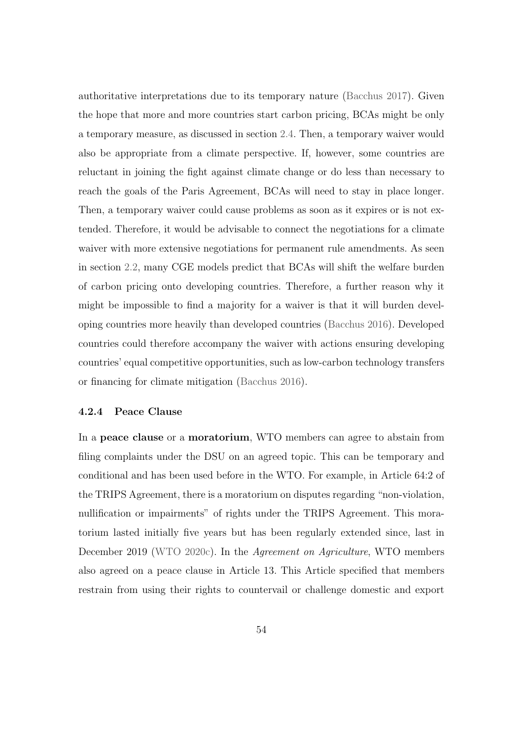authoritative interpretations due to its temporary nature (Bacchus 2017). Given the hope that more and more countries start carbon pricing, BCAs might be only a temporary measure, as discussed in section 2.4. Then, a temporary waiver would also be appropriate from a climate perspective. If, however, some countries are reluctant in joining the fight against climate change or do less than necessary to reach the goals of the Paris Agreement, BCAs will need to stay in place longer. Then, a temporary waiver could cause problems as soon as it expires or is not extended. Therefore, it would be advisable to connect the negotiations for a climate waiver with more extensive negotiations for permanent rule amendments. As seen in section 2.2, many CGE models predict that BCAs will shift the welfare burden of carbon pricing onto developing countries. Therefore, a further reason why it might be impossible to find a majority for a waiver is that it will burden developing countries more heavily than developed countries (Bacchus 2016). Developed countries could therefore accompany the waiver with actions ensuring developing countries' equal competitive opportunities, such as low-carbon technology transfers or financing for climate mitigation (Bacchus 2016).

### 4.2.4 Peace Clause

In a **peace clause** or a **moratorium**, WTO members can agree to abstain from filing complaints under the DSU on an agreed topic. This can be temporary and conditional and has been used before in the WTO. For example, in Article 64:2 of the TRIPS Agreement, there is a moratorium on disputes regarding "non-violation, nullification or impairments" of rights under the TRIPS Agreement. This moratorium lasted initially five years but has been regularly extended since, last in December 2019 (WTO 2020c). In the *Agreement on Agriculture*, WTO members also agreed on a peace clause in Article 13. This Article specified that members restrain from using their rights to countervail or challenge domestic and export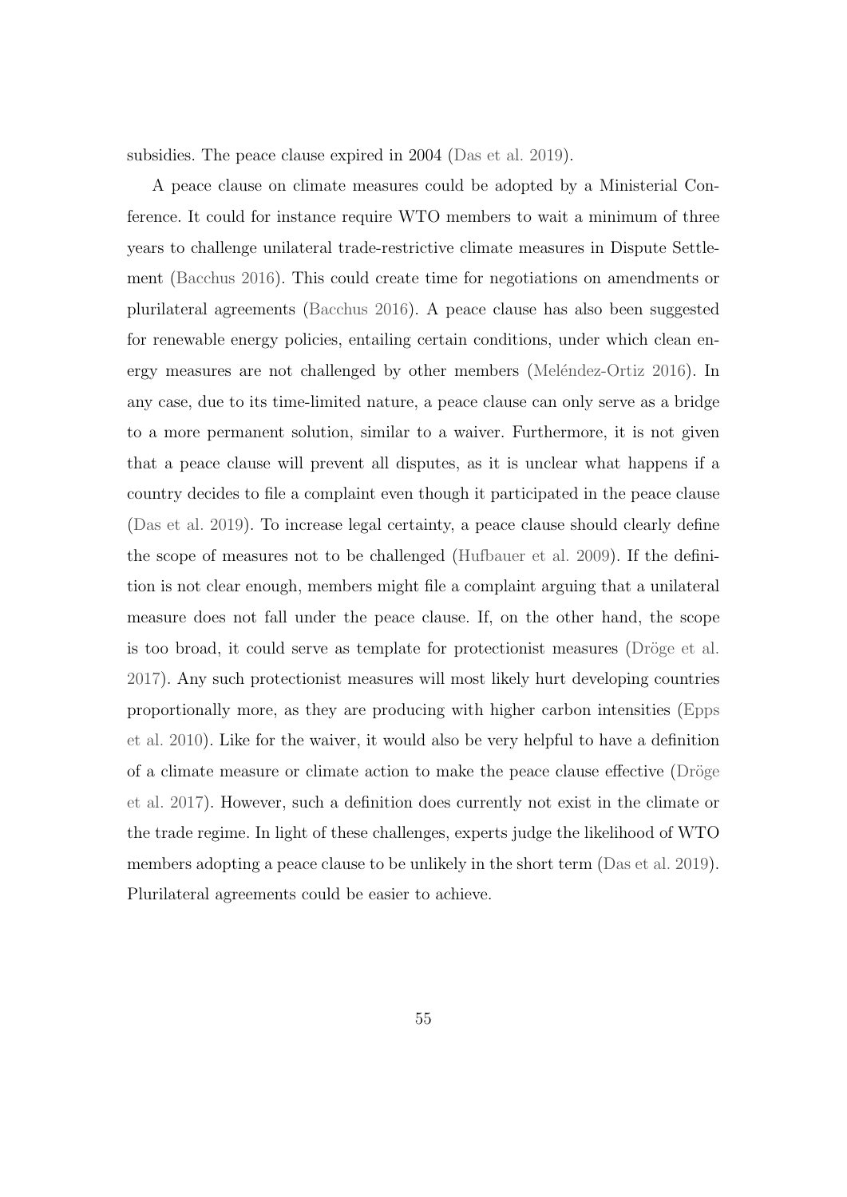subsidies. The peace clause expired in 2004 (Das et al. 2019).

A peace clause on climate measures could be adopted by a Ministerial Conference. It could for instance require WTO members to wait a minimum of three years to challenge unilateral trade-restrictive climate measures in Dispute Settlement (Bacchus 2016). This could create time for negotiations on amendments or plurilateral agreements (Bacchus 2016). A peace clause has also been suggested for renewable energy policies, entailing certain conditions, under which clean energy measures are not challenged by other members (Meléndez-Ortiz 2016). In any case, due to its time-limited nature, a peace clause can only serve as a bridge to a more permanent solution, similar to a waiver. Furthermore, it is not given that a peace clause will prevent all disputes, as it is unclear what happens if a country decides to file a complaint even though it participated in the peace clause (Das et al. 2019). To increase legal certainty, a peace clause should clearly define the scope of measures not to be challenged (Hufbauer et al. 2009). If the definition is not clear enough, members might file a complaint arguing that a unilateral measure does not fall under the peace clause. If, on the other hand, the scope is too broad, it could serve as template for protectionist measures (Dröge et al. 2017). Any such protectionist measures will most likely hurt developing countries proportionally more, as they are producing with higher carbon intensities (Epps et al. 2010). Like for the waiver, it would also be very helpful to have a definition of a climate measure or climate action to make the peace clause effective (Dröge et al. 2017). However, such a definition does currently not exist in the climate or the trade regime. In light of these challenges, experts judge the likelihood of WTO members adopting a peace clause to be unlikely in the short term (Das et al. 2019). Plurilateral agreements could be easier to achieve.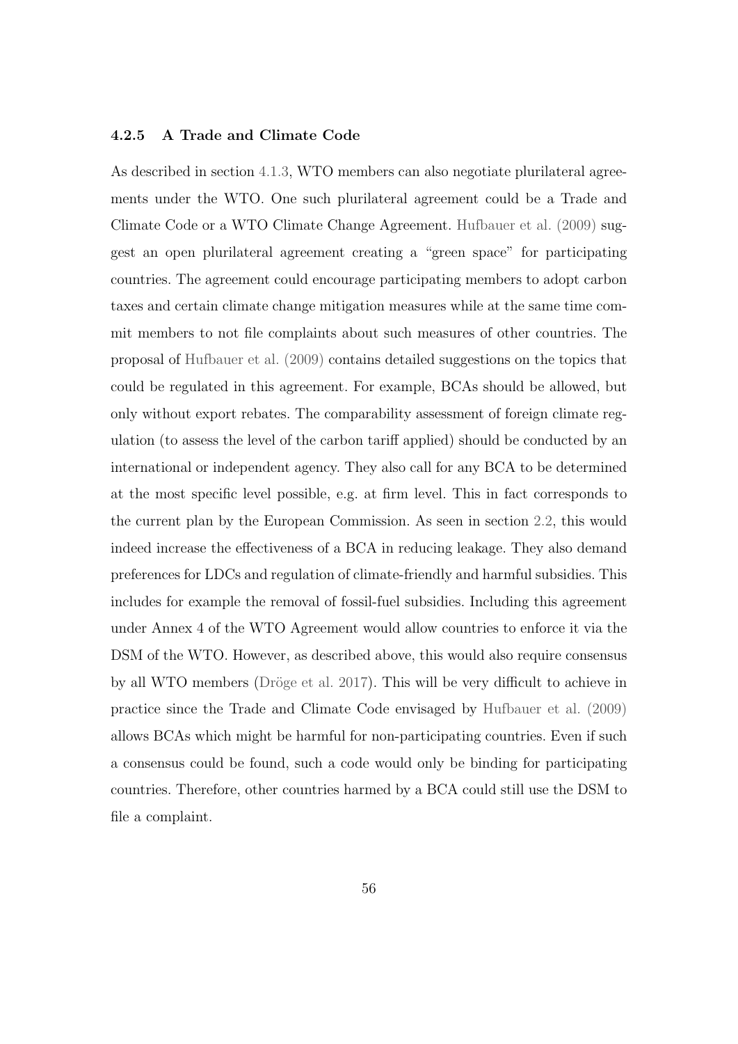#### 4.2.5 A Trade and Climate Code

As described in section 4.1.3, WTO members can also negotiate plurilateral agreements under the WTO. One such plurilateral agreement could be a Trade and Climate Code or a WTO Climate Change Agreement. Hufbauer et al. (2009) suggest an open plurilateral agreement creating a "green space" for participating countries. The agreement could encourage participating members to adopt carbon taxes and certain climate change mitigation measures while at the same time commit members to not file complaints about such measures of other countries. The proposal of Hufbauer et al. (2009) contains detailed suggestions on the topics that could be regulated in this agreement. For example, BCAs should be allowed, but only without export rebates. The comparability assessment of foreign climate regulation (to assess the level of the carbon tariff applied) should be conducted by an international or independent agency. They also call for any BCA to be determined at the most specific level possible, e.g. at firm level. This in fact corresponds to the current plan by the European Commission. As seen in section 2.2, this would indeed increase the effectiveness of a BCA in reducing leakage. They also demand preferences for LDCs and regulation of climate-friendly and harmful subsidies. This includes for example the removal of fossil-fuel subsidies. Including this agreement under Annex 4 of the WTO Agreement would allow countries to enforce it via the DSM of the WTO. However, as described above, this would also require consensus by all WTO members (Dröge et al. 2017). This will be very difficult to achieve in practice since the Trade and Climate Code envisaged by Hufbauer et al. (2009) allows BCAs which might be harmful for non-participating countries. Even if such a consensus could be found, such a code would only be binding for participating countries. Therefore, other countries harmed by a BCA could still use the DSM to file a complaint.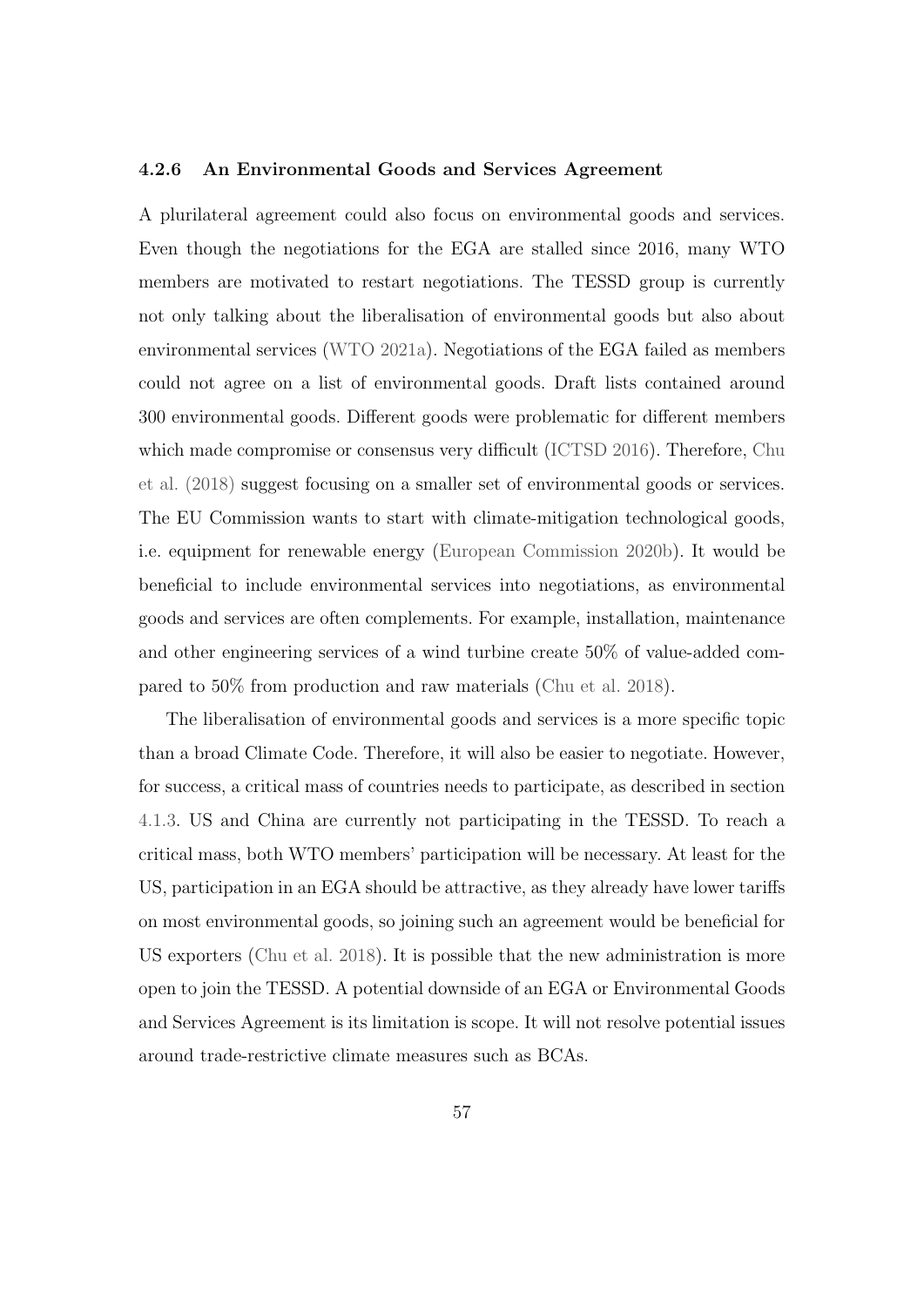### 4.2.6 An Environmental Goods and Services Agreement

A plurilateral agreement could also focus on environmental goods and services. Even though the negotiations for the EGA are stalled since 2016, many WTO members are motivated to restart negotiations. The TESSD group is currently not only talking about the liberalisation of environmental goods but also about environmental services (WTO 2021a). Negotiations of the EGA failed as members could not agree on a list of environmental goods. Draft lists contained around 300 environmental goods. Different goods were problematic for different members which made compromise or consensus very difficult (ICTSD 2016). Therefore, Chu et al. (2018) suggest focusing on a smaller set of environmental goods or services. The EU Commission wants to start with climate-mitigation technological goods, i.e. equipment for renewable energy (European Commission 2020b). It would be beneficial to include environmental services into negotiations, as environmental goods and services are often complements. For example, installation, maintenance and other engineering services of a wind turbine create 50% of value-added compared to 50% from production and raw materials (Chu et al. 2018).

The liberalisation of environmental goods and services is a more specific topic than a broad Climate Code. Therefore, it will also be easier to negotiate. However, for success, a critical mass of countries needs to participate, as described in section 4.1.3. US and China are currently not participating in the TESSD. To reach a critical mass, both WTO members' participation will be necessary. At least for the US, participation in an EGA should be attractive, as they already have lower tariffs on most environmental goods, so joining such an agreement would be beneficial for US exporters (Chu et al. 2018). It is possible that the new administration is more open to join the TESSD. A potential downside of an EGA or Environmental Goods and Services Agreement is its limitation is scope. It will not resolve potential issues around trade-restrictive climate measures such as BCAs.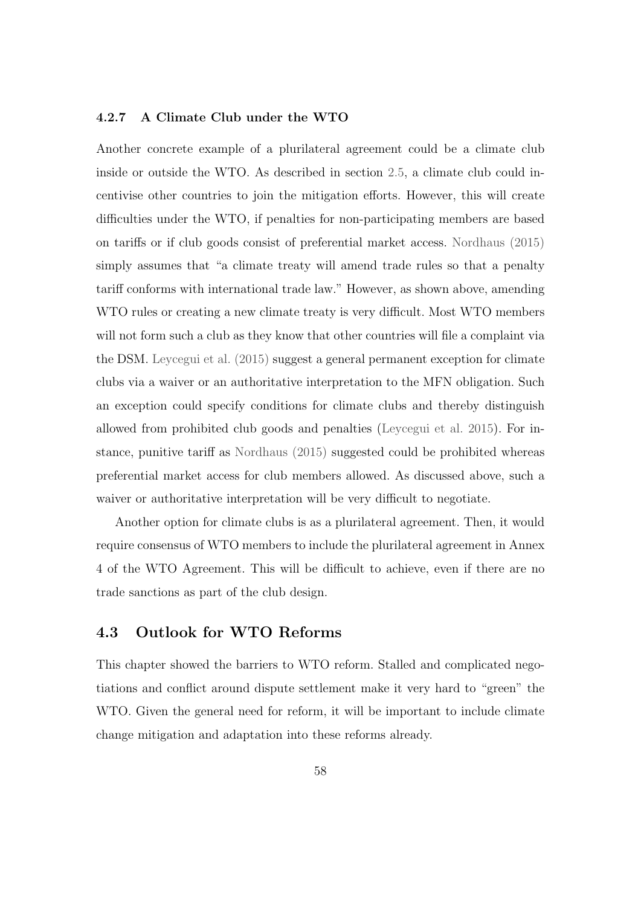### 4.2.7 A Climate Club under the WTO

Another concrete example of a plurilateral agreement could be a climate club inside or outside the WTO. As described in section 2.5, a climate club could incentivise other countries to join the mitigation efforts. However, this will create difficulties under the WTO, if penalties for non-participating members are based on tariffs or if club goods consist of preferential market access. Nordhaus (2015) simply assumes that "a climate treaty will amend trade rules so that a penalty tariff conforms with international trade law." However, as shown above, amending WTO rules or creating a new climate treaty is very difficult. Most WTO members will not form such a club as they know that other countries will file a complaint via the DSM. Leycegui et al. (2015) suggest a general permanent exception for climate clubs via a waiver or an authoritative interpretation to the MFN obligation. Such an exception could specify conditions for climate clubs and thereby distinguish allowed from prohibited club goods and penalties (Leycegui et al. 2015). For instance, punitive tariff as Nordhaus (2015) suggested could be prohibited whereas preferential market access for club members allowed. As discussed above, such a waiver or authoritative interpretation will be very difficult to negotiate.

Another option for climate clubs is as a plurilateral agreement. Then, it would require consensus of WTO members to include the plurilateral agreement in Annex 4 of the WTO Agreement. This will be difficult to achieve, even if there are no trade sanctions as part of the club design.

## 4.3 Outlook for WTO Reforms

This chapter showed the barriers to WTO reform. Stalled and complicated negotiations and conflict around dispute settlement make it very hard to "green" the WTO. Given the general need for reform, it will be important to include climate change mitigation and adaptation into these reforms already.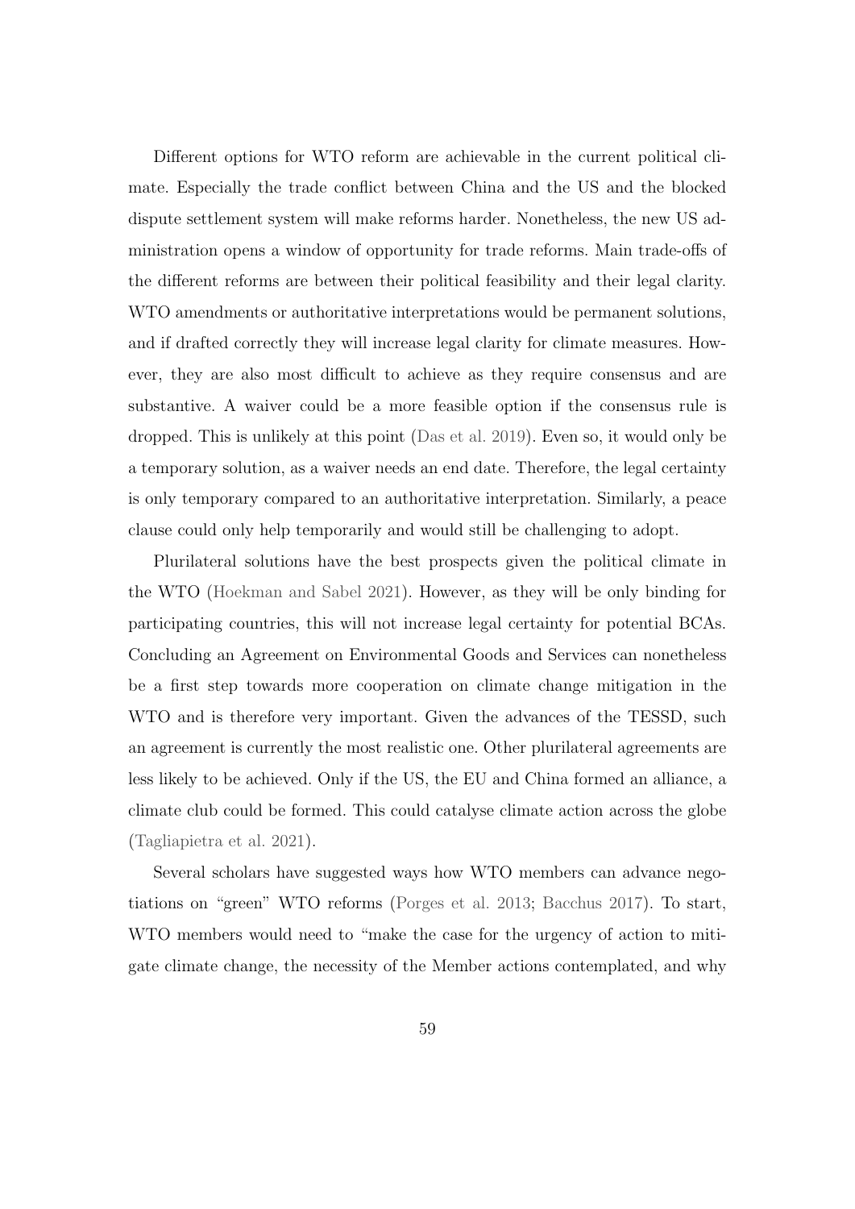Different options for WTO reform are achievable in the current political climate. Especially the trade conflict between China and the US and the blocked dispute settlement system will make reforms harder. Nonetheless, the new US administration opens a window of opportunity for trade reforms. Main trade-offs of the different reforms are between their political feasibility and their legal clarity. WTO amendments or authoritative interpretations would be permanent solutions, and if drafted correctly they will increase legal clarity for climate measures. However, they are also most difficult to achieve as they require consensus and are substantive. A waiver could be a more feasible option if the consensus rule is dropped. This is unlikely at this point (Das et al. 2019). Even so, it would only be a temporary solution, as a waiver needs an end date. Therefore, the legal certainty is only temporary compared to an authoritative interpretation. Similarly, a peace clause could only help temporarily and would still be challenging to adopt.

Plurilateral solutions have the best prospects given the political climate in the WTO (Hoekman and Sabel 2021). However, as they will be only binding for participating countries, this will not increase legal certainty for potential BCAs. Concluding an Agreement on Environmental Goods and Services can nonetheless be a first step towards more cooperation on climate change mitigation in the WTO and is therefore very important. Given the advances of the TESSD, such an agreement is currently the most realistic one. Other plurilateral agreements are less likely to be achieved. Only if the US, the EU and China formed an alliance, a climate club could be formed. This could catalyse climate action across the globe (Tagliapietra et al. 2021).

Several scholars have suggested ways how WTO members can advance negotiations on "green" WTO reforms (Porges et al. 2013; Bacchus 2017). To start, WTO members would need to "make the case for the urgency of action to mitigate climate change, the necessity of the Member actions contemplated, and why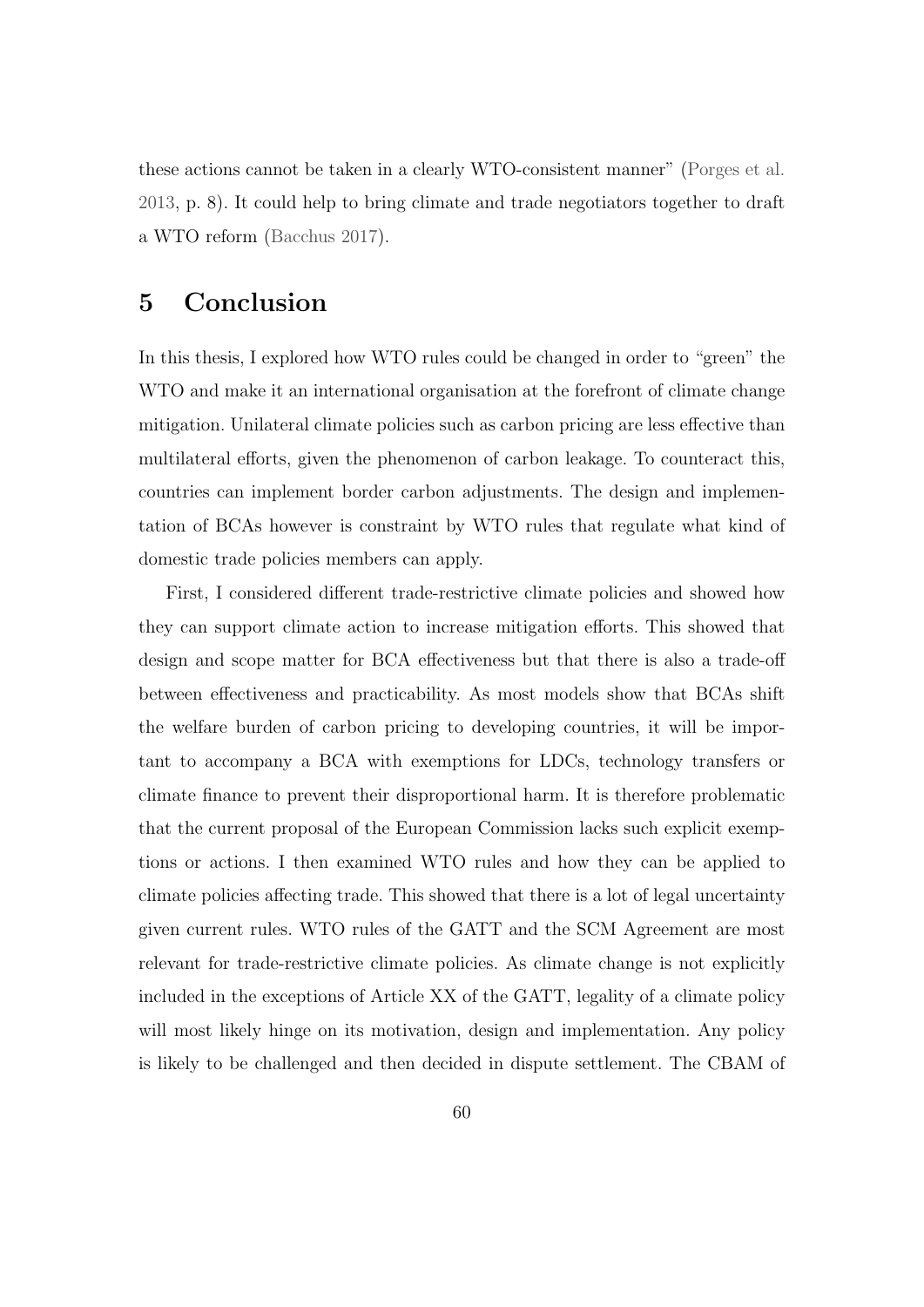these actions cannot be taken in a clearly WTO-consistent manner" (Porges et al. 2013, p. 8). It could help to bring climate and trade negotiators together to draft a WTO reform (Bacchus 2017).

# 5 Conclusion

In this thesis, I explored how WTO rules could be changed in order to "green" the WTO and make it an international organisation at the forefront of climate change mitigation. Unilateral climate policies such as carbon pricing are less effective than multilateral efforts, given the phenomenon of carbon leakage. To counteract this, countries can implement border carbon adjustments. The design and implementation of BCAs however is constraint by WTO rules that regulate what kind of domestic trade policies members can apply.

First, I considered different trade-restrictive climate policies and showed how they can support climate action to increase mitigation efforts. This showed that design and scope matter for BCA effectiveness but that there is also a trade-off between effectiveness and practicability. As most models show that BCAs shift the welfare burden of carbon pricing to developing countries, it will be important to accompany a BCA with exemptions for LDCs, technology transfers or climate finance to prevent their disproportional harm. It is therefore problematic that the current proposal of the European Commission lacks such explicit exemptions or actions. I then examined WTO rules and how they can be applied to climate policies affecting trade. This showed that there is a lot of legal uncertainty given current rules. WTO rules of the GATT and the SCM Agreement are most relevant for trade-restrictive climate policies. As climate change is not explicitly included in the exceptions of Article XX of the GATT, legality of a climate policy will most likely hinge on its motivation, design and implementation. Any policy is likely to be challenged and then decided in dispute settlement. The CBAM of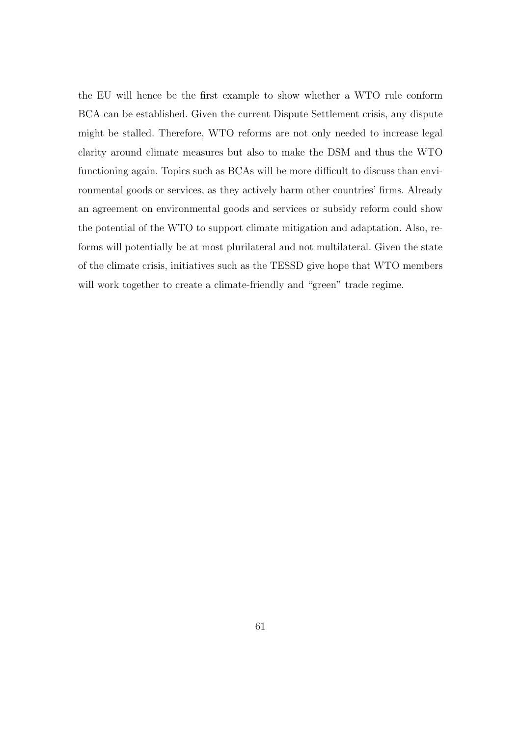the EU will hence be the first example to show whether a WTO rule conform BCA can be established. Given the current Dispute Settlement crisis, any dispute might be stalled. Therefore, WTO reforms are not only needed to increase legal clarity around climate measures but also to make the DSM and thus the WTO functioning again. Topics such as BCAs will be more difficult to discuss than environmental goods or services, as they actively harm other countries' firms. Already an agreement on environmental goods and services or subsidy reform could show the potential of the WTO to support climate mitigation and adaptation. Also, reforms will potentially be at most plurilateral and not multilateral. Given the state of the climate crisis, initiatives such as the TESSD give hope that WTO members will work together to create a climate-friendly and "green" trade regime.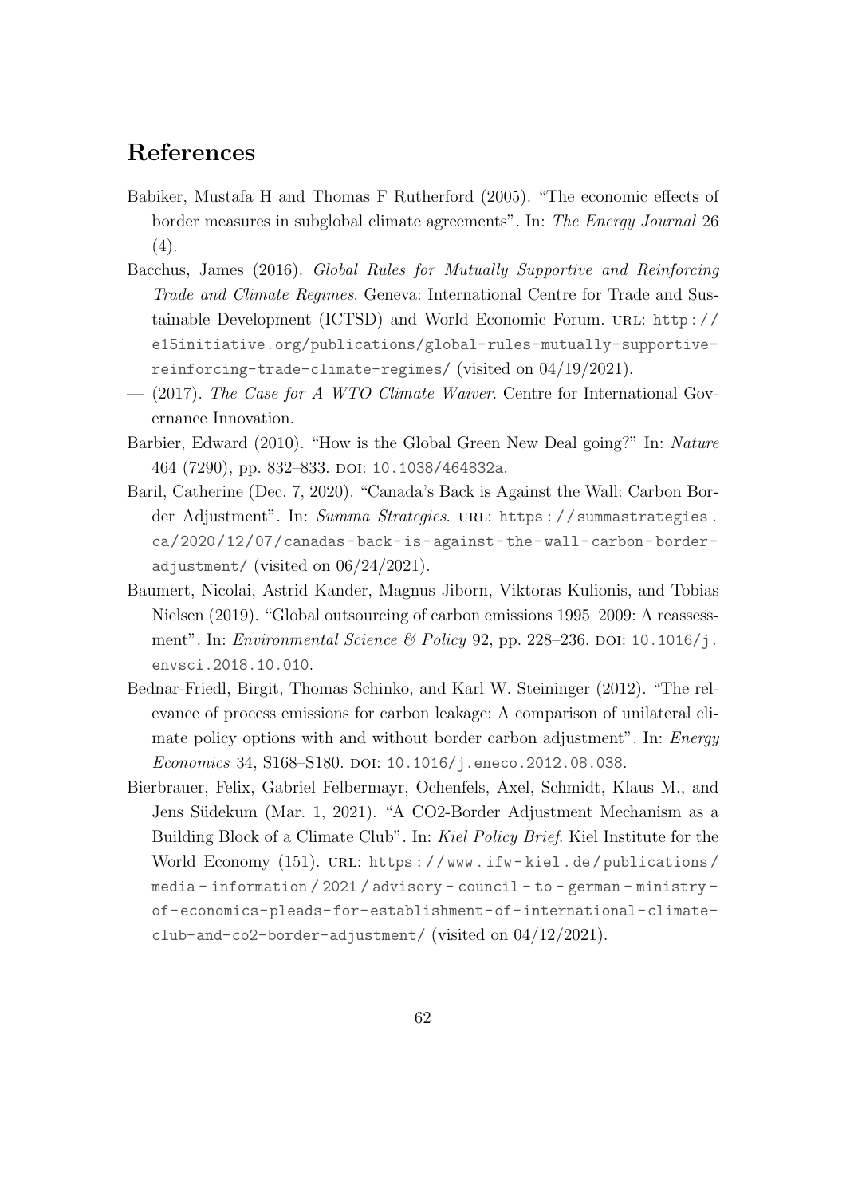## References

Babiker, Mustafa H and Thomas F Rutherford (2005). "The economic effects of border measures in subglobal climate agreements". In: *The Energy Journal* 26 (4).

Bacchus, James (2016). *Global Rules for Mutually Supportive and Reinforcing Trade and Climate Regimes*. Geneva: International Centre for Trade and Sustainable Development (ICTSD) and World Economic Forum. URL: http://e15initiative.org/publications/global-rules-mutually-supportive-reinforcing-trade-climate-regimes/ (visited on 04/19/2021).

— (2017). *The Case for A WTO Climate Waiver*. Centre for International Governance Innovation.

Barbier, Edward (2010). "How is the Global Green New Deal going?" In: *Nature* 464 (7290), pp. 832–833. DOI: 10.1038/464832a.

Baril, Catherine (Dec. 7, 2020). "Canada's Back is Against the Wall: Carbon Border Adjustment". In: *Summa Strategies*. URL: https://summastrategies.ca/2020/12/07/canadas-back-is-against-the-wall-carbon-border-adjustment/ (visited on 06/24/2021).

Baumert, Nicolai, Astrid Kander, Magnus Jiborn, Viktoras Kulionis, and Tobias Nielsen (2019). "Global outsourcing of carbon emissions 1995–2009: A reassessment". In: *Environmental Science & Policy* 92, pp. 228–236. DOI: 10.1016/j.envsci.2018.10.010.

Bednar-Friedl, Birgit, Thomas Schinko, and Karl W. Steininger (2012). "The relevance of process emissions for carbon leakage: A comparison of unilateral climate policy options with and without border carbon adjustment". In: *Energy Economics* 34, S168–S180. DOI: 10.1016/j.eneco.2012.08.038.

Bierbrauer, Felix, Gabriel Felbermayr, Ochenfels, Axel, Schmidt, Klaus M., and Jens Südekum (Mar. 1, 2021). "A CO2-Border Adjustment Mechanism as a Building Block of a Climate Club". In: *Kiel Policy Brief*. Kiel Institute for the World Economy (151). URL: https://www.ifw-kiel.de/publications/media-information/2021/advisory-council-to-german-ministry-of-economics-pleads-for-establishment-of-international-climate-club-and-co2-border-adjustment/ (visited on 04/12/2021).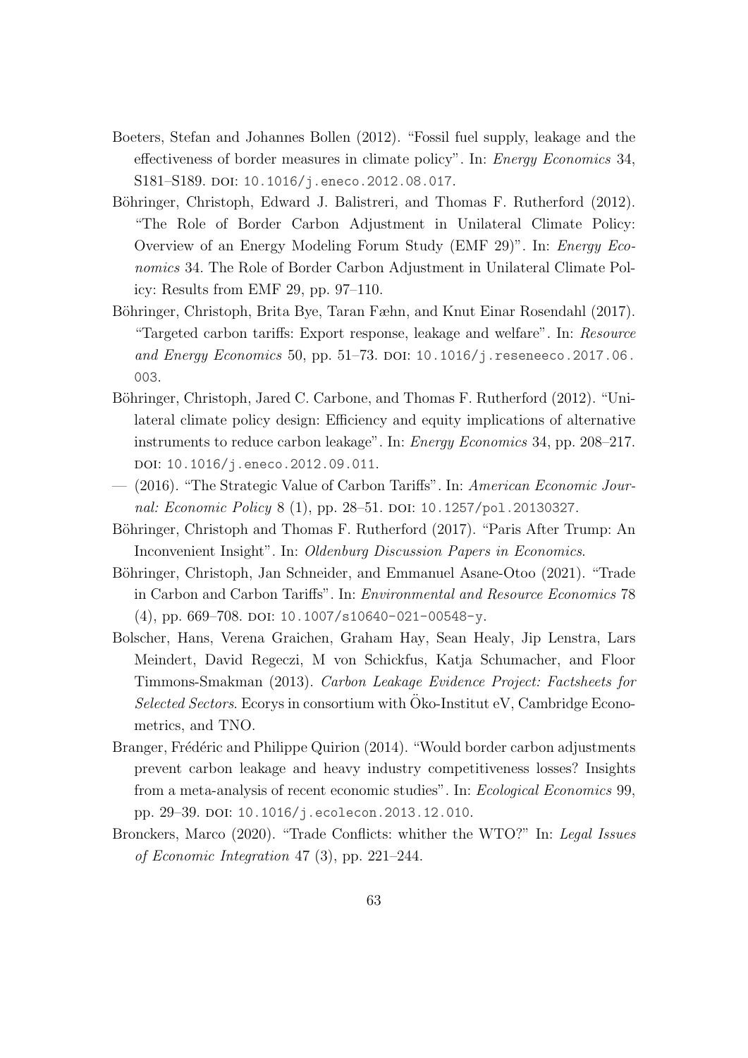Boeters, Stefan and Johannes Bollen (2012). "Fossil fuel supply, leakage and the effectiveness of border measures in climate policy". In: *Energy Economics* 34, S181–S189. DOI: 10.1016/j.eneco.2012.08.017.

Böhringer, Christoph, Edward J. Balistreri, and Thomas F. Rutherford (2012). "The Role of Border Carbon Adjustment in Unilateral Climate Policy: Overview of an Energy Modeling Forum Study (EMF 29)". In: *Energy Economics* 34. The Role of Border Carbon Adjustment in Unilateral Climate Policy: Results from EMF 29, pp. 97–110.

Böhringer, Christoph, Brita Bye, Taran Fæhn, and Knut Einar Rosendahl (2017). "Targeted carbon tariffs: Export response, leakage and welfare". In: *Resource and Energy Economics* 50, pp. 51–73. DOI: 10.1016/j.reseneeco.2017.06.003.

Böhringer, Christoph, Jared C. Carbone, and Thomas F. Rutherford (2012). "Unilateral climate policy design: Efficiency and equity implications of alternative instruments to reduce carbon leakage". In: *Energy Economics* 34, pp. 208–217. DOI: 10.1016/j.eneco.2012.09.011.

— (2016). "The Strategic Value of Carbon Tariffs". In: *American Economic Journal: Economic Policy* 8 (1), pp. 28–51. DOI: 10.1257/pol.20130327.

Böhringer, Christoph and Thomas F. Rutherford (2017). "Paris After Trump: An Inconvenient Insight". In: *Oldenburg Discussion Papers in Economics*.

Böhringer, Christoph, Jan Schneider, and Emmanuel Asane-Otoo (2021). "Trade in Carbon and Carbon Tariffs". In: *Environmental and Resource Economics* 78 (4), pp. 669–708. DOI: 10.1007/s10640-021-00548-y.

Bolscher, Hans, Verena Graichen, Graham Hay, Sean Healy, Jip Lenstra, Lars Meindert, David Regeczi, M von Schickfus, Katja Schumacher, and Floor Timmons-Smakman (2013). *Carbon Leakage Evidence Project: Factsheets for Selected Sectors*. Ecorys in consortium with Öko-Institut eV, Cambridge Econometrics, and TNO.

Branger, Frédéric and Philippe Quirion (2014). "Would border carbon adjustments prevent carbon leakage and heavy industry competitiveness losses? Insights from a meta-analysis of recent economic studies". In: *Ecological Economics* 99, pp. 29–39. DOI: 10.1016/j.ecolecon.2013.12.010.

Bronckers, Marco (2020). "Trade Conflicts: whither the WTO?" In: *Legal Issues of Economic Integration* 47 (3), pp. 221–244.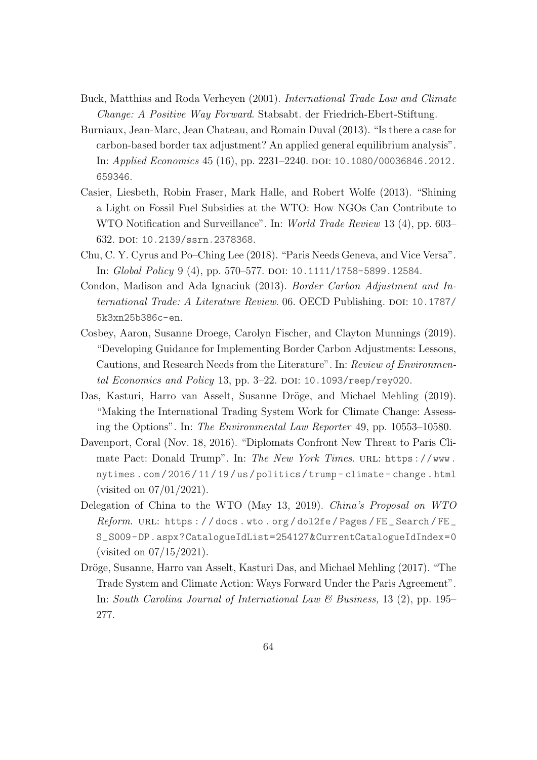Buck, Matthias and Roda Verheyen (2001). *International Trade Law and Climate Change: A Positive Way Forward*. Stabsabt. der Friedrich-Ebert-Stiftung.

Burniaux, Jean-Marc, Jean Chateau, and Romain Duval (2013). "Is there a case for carbon-based border tax adjustment? An applied general equilibrium analysis". In: *Applied Economics* 45 (16), pp. 2231–2240. DOI: 10.1080/00036846.2012.659346.

Casier, Liesbeth, Robin Fraser, Mark Halle, and Robert Wolfe (2013). "Shining a Light on Fossil Fuel Subsidies at the WTO: How NGOs Can Contribute to WTO Notification and Surveillance". In: *World Trade Review* 13 (4), pp. 603–632. DOI: 10.2139/ssrn.2378368.

Chu, C. Y. Cyrus and Po–Ching Lee (2018). "Paris Needs Geneva, and Vice Versa". In: *Global Policy* 9 (4), pp. 570–577. DOI: 10.1111/1758-5899.12584.

Condon, Madison and Ada Ignaciuk (2013). *Border Carbon Adjustment and International Trade: A Literature Review*. 06. OECD Publishing. DOI: 10.1787/5k3xn25b386c-en.

Cosbey, Aaron, Susanne Droege, Carolyn Fischer, and Clayton Munnings (2019). "Developing Guidance for Implementing Border Carbon Adjustments: Lessons, Cautions, and Research Needs from the Literature". In: *Review of Environmental Economics and Policy* 13, pp. 3–22. DOI: 10.1093/reep/rey020.

Das, Kasturi, Harro van Asselt, Susanne Dröge, and Michael Mehling (2019). "Making the International Trading System Work for Climate Change: Assessing the Options". In: *The Environmental Law Reporter* 49, pp. 10553–10580.

Davenport, Coral (Nov. 18, 2016). "Diplomats Confront New Threat to Paris Climate Pact: Donald Trump". In: *The New York Times*. URL: https://www.nytimes.com/2016/11/19/us/politics/trump-climate-change.html (visited on 07/01/2021).

Delegation of China to the WTO (May 13, 2019). *China's Proposal on WTO Reform*. URL: https://docs.wto.org/dol2fe/Pages/FE_Search/FE_S_S009-DP.aspx?CatalogueIdList=254127&CurrentCatalogueIdIndex=0 (visited on 07/15/2021).

Dröge, Susanne, Harro van Asselt, Kasturi Das, and Michael Mehling (2017). "The Trade System and Climate Action: Ways Forward Under the Paris Agreement". In: *South Carolina Journal of International Law & Business,* 13 (2), pp. 195–277.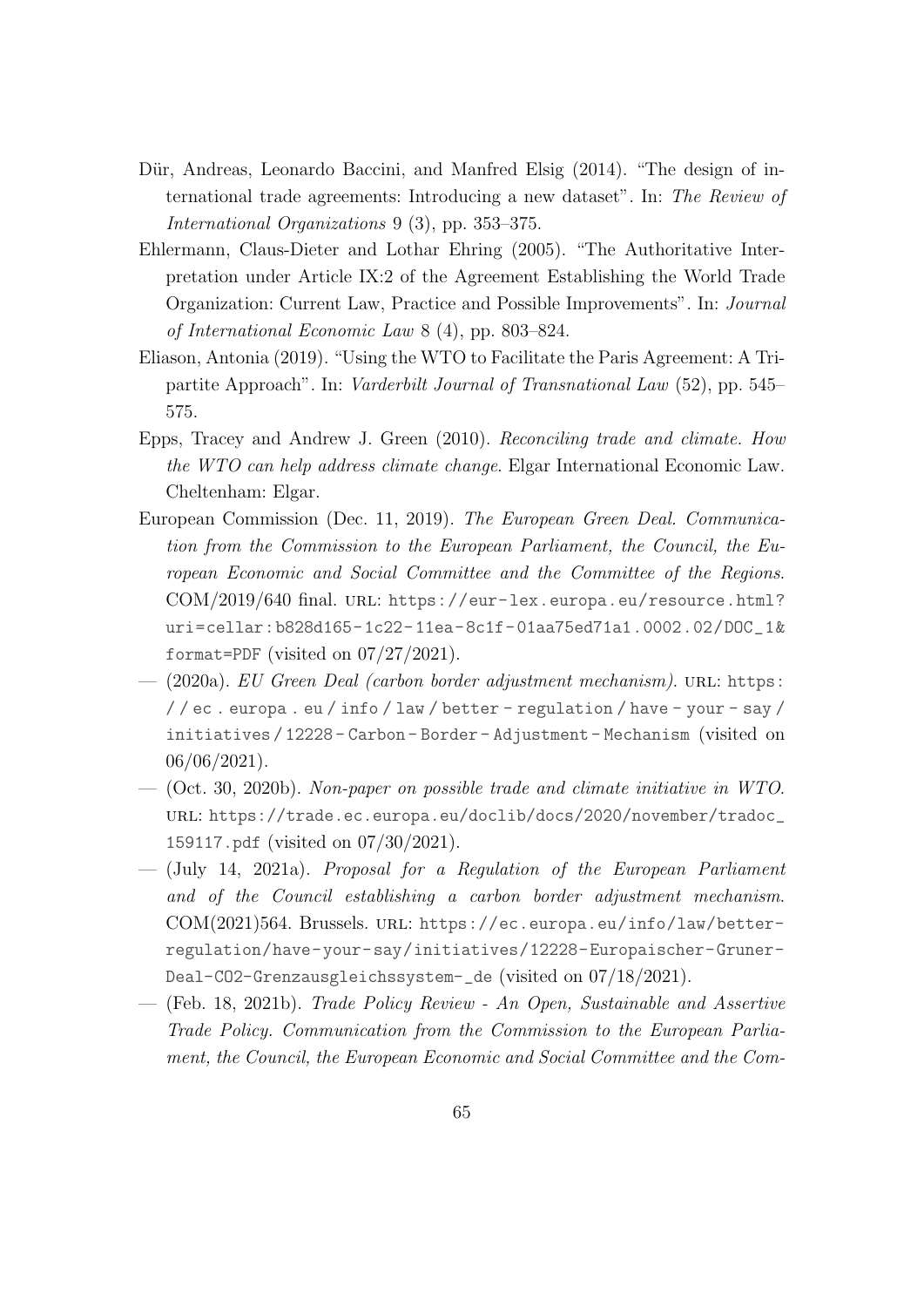Dür, Andreas, Leonardo Baccini, and Manfred Elsig (2014). "The design of international trade agreements: Introducing a new dataset". In: *The Review of International Organizations* 9 (3), pp. 353–375.

Ehlermann, Claus-Dieter and Lothar Ehring (2005). "The Authoritative Interpretation under Article IX:2 of the Agreement Establishing the World Trade Organization: Current Law, Practice and Possible Improvements". In: *Journal of International Economic Law* 8 (4), pp. 803–824.

Eliason, Antonia (2019). "Using the WTO to Facilitate the Paris Agreement: A Tripartite Approach". In: *Varderbilt Journal of Transnational Law* (52), pp. 545–575.

Epps, Tracey and Andrew J. Green (2010). *Reconciling trade and climate. How the WTO can help address climate change*. Elgar International Economic Law. Cheltenham: Elgar.

European Commission (Dec. 11, 2019). *The European Green Deal. Communication from the Commission to the European Parliament, the Council, the European Economic and Social Committee and the Committee of the Regions*. COM/2019/640 final. URL: https://eur-lex.europa.eu/resource.html?uri=cellar:b828d165-1c22-11ea-8c1f-01aa75ed71a1.0002.02/DOC_1&format=PDF (visited on 07/27/2021).

— (2020a). *EU Green Deal (carbon border adjustment mechanism)*. URL: https://ec.europa.eu/info/law/better-regulation/have-your-say/initiatives/12228-Carbon-Border-Adjustment-Mechanism (visited on 06/06/2021).

— (Oct. 30, 2020b). *Non-paper on possible trade and climate initiative in WTO*. URL: https://trade.ec.europa.eu/doclib/docs/2020/november/tradoc_159117.pdf (visited on 07/30/2021).

— (July 14, 2021a). *Proposal for a Regulation of the European Parliament and of the Council establishing a carbon border adjustment mechanism*. COM(2021)564. Brussels. URL: https://ec.europa.eu/info/law/better-regulation/have-your-say/initiatives/12228-Europaischer-Gruner-Deal-CO2-Grenzausgleichssystem-_de (visited on 07/18/2021).

— (Feb. 18, 2021b). *Trade Policy Review - An Open, Sustainable and Assertive Trade Policy. Communication from the Commission to the European Parliament, the Council, the European Economic and Social Committee and the Com-*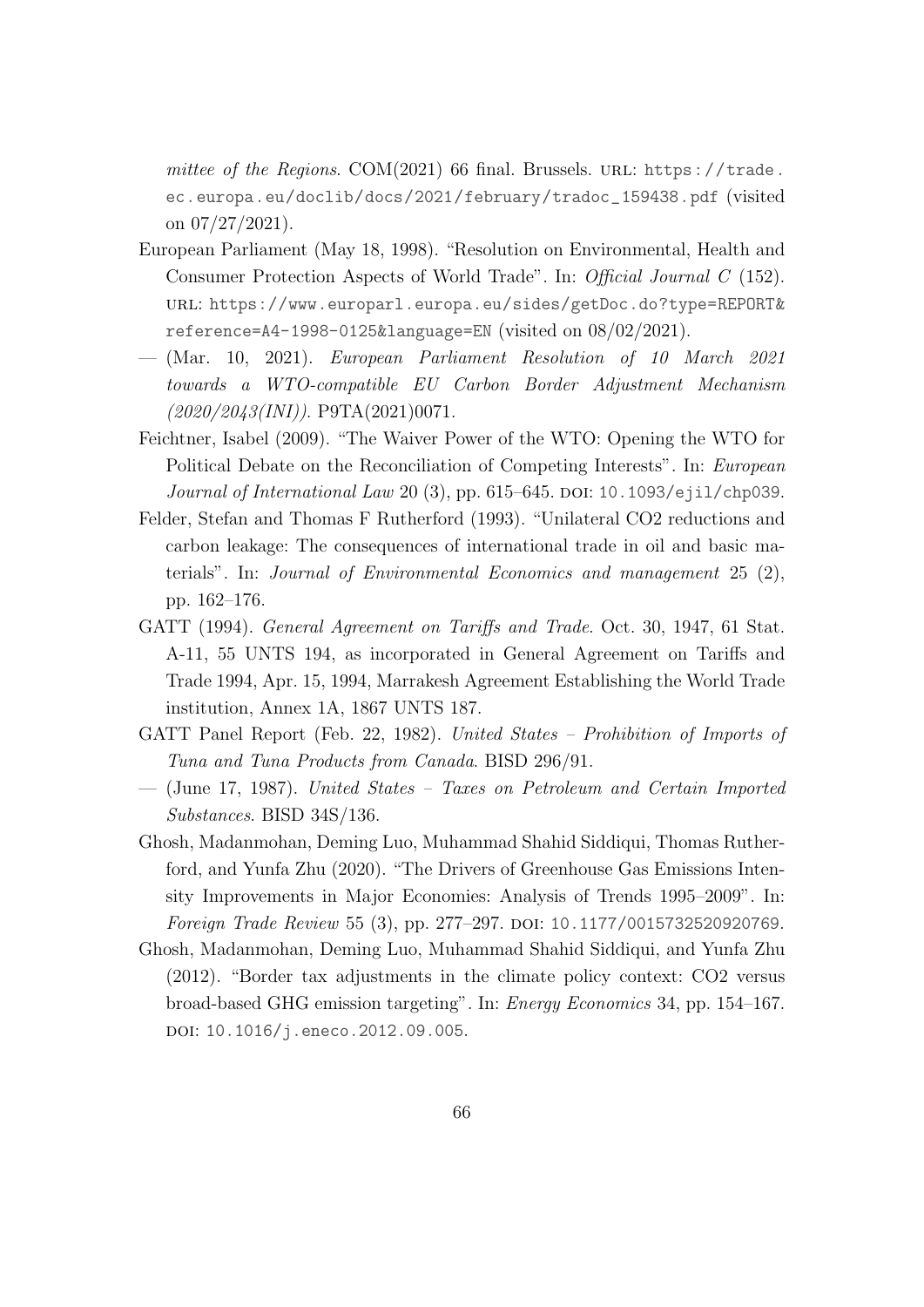*mittee of the Regions*. COM(2021) 66 final. Brussels. URL: https://trade.ec.europa.eu/doclib/docs/2021/february/tradoc_159438.pdf (visited on 07/27/2021).

European Parliament (May 18, 1998). "Resolution on Environmental, Health and Consumer Protection Aspects of World Trade". In: *Official Journal C* (152). URL: https://www.europarl.europa.eu/sides/getDoc.do?type=REPORT&reference=A4-1998-0125&language=EN (visited on 08/02/2021).

— (Mar. 10, 2021). *European Parliament Resolution of 10 March 2021 towards a WTO-compatible EU Carbon Border Adjustment Mechanism (2020/2043(INI))*. P9TA(2021)0071.

Feichtner, Isabel (2009). "The Waiver Power of the WTO: Opening the WTO for Political Debate on the Reconciliation of Competing Interests". In: *European Journal of International Law* 20 (3), pp. 615–645. DOI: 10.1093/ejil/chp039.

Felder, Stefan and Thomas F Rutherford (1993). "Unilateral CO2 reductions and carbon leakage: The consequences of international trade in oil and basic materials". In: *Journal of Environmental Economics and management* 25 (2), pp. 162–176.

GATT (1994). *General Agreement on Tariffs and Trade*. Oct. 30, 1947, 61 Stat. A-11, 55 UNTS 194, as incorporated in General Agreement on Tariffs and Trade 1994, Apr. 15, 1994, Marrakesh Agreement Establishing the World Trade institution, Annex 1A, 1867 UNTS 187.

GATT Panel Report (Feb. 22, 1982). *United States – Prohibition of Imports of Tuna and Tuna Products from Canada*. BISD 296/91.

— (June 17, 1987). *United States – Taxes on Petroleum and Certain Imported Substances*. BISD 34S/136.

Ghosh, Madanmohan, Deming Luo, Muhammad Shahid Siddiqui, Thomas Rutherford, and Yunfa Zhu (2020). "The Drivers of Greenhouse Gas Emissions Intensity Improvements in Major Economies: Analysis of Trends 1995–2009". In: *Foreign Trade Review* 55 (3), pp. 277–297. DOI: 10.1177/0015732520920769.

Ghosh, Madanmohan, Deming Luo, Muhammad Shahid Siddiqui, and Yunfa Zhu (2012). "Border tax adjustments in the climate policy context: CO2 versus broad-based GHG emission targeting". In: *Energy Economics* 34, pp. 154–167. DOI: 10.1016/j.eneco.2012.09.005.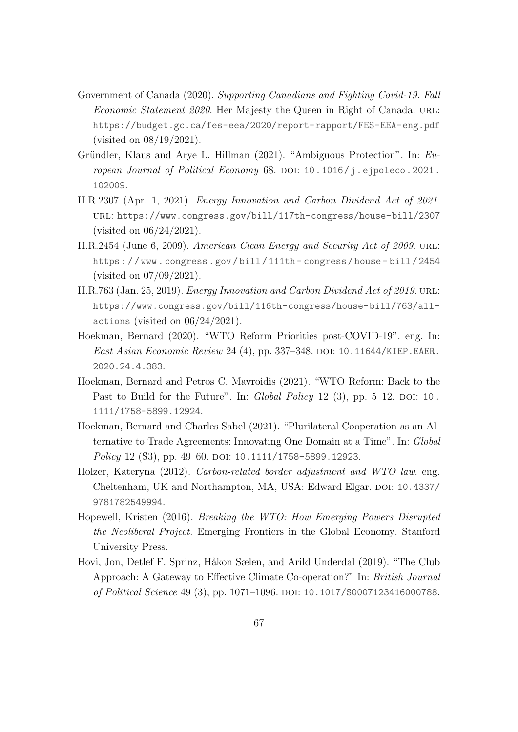Government of Canada (2020). *Supporting Canadians and Fighting Covid-19. Fall Economic Statement 2020*. Her Majesty the Queen in Right of Canada. URL: https://budget.gc.ca/fes-eea/2020/report-rapport/FES-EEA-eng.pdf (visited on 08/19/2021).

Gründler, Klaus and Arye L. Hillman (2021). "Ambiguous Protection". In: *European Journal of Political Economy* 68. DOI: 10.1016/j.ejpoleco.2021.102009.

H.R.2307 (Apr. 1, 2021). *Energy Innovation and Carbon Dividend Act of 2021*. URL: https://www.congress.gov/bill/117th-congress/house-bill/2307 (visited on 06/24/2021).

H.R.2454 (June 6, 2009). *American Clean Energy and Security Act of 2009*. URL: https://www.congress.gov/bill/111th-congress/house-bill/2454 (visited on 07/09/2021).

H.R.763 (Jan. 25, 2019). *Energy Innovation and Carbon Dividend Act of 2019*. URL: https://www.congress.gov/bill/116th-congress/house-bill/763/all-actions (visited on 06/24/2021).

Hoekman, Bernard (2020). "WTO Reform Priorities post-COVID-19". eng. In: *East Asian Economic Review* 24 (4), pp. 337–348. DOI: 10.11644/KIEP.EAER.2020.24.4.383.

Hoekman, Bernard and Petros C. Mavroidis (2021). "WTO Reform: Back to the Past to Build for the Future". In: *Global Policy* 12 (3), pp. 5–12. DOI: 10.1111/1758-5899.12924.

Hoekman, Bernard and Charles Sabel (2021). "Plurilateral Cooperation as an Alternative to Trade Agreements: Innovating One Domain at a Time". In: *Global Policy* 12 (S3), pp. 49–60. DOI: 10.1111/1758-5899.12923.

Holzer, Kateryna (2012). *Carbon-related border adjustment and WTO law*. eng. Cheltenham, UK and Northampton, MA, USA: Edward Elgar. DOI: 10.4337/9781782549994.

Hopewell, Kristen (2016). *Breaking the WTO: How Emerging Powers Disrupted the Neoliberal Project*. Emerging Frontiers in the Global Economy. Stanford University Press.

Hovi, Jon, Detlef F. Sprinz, Håkon Sælen, and Arild Underdal (2019). "The Club Approach: A Gateway to Effective Climate Co-operation?" In: *British Journal of Political Science* 49 (3), pp. 1071–1096. DOI: 10.1017/S0007123416000788.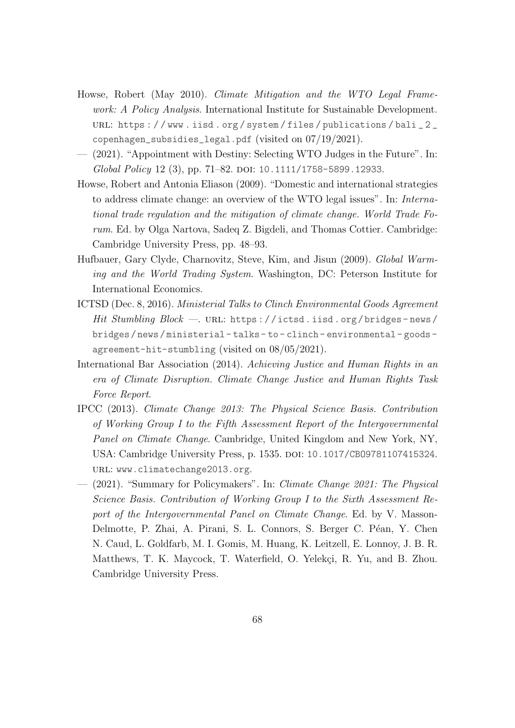Howse, Robert (May 2010). *Climate Mitigation and the WTO Legal Framework: A Policy Analysis*. International Institute for Sustainable Development. URL: https://www.iisd.org/system/files/publications/bali_2_copenhagen_subsidies_legal.pdf (visited on 07/19/2021).

— (2021). "Appointment with Destiny: Selecting WTO Judges in the Future". In: *Global Policy* 12 (3), pp. 71–82. DOI: 10.1111/1758-5899.12933.

Howse, Robert and Antonia Eliason (2009). "Domestic and international strategies to address climate change: an overview of the WTO legal issues". In: *International trade regulation and the mitigation of climate change. World Trade Forum*. Ed. by Olga Nartova, Sadeq Z. Bigdeli, and Thomas Cottier. Cambridge: Cambridge University Press, pp. 48–93.

Hufbauer, Gary Clyde, Charnovitz, Steve, Kim, and Jisun (2009). *Global Warming and the World Trading System*. Washington, DC: Peterson Institute for International Economics.

ICTSD (Dec. 8, 2016). *Ministerial Talks to Clinch Environmental Goods Agreement Hit Stumbling Block —*. URL: https://ictsd.iisd.org/bridges-news/bridges/news/ministerial-talks-to-clinch-environmental-goods-agreement-hit-stumbling (visited on 08/05/2021).

International Bar Association (2014). *Achieving Justice and Human Rights in an era of Climate Disruption. Climate Change Justice and Human Rights Task Force Report*.

IPCC (2013). *Climate Change 2013: The Physical Science Basis. Contribution of Working Group I to the Fifth Assessment Report of the Intergovernmental Panel on Climate Change*. Cambridge, United Kingdom and New York, NY, USA: Cambridge University Press, p. 1535. DOI: 10.1017/CBO9781107415324. URL: www.climatechange2013.org.

— (2021). "Summary for Policymakers". In: *Climate Change 2021: The Physical Science Basis. Contribution of Working Group I to the Sixth Assessment Report of the Intergovernmental Panel on Climate Change*. Ed. by V. Masson-Delmotte, P. Zhai, A. Pirani, S. L. Connors, S. Berger C. Péan, Y. Chen N. Caud, L. Goldfarb, M. I. Gomis, M. Huang, K. Leitzell, E. Lonnoy, J. B. R. Matthews, T. K. Maycock, T. Waterfield, O. Yelekçi, R. Yu, and B. Zhou. Cambridge University Press.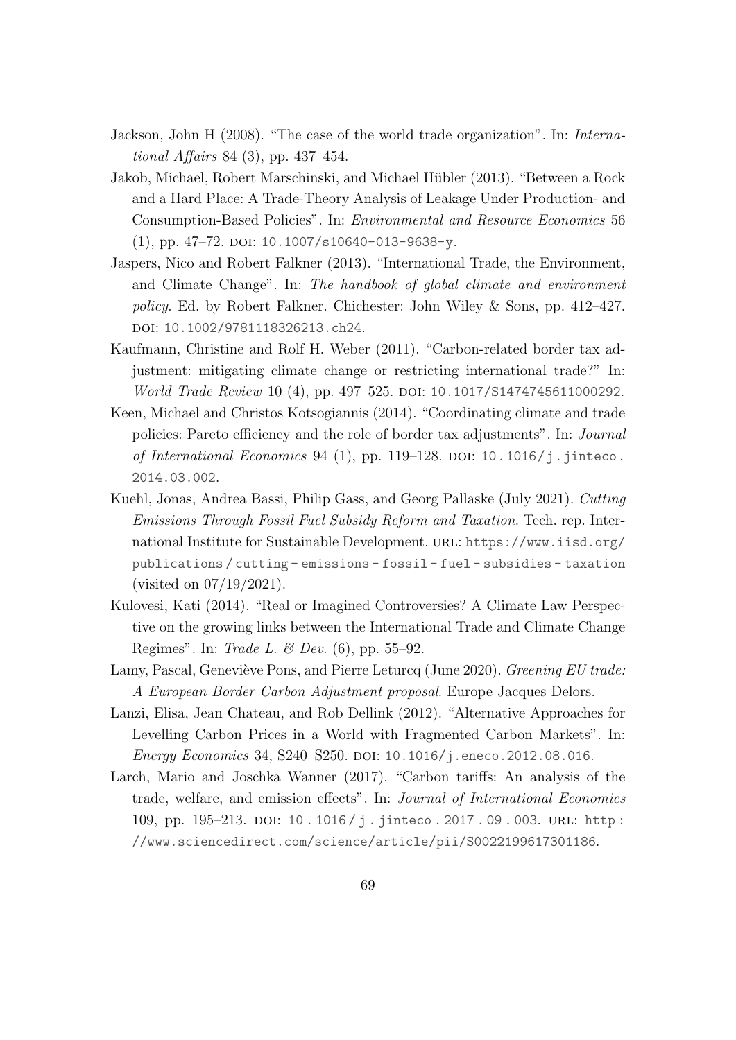Jackson, John H (2008). "The case of the world trade organization". In: *International Affairs* 84 (3), pp. 437–454.

Jakob, Michael, Robert Marschinski, and Michael Hübler (2013). "Between a Rock and a Hard Place: A Trade-Theory Analysis of Leakage Under Production- and Consumption-Based Policies". In: *Environmental and Resource Economics* 56 (1), pp. 47–72. DOI: 10.1007/s10640-013-9638-y.

Jaspers, Nico and Robert Falkner (2013). "International Trade, the Environment, and Climate Change". In: *The handbook of global climate and environment policy*. Ed. by Robert Falkner. Chichester: John Wiley & Sons, pp. 412–427. DOI: 10.1002/9781118326213.ch24.

Kaufmann, Christine and Rolf H. Weber (2011). "Carbon-related border tax adjustment: mitigating climate change or restricting international trade?" In: *World Trade Review* 10 (4), pp. 497–525. DOI: 10.1017/S1474745611000292.

Keen, Michael and Christos Kotsogiannis (2014). "Coordinating climate and trade policies: Pareto efficiency and the role of border tax adjustments". In: *Journal of International Economics* 94 (1), pp. 119–128. DOI: 10.1016/j.jinteco.2014.03.002.

Kuehl, Jonas, Andrea Bassi, Philip Gass, and Georg Pallaske (July 2021). *Cutting Emissions Through Fossil Fuel Subsidy Reform and Taxation*. Tech. rep. International Institute for Sustainable Development. URL: https://www.iisd.org/publications/cutting-emissions-fossil-fuel-subsidies-taxation (visited on 07/19/2021).

Kulovesi, Kati (2014). "Real or Imagined Controversies? A Climate Law Perspective on the growing links between the International Trade and Climate Change Regimes". In: *Trade L. & Dev.* (6), pp. 55–92.

Lamy, Pascal, Geneviève Pons, and Pierre Leturcq (June 2020). *Greening EU trade: A European Border Carbon Adjustment proposal*. Europe Jacques Delors.

Lanzi, Elisa, Jean Chateau, and Rob Dellink (2012). "Alternative Approaches for Levelling Carbon Prices in a World with Fragmented Carbon Markets". In: *Energy Economics* 34, S240–S250. DOI: 10.1016/j.eneco.2012.08.016.

Larch, Mario and Joschka Wanner (2017). "Carbon tariffs: An analysis of the trade, welfare, and emission effects". In: *Journal of International Economics* 109, pp. 195–213. DOI: 10.1016/j.jinteco.2017.09.003. URL: http://www.sciencedirect.com/science/article/pii/S0022199617301186.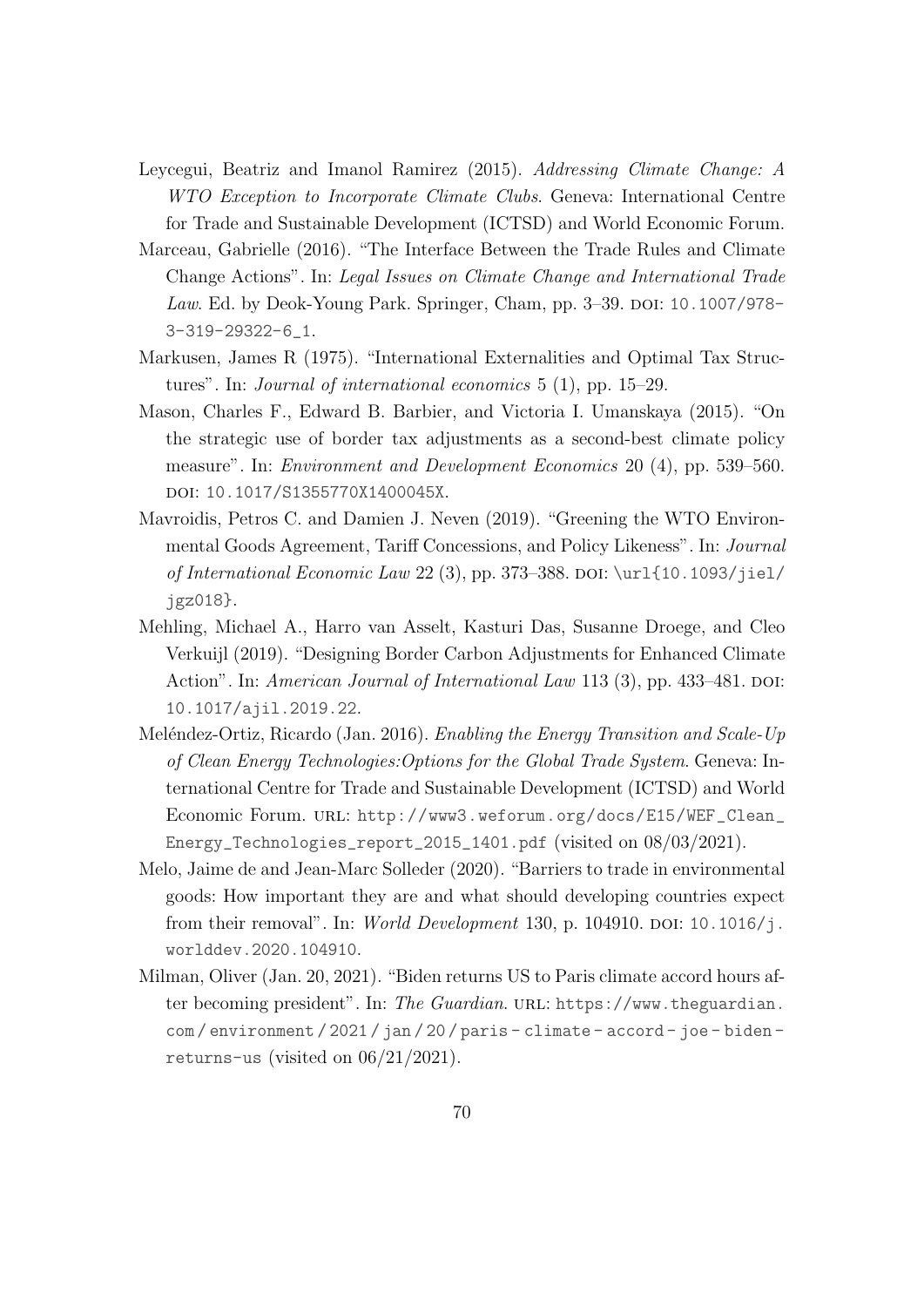Leycegui, Beatriz and Imanol Ramirez (2015). *Addressing Climate Change: A WTO Exception to Incorporate Climate Clubs*. Geneva: International Centre for Trade and Sustainable Development (ICTSD) and World Economic Forum.

Marceau, Gabrielle (2016). "The Interface Between the Trade Rules and Climate Change Actions". In: *Legal Issues on Climate Change and International Trade Law*. Ed. by Deok-Young Park. Springer, Cham, pp. 3–39. DOI: 10.1007/978-3-319-29322-6_1.

Markusen, James R (1975). "International Externalities and Optimal Tax Structures". In: *Journal of international economics* 5 (1), pp. 15–29.

Mason, Charles F., Edward B. Barbier, and Victoria I. Umanskaya (2015). "On the strategic use of border tax adjustments as a second-best climate policy measure". In: *Environment and Development Economics* 20 (4), pp. 539–560. DOI: 10.1017/S1355770X1400045X.

Mavroidis, Petros C. and Damien J. Neven (2019). "Greening the WTO Environmental Goods Agreement, Tariff Concessions, and Policy Likeness". In: *Journal of International Economic Law* 22 (3), pp. 373–388. DOI: \url{10.1093/jiel/jgz018}.

Mehling, Michael A., Harro van Asselt, Kasturi Das, Susanne Droege, and Cleo Verkuijl (2019). "Designing Border Carbon Adjustments for Enhanced Climate Action". In: *American Journal of International Law* 113 (3), pp. 433–481. DOI: 10.1017/ajil.2019.22.

Meléndez-Ortiz, Ricardo (Jan. 2016). *Enabling the Energy Transition and Scale-Up of Clean Energy Technologies:Options for the Global Trade System*. Geneva: International Centre for Trade and Sustainable Development (ICTSD) and World Economic Forum. URL: http://www3.weforum.org/docs/E15/WEF_Clean_Energy_Technologies_report_2015_1401.pdf (visited on 08/03/2021).

Melo, Jaime de and Jean-Marc Solleder (2020). "Barriers to trade in environmental goods: How important they are and what should developing countries expect from their removal". In: *World Development* 130, p. 104910. DOI: 10.1016/j.worlddev.2020.104910.

Milman, Oliver (Jan. 20, 2021). "Biden returns US to Paris climate accord hours after becoming president". In: *The Guardian*. URL: https://www.theguardian.com/environment/2021/jan/20/paris-climate-accord-joe-biden-returns-us (visited on 06/21/2021).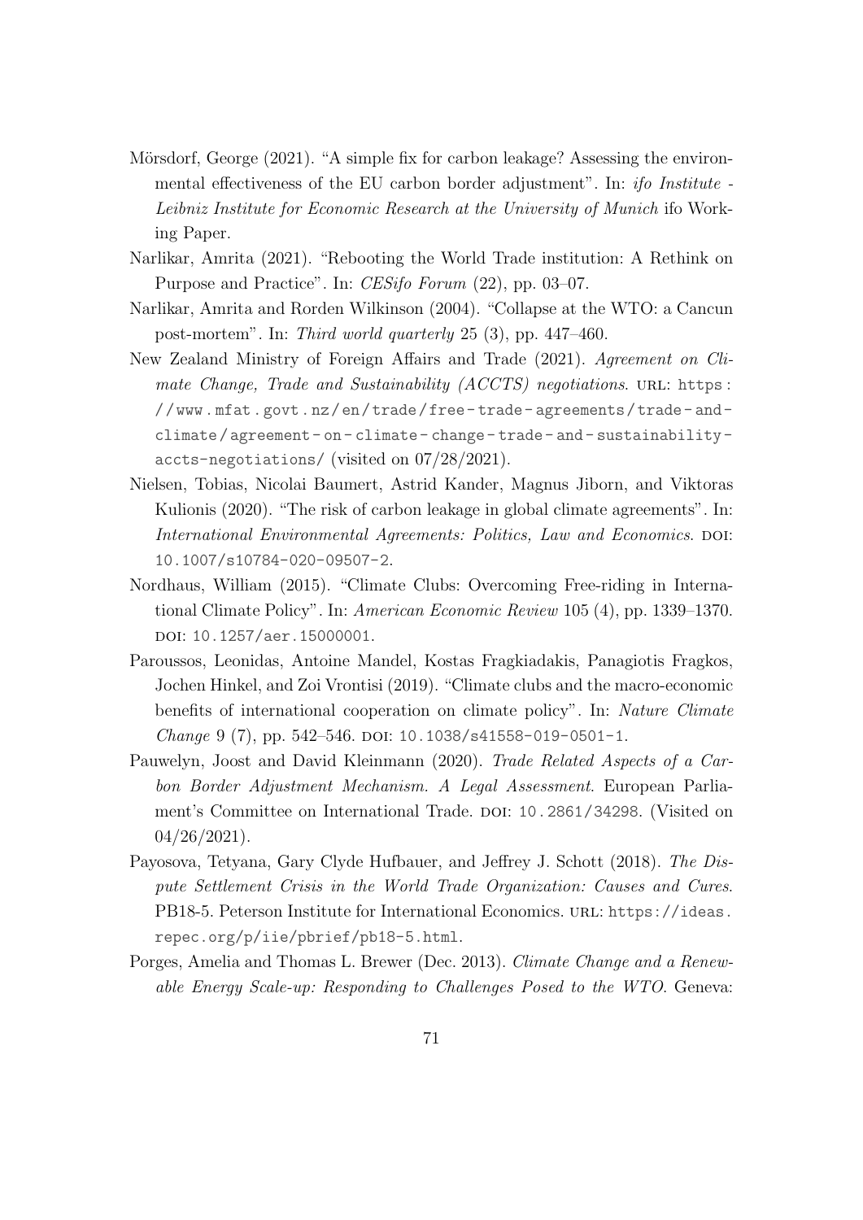Mörsdorf, George (2021). "A simple fix for carbon leakage? Assessing the environmental effectiveness of the EU carbon border adjustment". In: *ifo Institute - Leibniz Institute for Economic Research at the University of Munich* ifo Working Paper.

Narlikar, Amrita (2021). "Rebooting the World Trade institution: A Rethink on Purpose and Practice". In: *CESifo Forum* (22), pp. 03–07.

Narlikar, Amrita and Rorden Wilkinson (2004). "Collapse at the WTO: a Cancun post-mortem". In: *Third world quarterly* 25 (3), pp. 447–460.

New Zealand Ministry of Foreign Affairs and Trade (2021). *Agreement on Climate Change, Trade and Sustainability (ACCTS) negotiations*. URL: https://www.mfat.govt.nz/en/trade/free-trade-agreements/trade-and-climate/agreement-on-climate-change-trade-and-sustainability-accts-negotiations/ (visited on 07/28/2021).

Nielsen, Tobias, Nicolai Baumert, Astrid Kander, Magnus Jiborn, and Viktoras Kulionis (2020). "The risk of carbon leakage in global climate agreements". In: *International Environmental Agreements: Politics, Law and Economics*. DOI: 10.1007/s10784-020-09507-2.

Nordhaus, William (2015). "Climate Clubs: Overcoming Free-riding in International Climate Policy". In: *American Economic Review* 105 (4), pp. 1339–1370. DOI: 10.1257/aer.15000001.

Paroussos, Leonidas, Antoine Mandel, Kostas Fragkiadakis, Panagiotis Fragkos, Jochen Hinkel, and Zoi Vrontisi (2019). "Climate clubs and the macro-economic benefits of international cooperation on climate policy". In: *Nature Climate Change* 9 (7), pp. 542–546. DOI: 10.1038/s41558-019-0501-1.

Pauwelyn, Joost and David Kleinmann (2020). *Trade Related Aspects of a Carbon Border Adjustment Mechanism. A Legal Assessment*. European Parliament's Committee on International Trade. DOI: 10.2861/34298. (Visited on 04/26/2021).

Payosova, Tetyana, Gary Clyde Hufbauer, and Jeffrey J. Schott (2018). *The Dispute Settlement Crisis in the World Trade Organization: Causes and Cures*. PB18-5. Peterson Institute for International Economics. URL: https://ideas.repec.org/p/iie/pbrief/pb18-5.html.

Porges, Amelia and Thomas L. Brewer (Dec. 2013). *Climate Change and a Renewable Energy Scale-up: Responding to Challenges Posed to the WTO*. Geneva: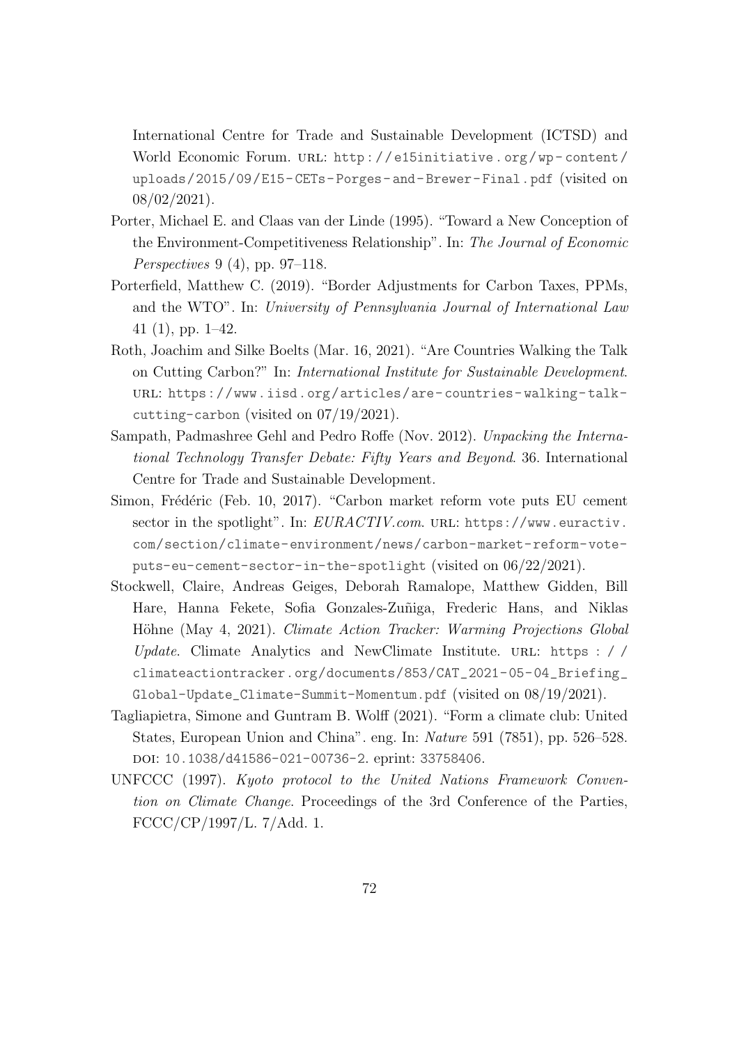International Centre for Trade and Sustainable Development (ICTSD) and World Economic Forum. URL: http://e15initiative.org/wp-content/uploads/2015/09/E15-CETs-Porges-and-Brewer-Final.pdf (visited on 08/02/2021).

Porter, Michael E. and Claas van der Linde (1995). "Toward a New Conception of the Environment-Competitiveness Relationship". In: *The Journal of Economic Perspectives* 9 (4), pp. 97–118.

Porterfield, Matthew C. (2019). "Border Adjustments for Carbon Taxes, PPMs, and the WTO". In: *University of Pennsylvania Journal of International Law* 41 (1), pp. 1–42.

Roth, Joachim and Silke Boelts (Mar. 16, 2021). "Are Countries Walking the Talk on Cutting Carbon?" In: *International Institute for Sustainable Development*. URL: https://www.iisd.org/articles/are-countries-walking-talk-cutting-carbon (visited on 07/19/2021).

Sampath, Padmashree Gehl and Pedro Roffe (Nov. 2012). *Unpacking the International Technology Transfer Debate: Fifty Years and Beyond*. 36. International Centre for Trade and Sustainable Development.

Simon, Frédéric (Feb. 10, 2017). "Carbon market reform vote puts EU cement sector in the spotlight". In: *EURACTIV.com*. URL: https://www.euractiv.com/section/climate-environment/news/carbon-market-reform-vote-puts-eu-cement-sector-in-the-spotlight (visited on 06/22/2021).

Stockwell, Claire, Andreas Geiges, Deborah Ramalope, Matthew Gidden, Bill Hare, Hanna Fekete, Sofia Gonzales-Zuñiga, Frederic Hans, and Niklas Höhne (May 4, 2021). *Climate Action Tracker: Warming Projections Global Update*. Climate Analytics and NewClimate Institute. URL: https://climateactiontracker.org/documents/853/CAT_2021-05-04_Briefing_Global-Update_Climate-Summit-Momentum.pdf (visited on 08/19/2021).

Tagliapietra, Simone and Guntram B. Wolff (2021). "Form a climate club: United States, European Union and China". eng. In: *Nature* 591 (7851), pp. 526–528. DOI: 10.1038/d41586-021-00736-2. eprint: 33758406.

UNFCCC (1997). *Kyoto protocol to the United Nations Framework Convention on Climate Change*. Proceedings of the 3rd Conference of the Parties, FCCC/CP/1997/L. 7/Add. 1.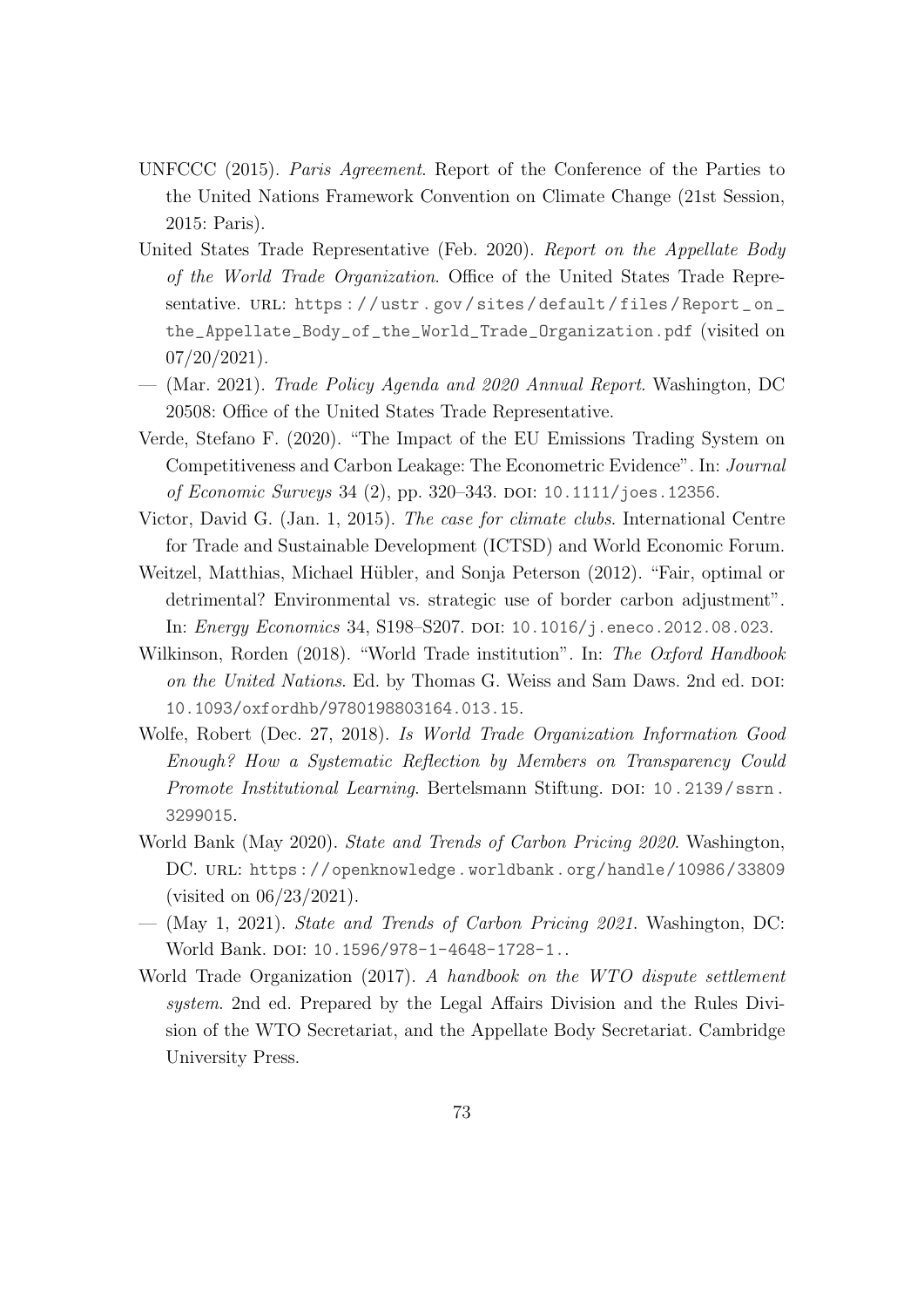UNFCCC (2015). *Paris Agreement*. Report of the Conference of the Parties to the United Nations Framework Convention on Climate Change (21st Session, 2015: Paris).

United States Trade Representative (Feb. 2020). *Report on the Appellate Body of the World Trade Organization*. Office of the United States Trade Representative. URL: https://ustr.gov/sites/default/files/Report_on_the_Appellate_Body_of_the_World_Trade_Organization.pdf (visited on 07/20/2021).

— (Mar. 2021). *Trade Policy Agenda and 2020 Annual Report*. Washington, DC 20508: Office of the United States Trade Representative.

Verde, Stefano F. (2020). "The Impact of the EU Emissions Trading System on Competitiveness and Carbon Leakage: The Econometric Evidence". In: *Journal of Economic Surveys* 34 (2), pp. 320–343. DOI: 10.1111/joes.12356.

Victor, David G. (Jan. 1, 2015). *The case for climate clubs*. International Centre for Trade and Sustainable Development (ICTSD) and World Economic Forum.

Weitzel, Matthias, Michael Hübler, and Sonja Peterson (2012). "Fair, optimal or detrimental? Environmental vs. strategic use of border carbon adjustment". In: *Energy Economics* 34, S198–S207. DOI: 10.1016/j.eneco.2012.08.023.

Wilkinson, Rorden (2018). "World Trade institution". In: *The Oxford Handbook on the United Nations*. Ed. by Thomas G. Weiss and Sam Daws. 2nd ed. DOI: 10.1093/oxfordhb/9780198803164.013.15.

Wolfe, Robert (Dec. 27, 2018). *Is World Trade Organization Information Good Enough? How a Systematic Reflection by Members on Transparency Could Promote Institutional Learning*. Bertelsmann Stiftung. DOI: 10.2139/ssrn.3299015.

World Bank (May 2020). *State and Trends of Carbon Pricing 2020*. Washington, DC. URL: https://openknowledge.worldbank.org/handle/10986/33809 (visited on 06/23/2021).

— (May 1, 2021). *State and Trends of Carbon Pricing 2021*. Washington, DC: World Bank. DOI: 10.1596/978-1-4648-1728-1..

World Trade Organization (2017). *A handbook on the WTO dispute settlement system*. 2nd ed. Prepared by the Legal Affairs Division and the Rules Division of the WTO Secretariat, and the Appellate Body Secretariat. Cambridge University Press.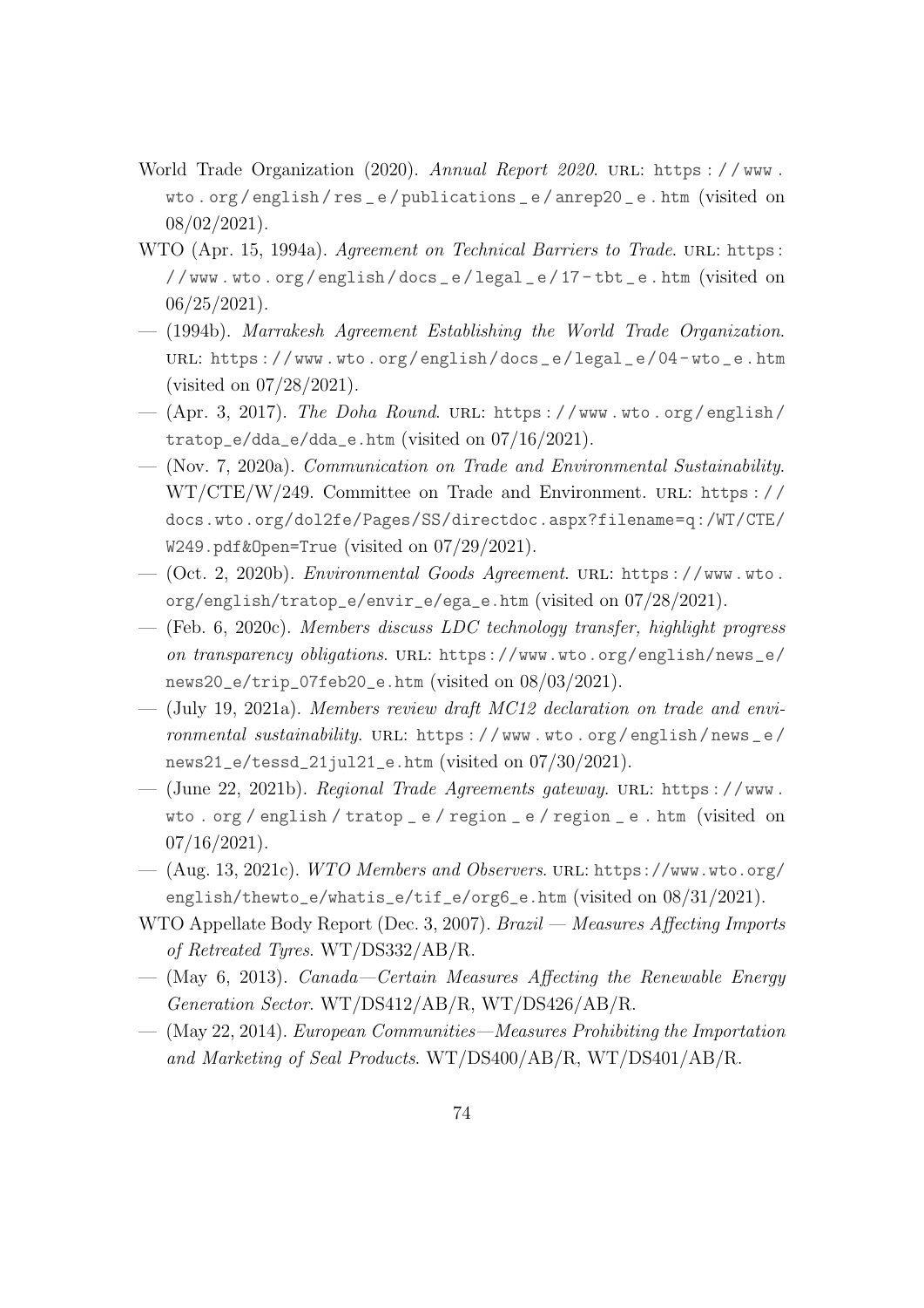World Trade Organization (2020). *Annual Report 2020*. URL: https://www.wto.org/english/res_e/publications_e/anrep20_e.htm (visited on 08/02/2021).

WTO (Apr. 15, 1994a). *Agreement on Technical Barriers to Trade*. URL: https://www.wto.org/english/docs_e/legal_e/17-tbt_e.htm (visited on 06/25/2021).

— (1994b). *Marrakesh Agreement Establishing the World Trade Organization*. URL: https://www.wto.org/english/docs_e/legal_e/04-wto_e.htm (visited on 07/28/2021).

— (Apr. 3, 2017). *The Doha Round*. URL: https://www.wto.org/english/tratop_e/dda_e/dda_e.htm (visited on 07/16/2021).

— (Nov. 7, 2020a). *Communication on Trade and Environmental Sustainability*. WT/CTE/W/249. Committee on Trade and Environment. URL: https://docs.wto.org/dol2fe/Pages/SS/directdoc.aspx?filename=q:/WT/CTE/W249.pdf&Open=True (visited on 07/29/2021).

— (Oct. 2, 2020b). *Environmental Goods Agreement*. URL: https://www.wto.org/english/tratop_e/envir_e/ega_e.htm (visited on 07/28/2021).

— (Feb. 6, 2020c). *Members discuss LDC technology transfer, highlight progress on transparency obligations*. URL: https://www.wto.org/english/news_e/news20_e/trip_07feb20_e.htm (visited on 08/03/2021).

— (July 19, 2021a). *Members review draft MC12 declaration on trade and environmental sustainability*. URL: https://www.wto.org/english/news_e/news21_e/tessd_21jul21_e.htm (visited on 07/30/2021).

— (June 22, 2021b). *Regional Trade Agreements gateway*. URL: https://www.wto.org/english/tratop_e/region_e/region_e.htm (visited on 07/16/2021).

— (Aug. 13, 2021c). *WTO Members and Observers*. URL: https://www.wto.org/english/thewto_e/whatis_e/tif_e/org6_e.htm (visited on 08/31/2021).

WTO Appellate Body Report (Dec. 3, 2007). *Brazil — Measures Affecting Imports of Retreated Tyres*. WT/DS332/AB/R.

— (May 6, 2013). *Canada—Certain Measures Affecting the Renewable Energy Generation Sector*. WT/DS412/AB/R, WT/DS426/AB/R.

— (May 22, 2014). *European Communities—Measures Prohibiting the Importation and Marketing of Seal Products*. WT/DS400/AB/R, WT/DS401/AB/R.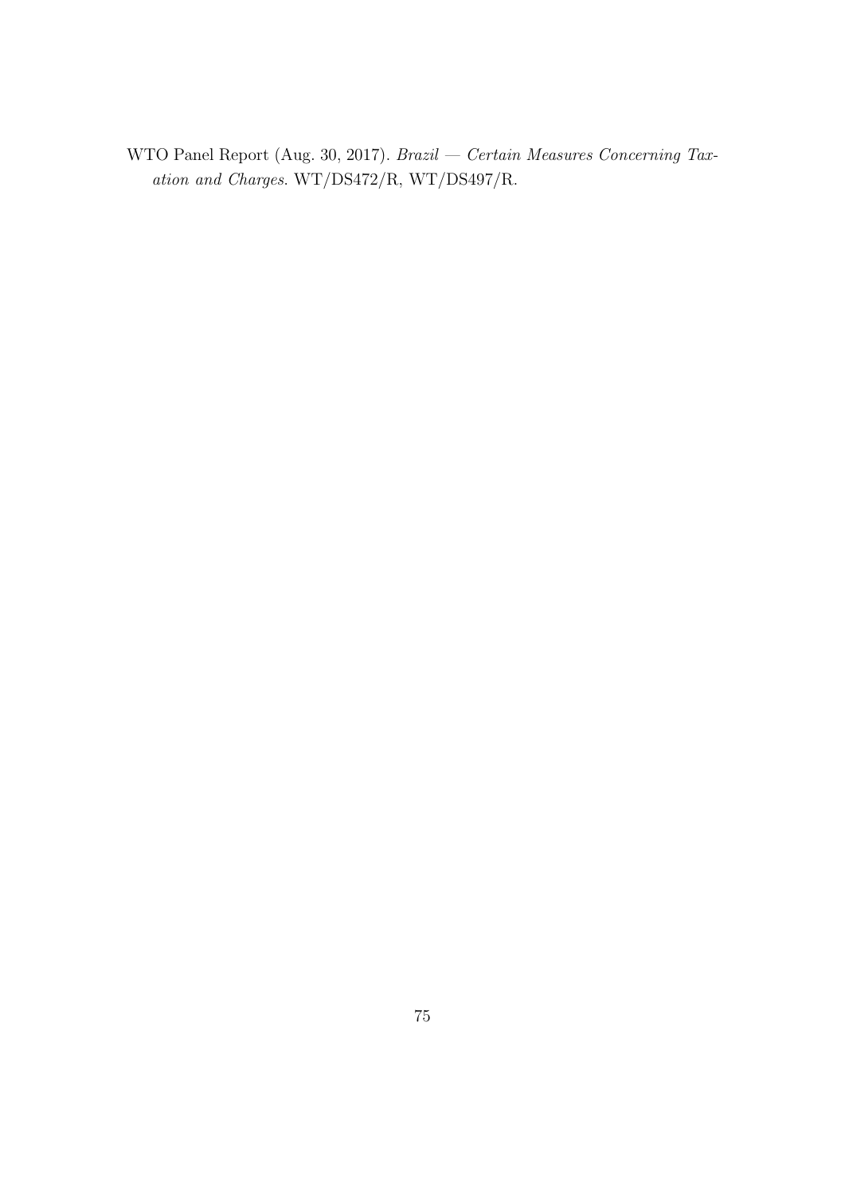WTO Panel Report (Aug. 30, 2017). *Brazil — Certain Measures Concerning Taxation and Charges*. WT/DS472/R, WT/DS497/R.